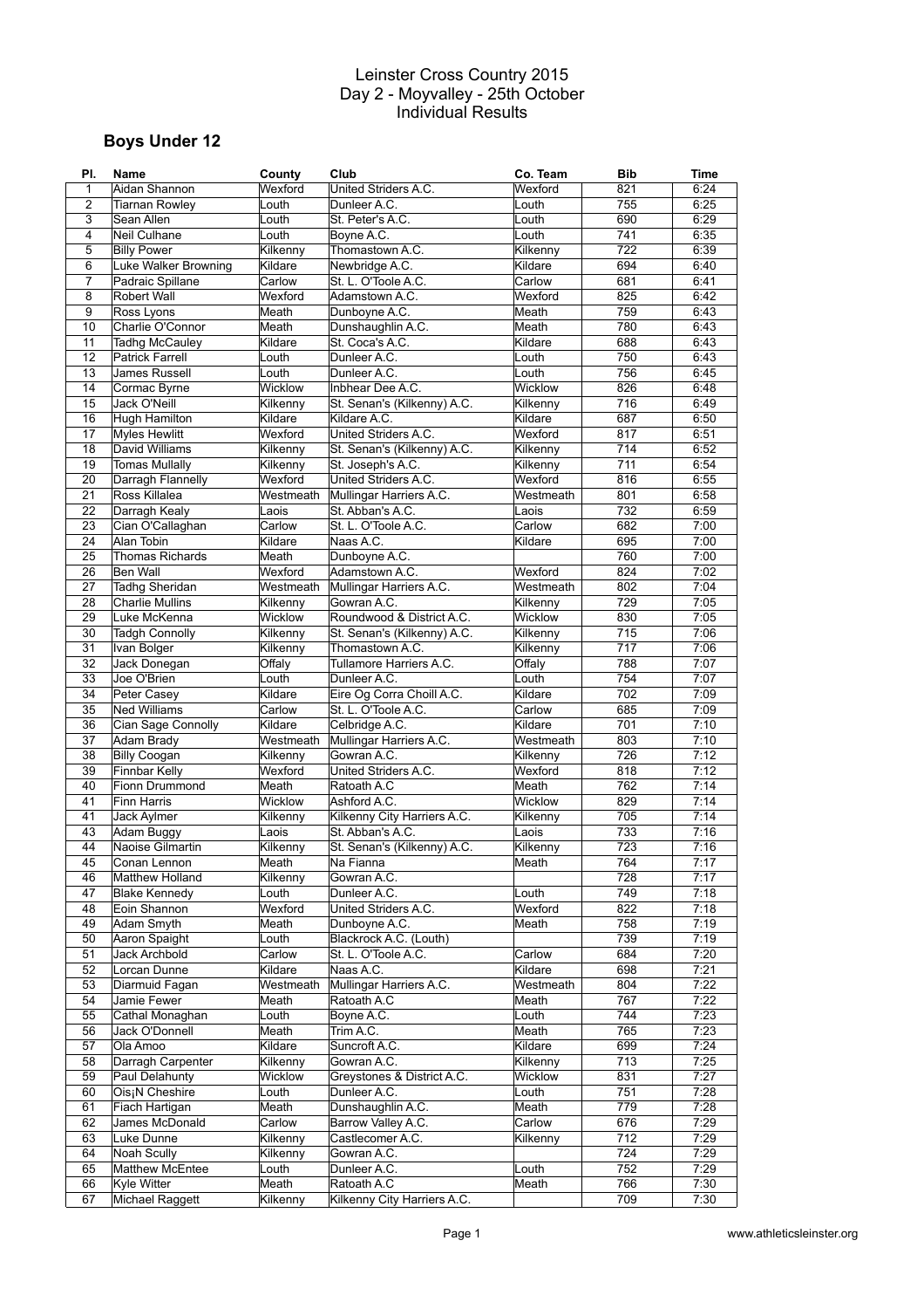# Leinster Cross Country 2015
## Day 2 - Moyvalley - 25th October
## Individual Results

### Boys Under 12

| Pl. | Name | County | Club | Co. Team | Bib | Time |
|---|---|---|---|---|---|---|
| 1 | Aidan Shannon | Wexford | United Striders A.C. | Wexford | 821 | 6:24 |
| 2 | Tiarnan Rowley | Louth | Dunleer A.C. | Louth | 755 | 6:25 |
| 3 | Sean Allen | Louth | St. Peter's A.C. | Louth | 690 | 6:29 |
| 4 | Neil Culhane | Louth | Boyne A.C. | Louth | 741 | 6:35 |
| 5 | Billy Power | Kilkenny | Thomastown A.C. | Kilkenny | 722 | 6:39 |
| 6 | Luke Walker Browning | Kildare | Newbridge A.C. | Kildare | 694 | 6:40 |
| 7 | Padraic Spillane | Carlow | St. L. O'Toole A.C. | Carlow | 681 | 6:41 |
| 8 | Robert Wall | Wexford | Adamstown A.C. | Wexford | 825 | 6:42 |
| 9 | Ross Lyons | Meath | Dunboyne A.C. | Meath | 759 | 6:43 |
| 10 | Charlie O'Connor | Meath | Dunshaughlin A.C. | Meath | 780 | 6:43 |
| 11 | Tadhg McCauley | Kildare | St. Coca's A.C. | Kildare | 688 | 6:43 |
| 12 | Patrick Farrell | Louth | Dunleer A.C. | Louth | 750 | 6:43 |
| 13 | James Russell | Louth | Dunleer A.C. | Louth | 756 | 6:45 |
| 14 | Cormac Byrne | Wicklow | Inbhear Dee A.C. | Wicklow | 826 | 6:48 |
| 15 | Jack O'Neill | Kilkenny | St. Senan's (Kilkenny) A.C. | Kilkenny | 716 | 6:49 |
| 16 | Hugh Hamilton | Kildare | Kildare A.C. | Kildare | 687 | 6:50 |
| 17 | Myles Hewlitt | Wexford | United Striders A.C. | Wexford | 817 | 6:51 |
| 18 | David Williams | Kilkenny | St. Senan's (Kilkenny) A.C. | Kilkenny | 714 | 6:52 |
| 19 | Tomas Mullally | Kilkenny | St. Joseph's A.C. | Kilkenny | 711 | 6:54 |
| 20 | Darragh Flannelly | Wexford | United Striders A.C. | Wexford | 816 | 6:55 |
| 21 | Ross Killalea | Westmeath | Mullingar Harriers A.C. | Westmeath | 801 | 6:58 |
| 22 | Darragh Kealy | Laois | St. Abban's A.C. | Laois | 732 | 6:59 |
| 23 | Cian O'Callaghan | Carlow | St. L. O'Toole A.C. | Carlow | 682 | 7:00 |
| 24 | Alan Tobin | Kildare | Naas A.C. | Kildare | 695 | 7:00 |
| 25 | Thomas Richards | Meath | Dunboyne A.C. | | 760 | 7:00 |
| 26 | Ben Wall | Wexford | Adamstown A.C. | Wexford | 824 | 7:02 |
| 27 | Tadhg Sheridan | Westmeath | Mullingar Harriers A.C. | Westmeath | 802 | 7:04 |
| 28 | Charlie Mullins | Kilkenny | Gowran A.C. | Kilkenny | 729 | 7:05 |
| 29 | Luke McKenna | Wicklow | Roundwood & District A.C. | Wicklow | 830 | 7:05 |
| 30 | Tadgh Connolly | Kilkenny | St. Senan's (Kilkenny) A.C. | Kilkenny | 715 | 7:06 |
| 31 | Ivan Bolger | Kilkenny | Thomastown A.C. | Kilkenny | 717 | 7:06 |
| 32 | Jack Donegan | Offaly | Tullamore Harriers A.C. | Offaly | 788 | 7:07 |
| 33 | Joe O'Brien | Louth | Dunleer A.C. | Louth | 754 | 7:07 |
| 34 | Peter Casey | Kildare | Eire Og Corra Choill A.C. | Kildare | 702 | 7:09 |
| 35 | Ned Williams | Carlow | St. L. O'Toole A.C. | Carlow | 685 | 7:09 |
| 36 | Cian Sage Connolly | Kildare | Celbridge A.C. | Kildare | 701 | 7:10 |
| 37 | Adam Brady | Westmeath | Mullingar Harriers A.C. | Westmeath | 803 | 7:10 |
| 38 | Billy Coogan | Kilkenny | Gowran A.C. | Kilkenny | 726 | 7:12 |
| 39 | Finnbar Kelly | Wexford | United Striders A.C. | Wexford | 818 | 7:12 |
| 40 | Fionn Drummond | Meath | Ratoath A.C | Meath | 762 | 7:14 |
| 41 | Finn Harris | Wicklow | Ashford A.C. | Wicklow | 829 | 7:14 |
| 41 | Jack Aylmer | Kilkenny | Kilkenny City Harriers A.C. | Kilkenny | 705 | 7:14 |
| 43 | Adam Buggy | Laois | St. Abban's A.C. | Laois | 733 | 7:16 |
| 44 | Naoise Gilmartin | Kilkenny | St. Senan's (Kilkenny) A.C. | Kilkenny | 723 | 7:16 |
| 45 | Conan Lennon | Meath | Na Fianna | Meath | 764 | 7:17 |
| 46 | Matthew Holland | Kilkenny | Gowran A.C. | | 728 | 7:17 |
| 47 | Blake Kennedy | Louth | Dunleer A.C. | Louth | 749 | 7:18 |
| 48 | Eoin Shannon | Wexford | United Striders A.C. | Wexford | 822 | 7:18 |
| 49 | Adam Smyth | Meath | Dunboyne A.C. | Meath | 758 | 7:19 |
| 50 | Aaron Spaight | Louth | Blackrock A.C. (Louth) | | 739 | 7:19 |
| 51 | Jack Archbold | Carlow | St. L. O'Toole A.C. | Carlow | 684 | 7:20 |
| 52 | Lorcan Dunne | Kildare | Naas A.C. | Kildare | 698 | 7:21 |
| 53 | Diarmuid Fagan | Westmeath | Mullingar Harriers A.C. | Westmeath | 804 | 7:22 |
| 54 | Jamie Fewer | Meath | Ratoath A.C | Meath | 767 | 7:22 |
| 55 | Cathal Monaghan | Louth | Boyne A.C. | Louth | 744 | 7:23 |
| 56 | Jack O'Donnell | Meath | Trim A.C. | Meath | 765 | 7:23 |
| 57 | Ola Amoo | Kildare | Suncroft A.C. | Kildare | 699 | 7:24 |
| 58 | Darragh Carpenter | Kilkenny | Gowran A.C. | Kilkenny | 713 | 7:25 |
| 59 | Paul Delahunty | Wicklow | Greystones & District A.C. | Wicklow | 831 | 7:27 |
| 60 | Ois¡N Cheshire | Louth | Dunleer A.C. | Louth | 751 | 7:28 |
| 61 | Fiach Hartigan | Meath | Dunshaughlin A.C. | Meath | 779 | 7:28 |
| 62 | James McDonald | Carlow | Barrow Valley A.C. | Carlow | 676 | 7:29 |
| 63 | Luke Dunne | Kilkenny | Castlecomer A.C. | Kilkenny | 712 | 7:29 |
| 64 | Noah Scully | Kilkenny | Gowran A.C. | | 724 | 7:29 |
| 65 | Matthew McEntee | Louth | Dunleer A.C. | Louth | 752 | 7:29 |
| 66 | Kyle Witter | Meath | Ratoath A.C | Meath | 766 | 7:30 |
| 67 | Michael Raggett | Kilkenny | Kilkenny City Harriers A.C. | | 709 | 7:30 |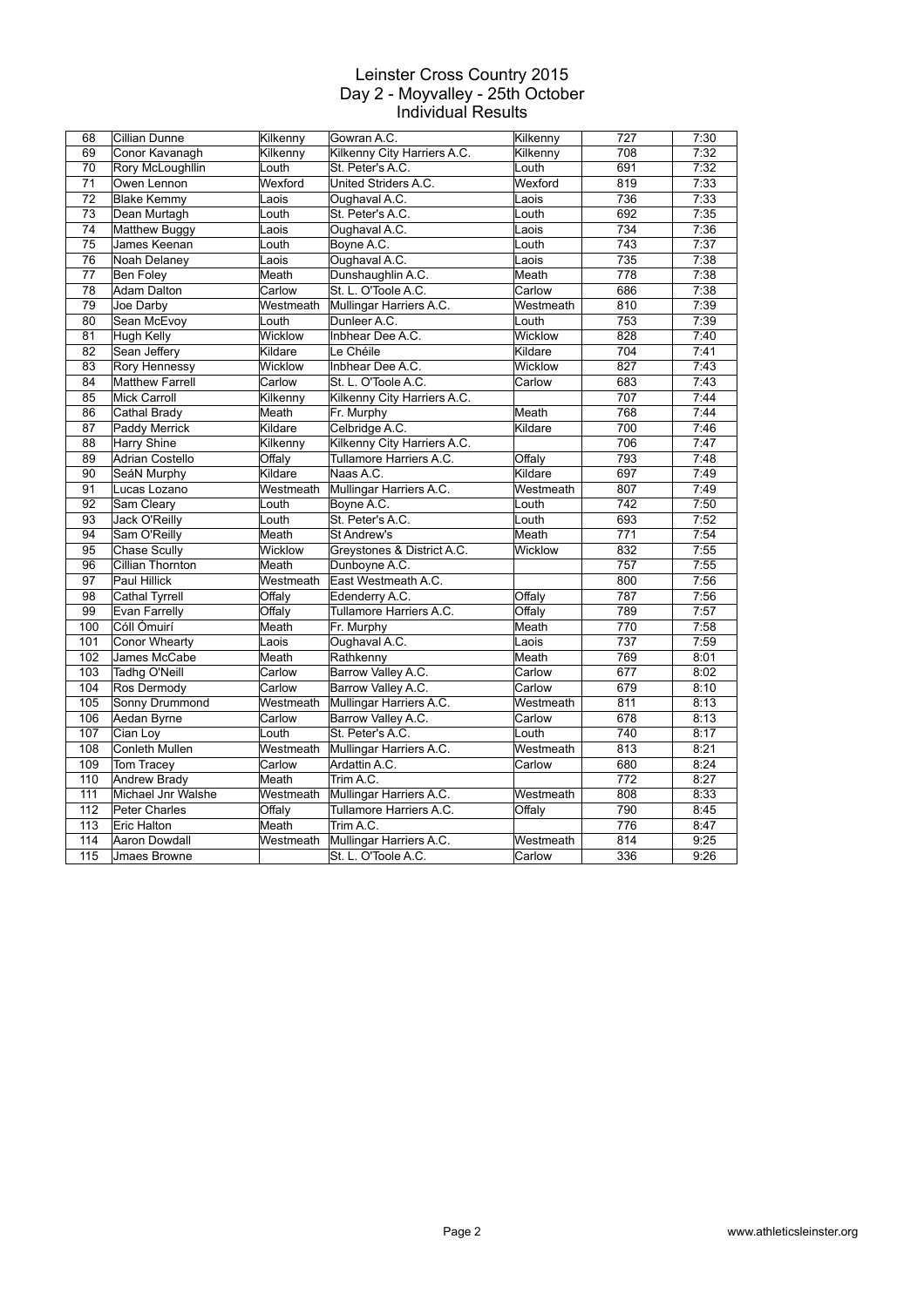# Leinster Cross Country 2015
## Day 2 - Moyvalley - 25th October
## Individual Results

| | | | | | | |
|---|---|---|---|---|---|---|
| 68 | Cillian Dunne | Kilkenny | Gowran A.C. | Kilkenny | 727 | 7:30 |
| 69 | Conor Kavanagh | Kilkenny | Kilkenny City Harriers A.C. | Kilkenny | 708 | 7:32 |
| 70 | Rory McLoughllin | Louth | St. Peter's A.C. | Louth | 691 | 7:32 |
| 71 | Owen Lennon | Wexford | United Striders A.C. | Wexford | 819 | 7:33 |
| 72 | Blake Kemmy | Laois | Oughaval A.C. | Laois | 736 | 7:33 |
| 73 | Dean Murtagh | Louth | St. Peter's A.C. | Louth | 692 | 7:35 |
| 74 | Matthew Buggy | Laois | Oughaval A.C. | Laois | 734 | 7:36 |
| 75 | James Keenan | Louth | Boyne A.C. | Louth | 743 | 7:37 |
| 76 | Noah Delaney | Laois | Oughaval A.C. | Laois | 735 | 7:38 |
| 77 | Ben Foley | Meath | Dunshaughlin A.C. | Meath | 778 | 7:38 |
| 78 | Adam Dalton | Carlow | St. L. O'Toole A.C. | Carlow | 686 | 7:38 |
| 79 | Joe Darby | Westmeath | Mullingar Harriers A.C. | Westmeath | 810 | 7:39 |
| 80 | Sean McEvoy | Louth | Dunleer A.C. | Louth | 753 | 7:39 |
| 81 | Hugh Kelly | Wicklow | Inbhear Dee A.C. | Wicklow | 828 | 7:40 |
| 82 | Sean Jeffery | Kildare | Le Chéile | Kildare | 704 | 7:41 |
| 83 | Rory Hennessy | Wicklow | Inbhear Dee A.C. | Wicklow | 827 | 7:43 |
| 84 | Matthew Farrell | Carlow | St. L. O'Toole A.C. | Carlow | 683 | 7:43 |
| 85 | Mick Carroll | Kilkenny | Kilkenny City Harriers A.C. | | 707 | 7:44 |
| 86 | Cathal Brady | Meath | Fr. Murphy | Meath | 768 | 7:44 |
| 87 | Paddy Merrick | Kildare | Celbridge A.C. | Kildare | 700 | 7:46 |
| 88 | Harry Shine | Kilkenny | Kilkenny City Harriers A.C. | | 706 | 7:47 |
| 89 | Adrian Costello | Offaly | Tullamore Harriers A.C. | Offaly | 793 | 7:48 |
| 90 | SeáN Murphy | Kildare | Naas A.C. | Kildare | 697 | 7:49 |
| 91 | Lucas Lozano | Westmeath | Mullingar Harriers A.C. | Westmeath | 807 | 7:49 |
| 92 | Sam Cleary | Louth | Boyne A.C. | Louth | 742 | 7:50 |
| 93 | Jack O'Reilly | Louth | St. Peter's A.C. | Louth | 693 | 7:52 |
| 94 | Sam O'Reilly | Meath | St Andrew's | Meath | 771 | 7:54 |
| 95 | Chase Scully | Wicklow | Greystones & District A.C. | Wicklow | 832 | 7:55 |
| 96 | Cillian Thornton | Meath | Dunboyne A.C. | | 757 | 7:55 |
| 97 | Paul Hillick | Westmeath | East Westmeath A.C. | | 800 | 7:56 |
| 98 | Cathal Tyrrell | Offaly | Edenderry A.C. | Offaly | 787 | 7:56 |
| 99 | Evan Farrelly | Offaly | Tullamore Harriers A.C. | Offaly | 789 | 7:57 |
| 100 | Cóll Ómuirí | Meath | Fr. Murphy | Meath | 770 | 7:58 |
| 101 | Conor Whearty | Laois | Oughaval A.C. | Laois | 737 | 7:59 |
| 102 | James McCabe | Meath | Rathkenny | Meath | 769 | 8:01 |
| 103 | Tadhg O'Neill | Carlow | Barrow Valley A.C. | Carlow | 677 | 8:02 |
| 104 | Ros Dermody | Carlow | Barrow Valley A.C. | Carlow | 679 | 8:10 |
| 105 | Sonny Drummond | Westmeath | Mullingar Harriers A.C. | Westmeath | 811 | 8:13 |
| 106 | Aedan Byrne | Carlow | Barrow Valley A.C. | Carlow | 678 | 8:13 |
| 107 | Cian Loy | Louth | St. Peter's A.C. | Louth | 740 | 8:17 |
| 108 | Conleth Mullen | Westmeath | Mullingar Harriers A.C. | Westmeath | 813 | 8:21 |
| 109 | Tom Tracey | Carlow | Ardattin A.C. | Carlow | 680 | 8:24 |
| 110 | Andrew Brady | Meath | Trim A.C. | | 772 | 8:27 |
| 111 | Michael Jnr Walshe | Westmeath | Mullingar Harriers A.C. | Westmeath | 808 | 8:33 |
| 112 | Peter Charles | Offaly | Tullamore Harriers A.C. | Offaly | 790 | 8:45 |
| 113 | Eric Halton | Meath | Trim A.C. | | 776 | 8:47 |
| 114 | Aaron Dowdall | Westmeath | Mullingar Harriers A.C. | Westmeath | 814 | 9:25 |
| 115 | Jmaes Browne | | St. L. O'Toole A.C. | Carlow | 336 | 9:26 |

www.athleticsleinster.org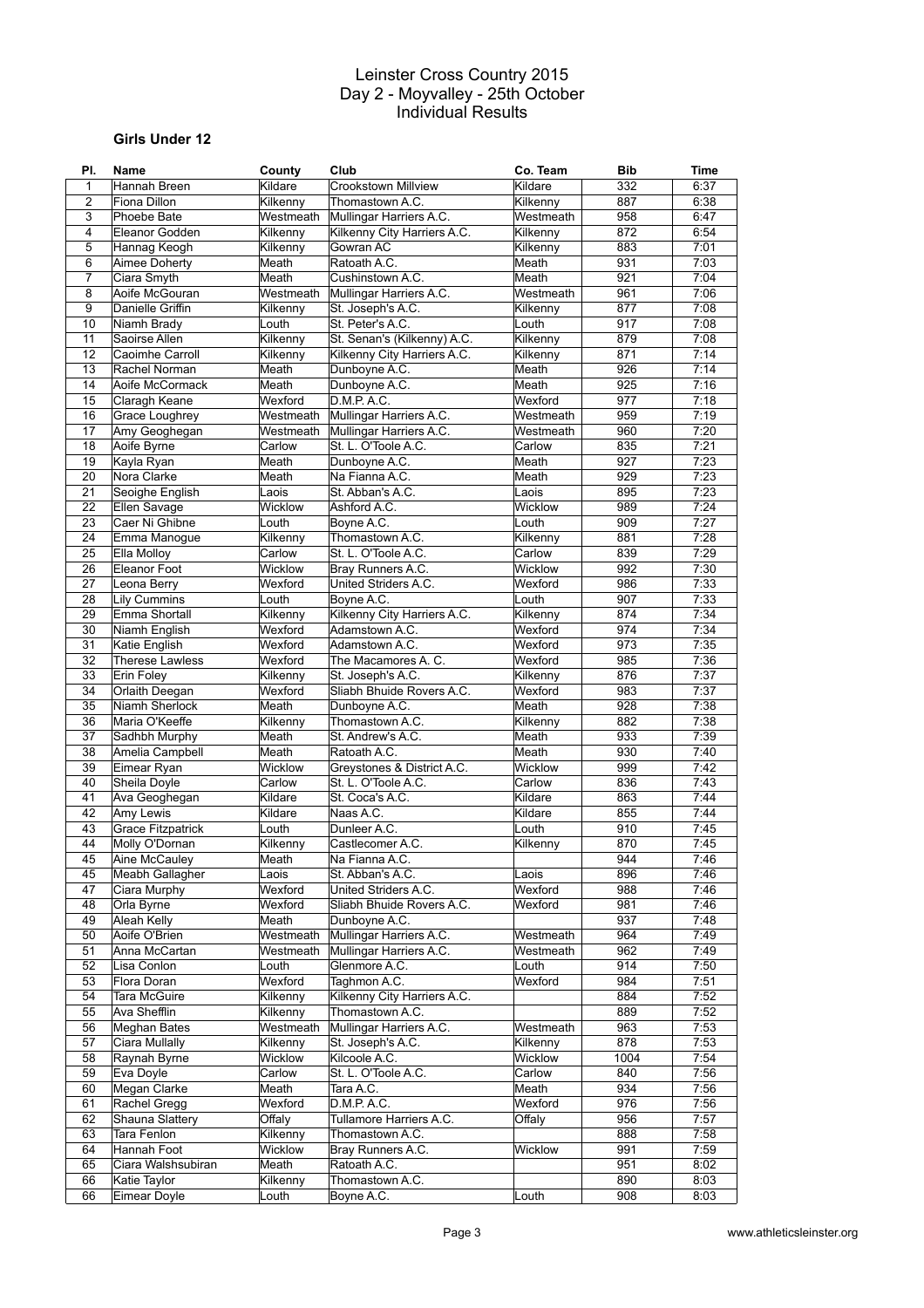# Leinster Cross Country 2015
## Day 2 - Moyvalley - 25th October
## Individual Results

### Girls Under 12

| Pl. | Name | County | Club | Co. Team | Bib | Time |
|---|---|---|---|---|---|---|
| 1 | Hannah Breen | Kildare | Crookstown Millview | Kildare | 332 | 6:37 |
| 2 | Fiona Dillon | Kilkenny | Thomastown A.C. | Kilkenny | 887 | 6:38 |
| 3 | Phoebe Bate | Westmeath | Mullingar Harriers A.C. | Westmeath | 958 | 6:47 |
| 4 | Eleanor Godden | Kilkenny | Kilkenny City Harriers A.C. | Kilkenny | 872 | 6:54 |
| 5 | Hannag Keogh | Kilkenny | Gowran AC | Kilkenny | 883 | 7:01 |
| 6 | Aimee Doherty | Meath | Ratoath A.C. | Meath | 931 | 7:03 |
| 7 | Ciara Smyth | Meath | Cushinstown A.C. | Meath | 921 | 7:04 |
| 8 | Aoife McGouran | Westmeath | Mullingar Harriers A.C. | Westmeath | 961 | 7:06 |
| 9 | Danielle Griffin | Kilkenny | St. Joseph's A.C. | Kilkenny | 877 | 7:08 |
| 10 | Niamh Brady | Louth | St. Peter's A.C. | Louth | 917 | 7:08 |
| 11 | Saoirse Allen | Kilkenny | St. Senan's (Kilkenny) A.C. | Kilkenny | 879 | 7:08 |
| 12 | Caoimhe Carroll | Kilkenny | Kilkenny City Harriers A.C. | Kilkenny | 871 | 7:14 |
| 13 | Rachel Norman | Meath | Dunboyne A.C. | Meath | 926 | 7:14 |
| 14 | Aoife McCormack | Meath | Dunboyne A.C. | Meath | 925 | 7:16 |
| 15 | Claragh Keane | Wexford | D.M.P. A.C. | Wexford | 977 | 7:18 |
| 16 | Grace Loughrey | Westmeath | Mullingar Harriers A.C. | Westmeath | 959 | 7:19 |
| 17 | Amy Geoghegan | Westmeath | Mullingar Harriers A.C. | Westmeath | 960 | 7:20 |
| 18 | Aoife Byrne | Carlow | St. L. O'Toole A.C. | Carlow | 835 | 7:21 |
| 19 | Kayla Ryan | Meath | Dunboyne A.C. | Meath | 927 | 7:23 |
| 20 | Nora Clarke | Meath | Na Fianna A.C. | Meath | 929 | 7:23 |
| 21 | Seoighe English | Laois | St. Abban's A.C. | Laois | 895 | 7:23 |
| 22 | Ellen Savage | Wicklow | Ashford A.C. | Wicklow | 989 | 7:24 |
| 23 | Caer Ni Ghibne | Louth | Boyne A.C. | Louth | 909 | 7:27 |
| 24 | Emma Manogue | Kilkenny | Thomastown A.C. | Kilkenny | 881 | 7:28 |
| 25 | Ella Molloy | Carlow | St. L. O'Toole A.C. | Carlow | 839 | 7:29 |
| 26 | Eleanor Foot | Wicklow | Bray Runners A.C. | Wicklow | 992 | 7:30 |
| 27 | Leona Berry | Wexford | United Striders A.C. | Wexford | 986 | 7:33 |
| 28 | Lily Cummins | Louth | Boyne A.C. | Louth | 907 | 7:33 |
| 29 | Emma Shortall | Kilkenny | Kilkenny City Harriers A.C. | Kilkenny | 874 | 7:34 |
| 30 | Niamh English | Wexford | Adamstown A.C. | Wexford | 974 | 7:34 |
| 31 | Katie English | Wexford | Adamstown A.C. | Wexford | 973 | 7:35 |
| 32 | Therese Lawless | Wexford | The Macamores A. C. | Wexford | 985 | 7:36 |
| 33 | Erin Foley | Kilkenny | St. Joseph's A.C. | Kilkenny | 876 | 7:37 |
| 34 | Orlaith Deegan | Wexford | Sliabh Bhuide Rovers A.C. | Wexford | 983 | 7:37 |
| 35 | Niamh Sherlock | Meath | Dunboyne A.C. | Meath | 928 | 7:38 |
| 36 | Maria O'Keeffe | Kilkenny | Thomastown A.C. | Kilkenny | 882 | 7:38 |
| 37 | Sadhbh Murphy | Meath | St. Andrew's A.C. | Meath | 933 | 7:39 |
| 38 | Amelia Campbell | Meath | Ratoath A.C. | Meath | 930 | 7:40 |
| 39 | Eimear Ryan | Wicklow | Greystones & District A.C. | Wicklow | 999 | 7:42 |
| 40 | Sheila Doyle | Carlow | St. L. O'Toole A.C. | Carlow | 836 | 7:43 |
| 41 | Ava Geoghegan | Kildare | St. Coca's A.C. | Kildare | 863 | 7:44 |
| 42 | Amy Lewis | Kildare | Naas A.C. | Kildare | 855 | 7:44 |
| 43 | Grace Fitzpatrick | Louth | Dunleer A.C. | Louth | 910 | 7:45 |
| 44 | Molly O'Dornan | Kilkenny | Castlecomer A.C. | Kilkenny | 870 | 7:45 |
| 45 | Aine McCauley | Meath | Na Fianna A.C. | | 944 | 7:46 |
| 45 | Meabh Gallagher | Laois | St. Abban's A.C. | Laois | 896 | 7:46 |
| 47 | Ciara Murphy | Wexford | United Striders A.C. | Wexford | 988 | 7:46 |
| 48 | Orla Byrne | Wexford | Sliabh Bhuide Rovers A.C. | Wexford | 981 | 7:46 |
| 49 | Aleah Kelly | Meath | Dunboyne A.C. | | 937 | 7:48 |
| 50 | Aoife O'Brien | Westmeath | Mullingar Harriers A.C. | Westmeath | 964 | 7:49 |
| 51 | Anna McCartan | Westmeath | Mullingar Harriers A.C. | Westmeath | 962 | 7:49 |
| 52 | Lisa Conlon | Louth | Glenmore A.C. | Louth | 914 | 7:50 |
| 53 | Flora Doran | Wexford | Taghmon A.C. | Wexford | 984 | 7:51 |
| 54 | Tara McGuire | Kilkenny | Kilkenny City Harriers A.C. | | 884 | 7:52 |
| 55 | Ava Shefflin | Kilkenny | Thomastown A.C. | | 889 | 7:52 |
| 56 | Meghan Bates | Westmeath | Mullingar Harriers A.C. | Westmeath | 963 | 7:53 |
| 57 | Ciara Mullally | Kilkenny | St. Joseph's A.C. | Kilkenny | 878 | 7:53 |
| 58 | Raynah Byrne | Wicklow | Kilcoole A.C. | Wicklow | 1004 | 7:54 |
| 59 | Eva Doyle | Carlow | St. L. O'Toole A.C. | Carlow | 840 | 7:56 |
| 60 | Megan Clarke | Meath | Tara A.C. | Meath | 934 | 7:56 |
| 61 | Rachel Gregg | Wexford | D.M.P. A.C. | Wexford | 976 | 7:56 |
| 62 | Shauna Slattery | Offaly | Tullamore Harriers A.C. | Offaly | 956 | 7:57 |
| 63 | Tara Fenlon | Kilkenny | Thomastown A.C. | | 888 | 7:58 |
| 64 | Hannah Foot | Wicklow | Bray Runners A.C. | Wicklow | 991 | 7:59 |
| 65 | Ciara Walshsubiran | Meath | Ratoath A.C. | | 951 | 8:02 |
| 66 | Katie Taylor | Kilkenny | Thomastown A.C. | | 890 | 8:03 |
| 66 | Eimear Doyle | Louth | Boyne A.C. | Louth | 908 | 8:03 |

www.athleticsleinster.org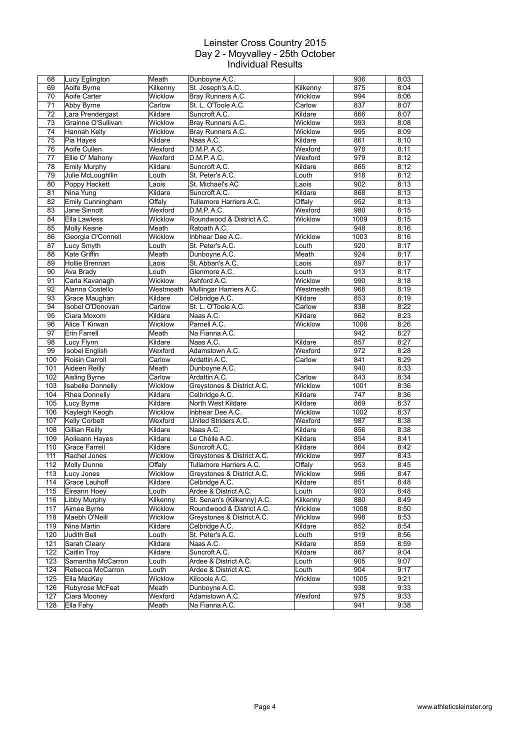# Leinster Cross Country 2015
## Day 2 - Moyvalley - 25th October
### Individual Results

| | | | | | | |
|---|---|---|---|---|---|---|
| 68 | Lucy Eglington | Meath | Dunboyne A.C. | | 936 | 8:03 |
| 69 | Aoife Byrne | Kilkenny | St. Joseph's A.C. | Kilkenny | 875 | 8:04 |
| 70 | Aoife Carter | Wicklow | Bray Runners A.C. | Wicklow | 994 | 8:06 |
| 71 | Abby Byrne | Carlow | St. L. O'Toole A.C. | Carlow | 837 | 8:07 |
| 72 | Lara Prendergast | Kildare | Suncroft A.C. | Kildare | 866 | 8:07 |
| 73 | Grainne O'Sullivan | Wicklow | Bray Runners A.C. | Wicklow | 993 | 8:08 |
| 74 | Hannah Kelly | Wicklow | Bray Runners A.C. | Wicklow | 995 | 8:09 |
| 75 | Pia Hayes | Kildare | Naas A.C. | Kildare | 861 | 8:10 |
| 76 | Aoife Cullen | Wexford | D.M.P. A.C. | Wexford | 978 | 8:11 |
| 77 | Ellie O' Mahony | Wexford | D.M.P. A.C. | Wexford | 979 | 8:12 |
| 78 | Emily Murphy | Kildare | Suncroft A.C. | Kildare | 865 | 8:12 |
| 79 | Julie McLoughllin | Louth | St. Peter's A.C. | Louth | 918 | 8:12 |
| 80 | Poppy Hackett | Laois | St. Michael's AC | Laois | 902 | 8:13 |
| 81 | Nina Yung | Kildare | Suncroft A.C. | Kildare | 868 | 8:13 |
| 82 | Emily Cunningham | Offaly | Tullamore Harriers A.C. | Offaly | 952 | 8:13 |
| 83 | Jane Sinnott | Wexford | D.M.P. A.C. | Wexford | 980 | 8:15 |
| 84 | Ella Lawless | Wicklow | Roundwood & District A.C. | Wicklow | 1009 | 8:15 |
| 85 | Molly Keane | Meath | Ratoath A.C. | | 948 | 8:16 |
| 86 | Georgia O'Connell | Wicklow | Inbhear Dee A.C. | Wicklow | 1003 | 8:16 |
| 87 | Lucy Smyth | Louth | St. Peter's A.C. | Louth | 920 | 8:17 |
| 88 | Kate Griffin | Meath | Dunboyne A.C. | Meath | 924 | 8:17 |
| 89 | Hollie Brennan | Laois | St. Abban's A.C. | Laois | 897 | 8:17 |
| 90 | Ava Brady | Louth | Glenmore A.C. | Louth | 913 | 8:17 |
| 91 | Carla Kavanagh | Wicklow | Ashford A.C. | Wicklow | 990 | 8:18 |
| 92 | Alanna Costello | Westmeath | Mullingar Harriers A.C. | Westmeath | 968 | 8:19 |
| 93 | Grace Maughan | Kildare | Celbridge A.C. | Kildare | 853 | 8:19 |
| 94 | Isobel O'Donovan | Carlow | St. L. O'Toole A.C. | Carlow | 838 | 8:22 |
| 95 | Ciara Moxom | Kildare | Naas A.C. | Kildare | 862 | 8:23 |
| 96 | Alice T Kirwan | Wicklow | Parnell A.C. | Wicklow | 1006 | 8:26 |
| 97 | Erin Farrell | Meath | Na Fianna A.C. | | 942 | 8:27 |
| 98 | Lucy Flynn | Kildare | Naas A.C. | Kildare | 857 | 8:27 |
| 99 | Isobel English | Wexford | Adamstown A.C. | Wexford | 972 | 8:28 |
| 100 | Roisin Carroll | Carlow | Ardattin A.C. | Carlow | 841 | 8:29 |
| 101 | Aideen Reilly | Meath | Dunboyne A.C. | | 940 | 8:33 |
| 102 | Aisling Byrne | Carlow | Ardattin A.C. | Carlow | 843 | 8:34 |
| 103 | Isabelle Donnelly | Wicklow | Greystones & District A.C. | Wicklow | 1001 | 8:36 |
| 104 | Rhea Donnelly | Kildare | Celbridge A.C. | Kildare | 747 | 8:36 |
| 105 | Lucy Byrne | Kildare | North West Kildare | Kildare | 869 | 8:37 |
| 106 | Kayleigh Keogh | Wicklow | Inbhear Dee A.C. | Wicklow | 1002 | 8:37 |
| 107 | Kelly Corbett | Wexford | United Striders A.C. | Wexford | 987 | 8:38 |
| 108 | Gillian Reilly | Kildare | Naas A.C. | Kildare | 856 | 8:38 |
| 109 | Aoileann Hayes | Kildare | Le Chéile A.C. | Kildare | 854 | 8:41 |
| 110 | Grace Farrell | Kildare | Suncroft A.C. | Kildare | 864 | 8:42 |
| 111 | Rachel Jones | Wicklow | Greystones & District A.C. | Wicklow | 997 | 8:43 |
| 112 | Molly Dunne | Offaly | Tullamore Harriers A.C. | Offaly | 953 | 8:45 |
| 113 | Lucy Jones | Wicklow | Greystones & District A.C. | Wicklow | 996 | 8:47 |
| 114 | Grace Lauhoff | Kildare | Celbridge A.C. | Kildare | 851 | 8:48 |
| 115 | Eireann Hoey | Louth | Ardee & District A.C. | Louth | 903 | 8:48 |
| 116 | Libby Murphy | Kilkenny | St. Senan's (Kilkenny) A.C. | Kilkenny | 880 | 8:49 |
| 117 | Aimee Byrne | Wicklow | Roundwood & District A.C. | Wicklow | 1008 | 8:50 |
| 118 | Maebh O'Neill | Wicklow | Greystones & District A.C. | Wicklow | 998 | 8:53 |
| 119 | Nina Martin | Kildare | Celbridge A.C. | Kildare | 852 | 8:54 |
| 120 | Judith Bell | Louth | St. Peter's A.C. | Louth | 919 | 8:56 |
| 121 | Sarah Cleary | Kildare | Naas A.C. | Kildare | 859 | 8:59 |
| 122 | Caitlin Troy | Kildare | Suncroft A.C. | Kildare | 867 | 9:04 |
| 123 | Samantha McCarron | Louth | Ardee & District A.C. | Louth | 905 | 9:07 |
| 124 | Rebecca McCarron | Louth | Ardee & District A.C. | Louth | 904 | 9:17 |
| 125 | Ella MacKey | Wicklow | Kilcoole A.C. | Wicklow | 1005 | 9:21 |
| 126 | Rubyrose McFeat | Meath | Dunboyne A.C. | | 938 | 9:33 |
| 127 | Ciara Mooney | Wexford | Adamstown A.C. | Wexford | 975 | 9:33 |
| 128 | Ella Fahy | Meath | Na Fianna A.C. | | 941 | 9:38 |

www.athleticsleinster.org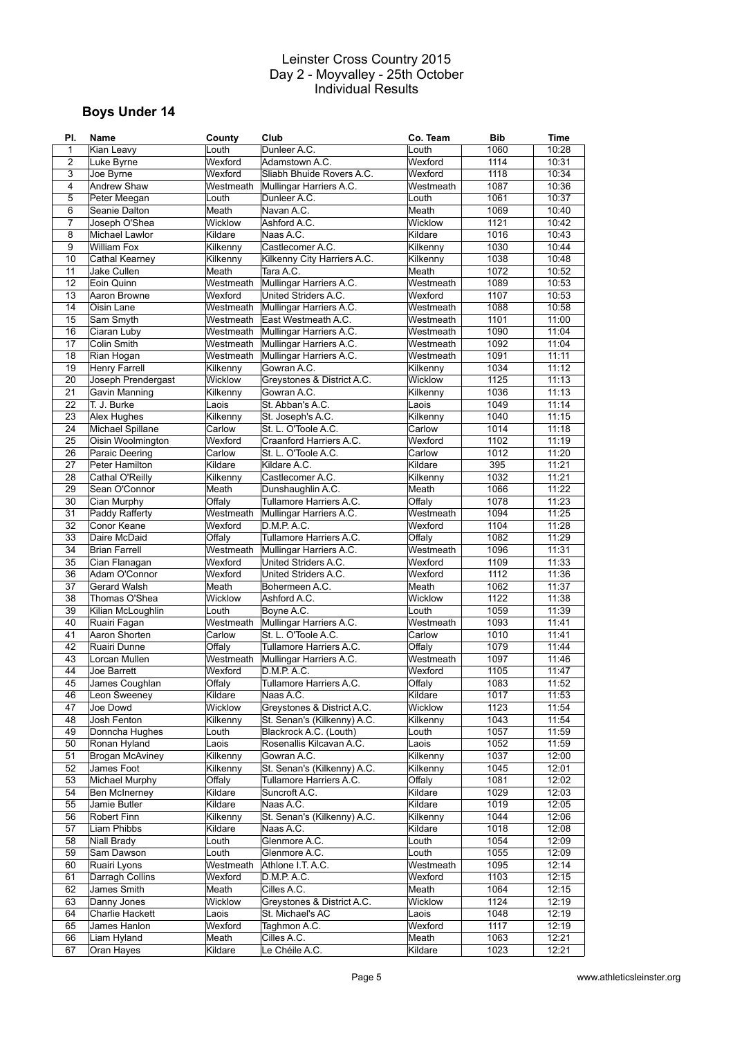# Leinster Cross Country 2015
## Day 2 - Moyvalley - 25th October
## Individual Results

### Boys Under 14

| Pl. | Name | County | Club | Co. Team | Bib | Time |
|---|---|---|---|---|---|---|
| 1 | Kian Leavy | Louth | Dunleer A.C. | Louth | 1060 | 10:28 |
| 2 | Luke Byrne | Wexford | Adamstown A.C. | Wexford | 1114 | 10:31 |
| 3 | Joe Byrne | Wexford | Sliabh Bhuide Rovers A.C. | Wexford | 1118 | 10:34 |
| 4 | Andrew Shaw | Westmeath | Mullingar Harriers A.C. | Westmeath | 1087 | 10:36 |
| 5 | Peter Meegan | Louth | Dunleer A.C. | Louth | 1061 | 10:37 |
| 6 | Seanie Dalton | Meath | Navan A.C. | Meath | 1069 | 10:40 |
| 7 | Joseph O'Shea | Wicklow | Ashford A.C. | Wicklow | 1121 | 10:42 |
| 8 | Michael Lawlor | Kildare | Naas A.C. | Kildare | 1016 | 10:43 |
| 9 | William Fox | Kilkenny | Castlecomer A.C. | Kilkenny | 1030 | 10:44 |
| 10 | Cathal Kearney | Kilkenny | Kilkenny City Harriers A.C. | Kilkenny | 1038 | 10:48 |
| 11 | Jake Cullen | Meath | Tara A.C. | Meath | 1072 | 10:52 |
| 12 | Eoin Quinn | Westmeath | Mullingar Harriers A.C. | Westmeath | 1089 | 10:53 |
| 13 | Aaron Browne | Wexford | United Striders A.C. | Wexford | 1107 | 10:53 |
| 14 | Oisin Lane | Westmeath | Mullingar Harriers A.C. | Westmeath | 1088 | 10:58 |
| 15 | Sam Smyth | Westmeath | East Westmeath A.C. | Westmeath | 1101 | 11:00 |
| 16 | Ciaran Luby | Westmeath | Mullingar Harriers A.C. | Westmeath | 1090 | 11:04 |
| 17 | Colin Smith | Westmeath | Mullingar Harriers A.C. | Westmeath | 1092 | 11:04 |
| 18 | Rian Hogan | Westmeath | Mullingar Harriers A.C. | Westmeath | 1091 | 11:11 |
| 19 | Henry Farrell | Kilkenny | Gowran A.C. | Kilkenny | 1034 | 11:12 |
| 20 | Joseph Prendergast | Wicklow | Greystones & District A.C. | Wicklow | 1125 | 11:13 |
| 21 | Gavin Manning | Kilkenny | Gowran A.C. | Kilkenny | 1036 | 11:13 |
| 22 | T. J. Burke | Laois | St. Abban's A.C. | Laois | 1049 | 11:14 |
| 23 | Alex Hughes | Kilkenny | St. Joseph's A.C. | Kilkenny | 1040 | 11:15 |
| 24 | Michael Spillane | Carlow | St. L. O'Toole A.C. | Carlow | 1014 | 11:18 |
| 25 | Oisin Woolmington | Wexford | Craanford Harriers A.C. | Wexford | 1102 | 11:19 |
| 26 | Paraic Deering | Carlow | St. L. O'Toole A.C. | Carlow | 1012 | 11:20 |
| 27 | Peter Hamilton | Kildare | Kildare A.C. | Kildare | 395 | 11:21 |
| 28 | Cathal O'Reilly | Kilkenny | Castlecomer A.C. | Kilkenny | 1032 | 11:21 |
| 29 | Sean O'Connor | Meath | Dunshaughlin A.C. | Meath | 1066 | 11:22 |
| 30 | Cian Murphy | Offaly | Tullamore Harriers A.C. | Offaly | 1078 | 11:23 |
| 31 | Paddy Rafferty | Westmeath | Mullingar Harriers A.C. | Westmeath | 1094 | 11:25 |
| 32 | Conor Keane | Wexford | D.M.P. A.C. | Wexford | 1104 | 11:28 |
| 33 | Daire McDaid | Offaly | Tullamore Harriers A.C. | Offaly | 1082 | 11:29 |
| 34 | Brian Farrell | Westmeath | Mullingar Harriers A.C. | Westmeath | 1096 | 11:31 |
| 35 | Cian Flanagan | Wexford | United Striders A.C. | Wexford | 1109 | 11:33 |
| 36 | Adam O'Connor | Wexford | United Striders A.C. | Wexford | 1112 | 11:36 |
| 37 | Gerard Walsh | Meath | Bohermeen A.C. | Meath | 1062 | 11:37 |
| 38 | Thomas O'Shea | Wicklow | Ashford A.C. | Wicklow | 1122 | 11:38 |
| 39 | Kilian McLoughlin | Louth | Boyne A.C. | Louth | 1059 | 11:39 |
| 40 | Ruairi Fagan | Westmeath | Mullingar Harriers A.C. | Westmeath | 1093 | 11:41 |
| 41 | Aaron Shorten | Carlow | St. L. O'Toole A.C. | Carlow | 1010 | 11:41 |
| 42 | Ruairi Dunne | Offaly | Tullamore Harriers A.C. | Offaly | 1079 | 11:44 |
| 43 | Lorcan Mullen | Westmeath | Mullingar Harriers A.C. | Westmeath | 1097 | 11:46 |
| 44 | Joe Barrett | Wexford | D.M.P. A.C. | Wexford | 1105 | 11:47 |
| 45 | James Coughlan | Offaly | Tullamore Harriers A.C. | Offaly | 1083 | 11:52 |
| 46 | Leon Sweeney | Kildare | Naas A.C. | Kildare | 1017 | 11:53 |
| 47 | Joe Dowd | Wicklow | Greystones & District A.C. | Wicklow | 1123 | 11:54 |
| 48 | Josh Fenton | Kilkenny | St. Senan's (Kilkenny) A.C. | Kilkenny | 1043 | 11:54 |
| 49 | Donncha Hughes | Louth | Blackrock A.C. (Louth) | Louth | 1057 | 11:59 |
| 50 | Ronan Hyland | Laois | Rosenallis Kilcavan A.C. | Laois | 1052 | 11:59 |
| 51 | Brogan McAviney | Kilkenny | Gowran A.C. | Kilkenny | 1037 | 12:00 |
| 52 | James Foot | Kilkenny | St. Senan's (Kilkenny) A.C. | Kilkenny | 1045 | 12:01 |
| 53 | Michael Murphy | Offaly | Tullamore Harriers A.C. | Offaly | 1081 | 12:02 |
| 54 | Ben McInerney | Kildare | Suncroft A.C. | Kildare | 1029 | 12:03 |
| 55 | Jamie Butler | Kildare | Naas A.C. | Kildare | 1019 | 12:05 |
| 56 | Robert Finn | Kilkenny | St. Senan's (Kilkenny) A.C. | Kilkenny | 1044 | 12:06 |
| 57 | Liam Phibbs | Kildare | Naas A.C. | Kildare | 1018 | 12:08 |
| 58 | Niall Brady | Louth | Glenmore A.C. | Louth | 1054 | 12:09 |
| 59 | Sam Dawson | Louth | Glenmore A.C. | Louth | 1055 | 12:09 |
| 60 | Ruairi Lyons | Westmeath | Athlone I.T. A.C. | Westmeath | 1095 | 12:14 |
| 61 | Darragh Collins | Wexford | D.M.P. A.C. | Wexford | 1103 | 12:15 |
| 62 | James Smith | Meath | Cilles A.C. | Meath | 1064 | 12:15 |
| 63 | Danny Jones | Wicklow | Greystones & District A.C. | Wicklow | 1124 | 12:19 |
| 64 | Charlie Hackett | Laois | St. Michael's AC | Laois | 1048 | 12:19 |
| 65 | James Hanlon | Wexford | Taghmon A.C. | Wexford | 1117 | 12:19 |
| 66 | Liam Hyland | Meath | Cilles A.C. | Meath | 1063 | 12:21 |
| 67 | Oran Hayes | Kildare | Le Chéile A.C. | Kildare | 1023 | 12:21 |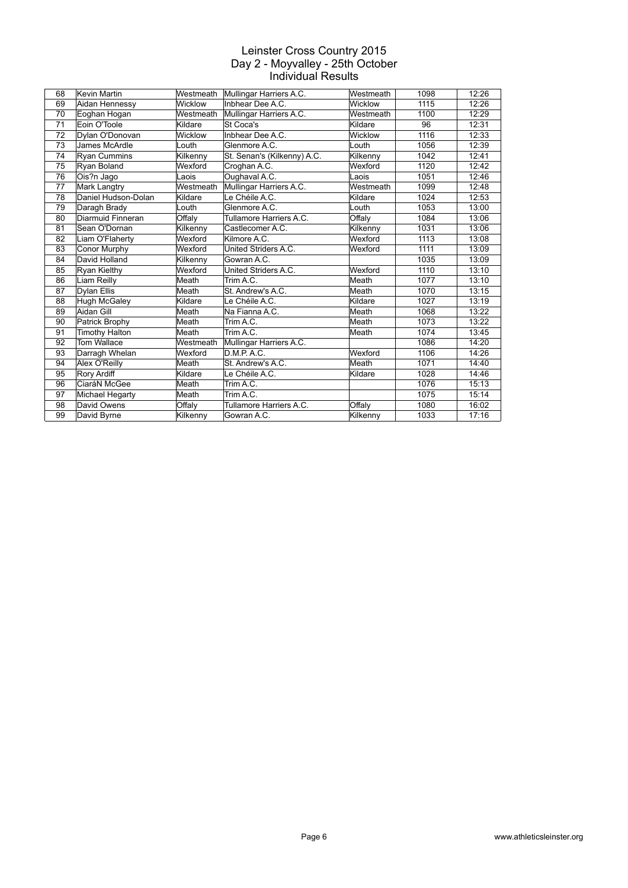# Leinster Cross Country 2015
## Day 2 - Moyvalley - 25th October
### Individual Results

| | | | | | | |
|---|---|---|---|---|---|---|
| 68 | Kevin Martin | Westmeath | Mullingar Harriers A.C. | Westmeath | 1098 | 12:26 |
| 69 | Aidan Hennessy | Wicklow | Inbhear Dee A.C. | Wicklow | 1115 | 12:26 |
| 70 | Eoghan Hogan | Westmeath | Mullingar Harriers A.C. | Westmeath | 1100 | 12:29 |
| 71 | Eoin O'Toole | Kildare | St Coca's | Kildare | 96 | 12:31 |
| 72 | Dylan O'Donovan | Wicklow | Inbhear Dee A.C. | Wicklow | 1116 | 12:33 |
| 73 | James McArdle | Louth | Glenmore A.C. | Louth | 1056 | 12:39 |
| 74 | Ryan Cummins | Kilkenny | St. Senan's (Kilkenny) A.C. | Kilkenny | 1042 | 12:41 |
| 75 | Ryan Boland | Wexford | Croghan A.C. | Wexford | 1120 | 12:42 |
| 76 | Ois?n Jago | Laois | Oughaval A.C. | Laois | 1051 | 12:46 |
| 77 | Mark Langtry | Westmeath | Mullingar Harriers A.C. | Westmeath | 1099 | 12:48 |
| 78 | Daniel Hudson-Dolan | Kildare | Le Chéile A.C. | Kildare | 1024 | 12:53 |
| 79 | Daragh Brady | Louth | Glenmore A.C. | Louth | 1053 | 13:00 |
| 80 | Diarmuid Finneran | Offaly | Tullamore Harriers A.C. | Offaly | 1084 | 13:06 |
| 81 | Sean O'Dornan | Kilkenny | Castlecomer A.C. | Kilkenny | 1031 | 13:06 |
| 82 | Liam O'Flaherty | Wexford | Kilmore A.C. | Wexford | 1113 | 13:08 |
| 83 | Conor Murphy | Wexford | United Striders A.C. | Wexford | 1111 | 13:09 |
| 84 | David Holland | Kilkenny | Gowran A.C. | | 1035 | 13:09 |
| 85 | Ryan Kielthy | Wexford | United Striders A.C. | Wexford | 1110 | 13:10 |
| 86 | Liam Reilly | Meath | Trim A.C. | Meath | 1077 | 13:10 |
| 87 | Dylan Ellis | Meath | St. Andrew's A.C. | Meath | 1070 | 13:15 |
| 88 | Hugh McGaley | Kildare | Le Chéile A.C. | Kildare | 1027 | 13:19 |
| 89 | Aidan Gill | Meath | Na Fianna A.C. | Meath | 1068 | 13:22 |
| 90 | Patrick Brophy | Meath | Trim A.C. | Meath | 1073 | 13:22 |
| 91 | Timothy Halton | Meath | Trim A.C. | Meath | 1074 | 13:45 |
| 92 | Tom Wallace | Westmeath | Mullingar Harriers A.C. | | 1086 | 14:20 |
| 93 | Darragh Whelan | Wexford | D.M.P. A.C. | Wexford | 1106 | 14:26 |
| 94 | Alex O'Reilly | Meath | St. Andrew's A.C. | Meath | 1071 | 14:40 |
| 95 | Rory Ardiff | Kildare | Le Chéile A.C. | Kildare | 1028 | 14:46 |
| 96 | CiaráN McGee | Meath | Trim A.C. | | 1076 | 15:13 |
| 97 | Michael Hegarty | Meath | Trim A.C. | | 1075 | 15:14 |
| 98 | David Owens | Offaly | Tullamore Harriers A.C. | Offaly | 1080 | 16:02 |
| 99 | David Byrne | Kilkenny | Gowran A.C. | Kilkenny | 1033 | 17:16 |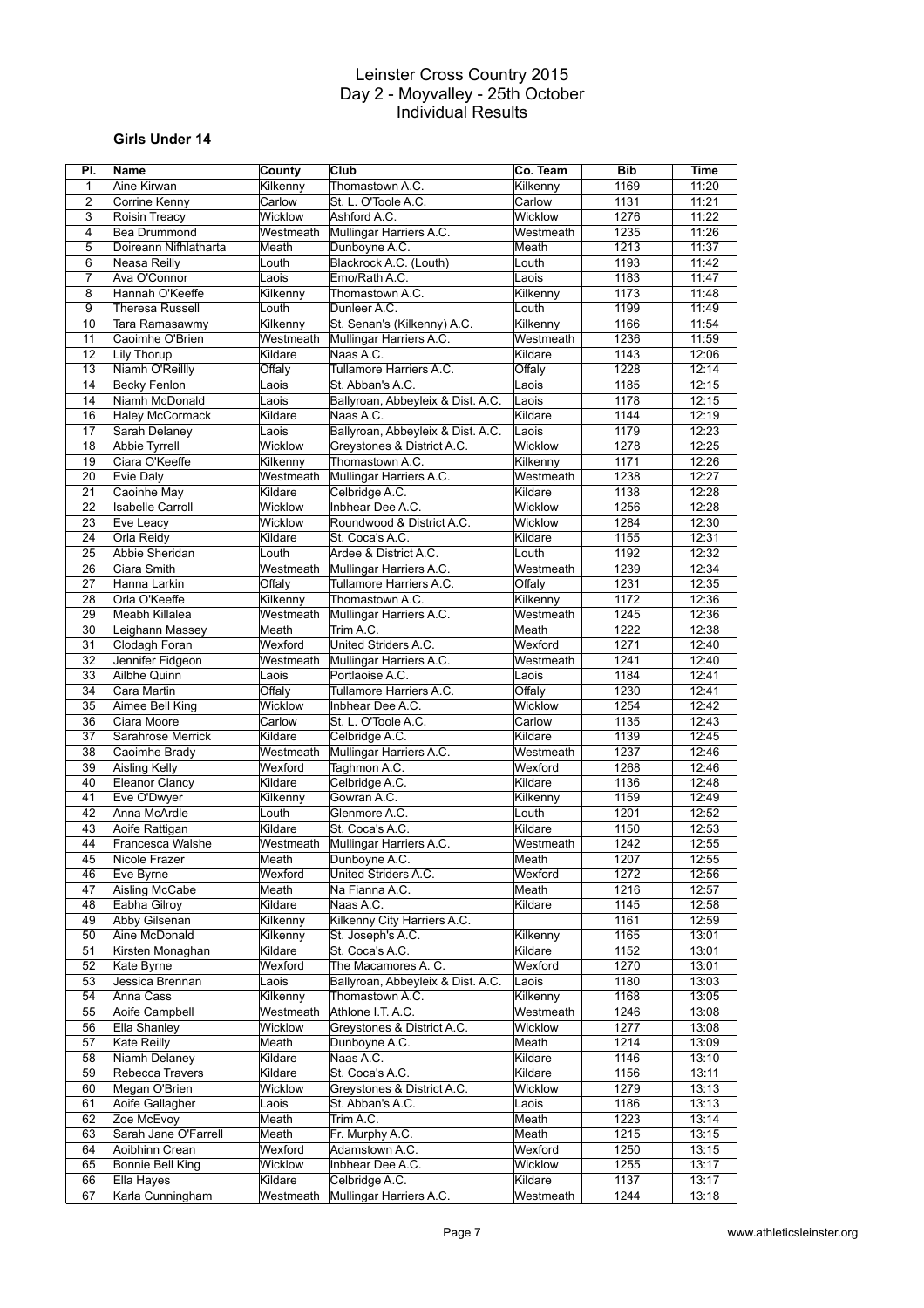# Leinster Cross Country 2015
## Day 2 - Moyvalley - 25th October
## Individual Results

### Girls Under 14

| Pl. | Name | County | Club | Co. Team | Bib | Time |
|---|---|---|---|---|---|---|
| 1 | Aine Kirwan | Kilkenny | Thomastown A.C. | Kilkenny | 1169 | 11:20 |
| 2 | Corrine Kenny | Carlow | St. L. O'Toole A.C. | Carlow | 1131 | 11:21 |
| 3 | Roisin Treacy | Wicklow | Ashford A.C. | Wicklow | 1276 | 11:22 |
| 4 | Bea Drummond | Westmeath | Mullingar Harriers A.C. | Westmeath | 1235 | 11:26 |
| 5 | Doireann Nifhlatharta | Meath | Dunboyne A.C. | Meath | 1213 | 11:37 |
| 6 | Neasa Reilly | Louth | Blackrock A.C. (Louth) | Louth | 1193 | 11:42 |
| 7 | Ava O'Connor | Laois | Emo/Rath A.C. | Laois | 1183 | 11:47 |
| 8 | Hannah O'Keeffe | Kilkenny | Thomastown A.C. | Kilkenny | 1173 | 11:48 |
| 9 | Theresa Russell | Louth | Dunleer A.C. | Louth | 1199 | 11:49 |
| 10 | Tara Ramasawmy | Kilkenny | St. Senan's (Kilkenny) A.C. | Kilkenny | 1166 | 11:54 |
| 11 | Caoimhe O'Brien | Westmeath | Mullingar Harriers A.C. | Westmeath | 1236 | 11:59 |
| 12 | Lily Thorup | Kildare | Naas A.C. | Kildare | 1143 | 12:06 |
| 13 | Niamh O'Reillly | Offaly | Tullamore Harriers A.C. | Offaly | 1228 | 12:14 |
| 14 | Becky Fenlon | Laois | St. Abban's A.C. | Laois | 1185 | 12:15 |
| 14 | Niamh McDonald | Laois | Ballyroan, Abbeyleix & Dist. A.C. | Laois | 1178 | 12:15 |
| 16 | Haley McCormack | Kildare | Naas A.C. | Kildare | 1144 | 12:19 |
| 17 | Sarah Delaney | Laois | Ballyroan, Abbeyleix & Dist. A.C. | Laois | 1179 | 12:23 |
| 18 | Abbie Tyrrell | Wicklow | Greystones & District A.C. | Wicklow | 1278 | 12:25 |
| 19 | Ciara O'Keeffe | Kilkenny | Thomastown A.C. | Kilkenny | 1171 | 12:26 |
| 20 | Evie Daly | Westmeath | Mullingar Harriers A.C. | Westmeath | 1238 | 12:27 |
| 21 | Caoinhe May | Kildare | Celbridge A.C. | Kildare | 1138 | 12:28 |
| 22 | Isabelle Carroll | Wicklow | Inbhear Dee A.C. | Wicklow | 1256 | 12:28 |
| 23 | Eve Leacy | Wicklow | Roundwood & District A.C. | Wicklow | 1284 | 12:30 |
| 24 | Orla Reidy | Kildare | St. Coca's A.C. | Kildare | 1155 | 12:31 |
| 25 | Abbie Sheridan | Louth | Ardee & District A.C. | Louth | 1192 | 12:32 |
| 26 | Ciara Smith | Westmeath | Mullingar Harriers A.C. | Westmeath | 1239 | 12:34 |
| 27 | Hanna Larkin | Offaly | Tullamore Harriers A.C. | Offaly | 1231 | 12:35 |
| 28 | Orla O'Keeffe | Kilkenny | Thomastown A.C. | Kilkenny | 1172 | 12:36 |
| 29 | Meabh Killalea | Westmeath | Mullingar Harriers A.C. | Westmeath | 1245 | 12:36 |
| 30 | Leighann Massey | Meath | Trim A.C. | Meath | 1222 | 12:38 |
| 31 | Clodagh Foran | Wexford | United Striders A.C. | Wexford | 1271 | 12:40 |
| 32 | Jennifer Fidgeon | Westmeath | Mullingar Harriers A.C. | Westmeath | 1241 | 12:40 |
| 33 | Ailbhe Quinn | Laois | Portlaoise A.C. | Laois | 1184 | 12:41 |
| 34 | Cara Martin | Offaly | Tullamore Harriers A.C. | Offaly | 1230 | 12:41 |
| 35 | Aimee Bell King | Wicklow | Inbhear Dee A.C. | Wicklow | 1254 | 12:42 |
| 36 | Ciara Moore | Carlow | St. L. O'Toole A.C. | Carlow | 1135 | 12:43 |
| 37 | Sarahrose Merrick | Kildare | Celbridge A.C. | Kildare | 1139 | 12:45 |
| 38 | Caoimhe Brady | Westmeath | Mullingar Harriers A.C. | Westmeath | 1237 | 12:46 |
| 39 | Aisling Kelly | Wexford | Taghmon A.C. | Wexford | 1268 | 12:46 |
| 40 | Eleanor Clancy | Kildare | Celbridge A.C. | Kildare | 1136 | 12:48 |
| 41 | Eve O'Dwyer | Kilkenny | Gowran A.C. | Kilkenny | 1159 | 12:49 |
| 42 | Anna McArdle | Louth | Glenmore A.C. | Louth | 1201 | 12:52 |
| 43 | Aoife Rattigan | Kildare | St. Coca's A.C. | Kildare | 1150 | 12:53 |
| 44 | Francesca Walshe | Westmeath | Mullingar Harriers A.C. | Westmeath | 1242 | 12:55 |
| 45 | Nicole Frazer | Meath | Dunboyne A.C. | Meath | 1207 | 12:55 |
| 46 | Eve Byrne | Wexford | United Striders A.C. | Wexford | 1272 | 12:56 |
| 47 | Aisling McCabe | Meath | Na Fianna A.C. | Meath | 1216 | 12:57 |
| 48 | Eabha Gilroy | Kildare | Naas A.C. | Kildare | 1145 | 12:58 |
| 49 | Abby Gilsenan | Kilkenny | Kilkenny City Harriers A.C. | | 1161 | 12:59 |
| 50 | Aine McDonald | Kilkenny | St. Joseph's A.C. | Kilkenny | 1165 | 13:01 |
| 51 | Kirsten Monaghan | Kildare | St. Coca's A.C. | Kildare | 1152 | 13:01 |
| 52 | Kate Byrne | Wexford | The Macamores A. C. | Wexford | 1270 | 13:01 |
| 53 | Jessica Brennan | Laois | Ballyroan, Abbeyleix & Dist. A.C. | Laois | 1180 | 13:03 |
| 54 | Anna Cass | Kilkenny | Thomastown A.C. | Kilkenny | 1168 | 13:05 |
| 55 | Aoife Campbell | Westmeath | Athlone I.T. A.C. | Westmeath | 1246 | 13:08 |
| 56 | Ella Shanley | Wicklow | Greystones & District A.C. | Wicklow | 1277 | 13:08 |
| 57 | Kate Reilly | Meath | Dunboyne A.C. | Meath | 1214 | 13:09 |
| 58 | Niamh Delaney | Kildare | Naas A.C. | Kildare | 1146 | 13:10 |
| 59 | Rebecca Travers | Kildare | St. Coca's A.C. | Kildare | 1156 | 13:11 |
| 60 | Megan O'Brien | Wicklow | Greystones & District A.C. | Wicklow | 1279 | 13:13 |
| 61 | Aoife Gallagher | Laois | St. Abban's A.C. | Laois | 1186 | 13:13 |
| 62 | Zoe McEvoy | Meath | Trim A.C. | Meath | 1223 | 13:14 |
| 63 | Sarah Jane O'Farrell | Meath | Fr. Murphy A.C. | Meath | 1215 | 13:15 |
| 64 | Aoibhinn Crean | Wexford | Adamstown A.C. | Wexford | 1250 | 13:15 |
| 65 | Bonnie Bell King | Wicklow | Inbhear Dee A.C. | Wicklow | 1255 | 13:17 |
| 66 | Ella Hayes | Kildare | Celbridge A.C. | Kildare | 1137 | 13:17 |
| 67 | Karla Cunningham | Westmeath | Mullingar Harriers A.C. | Westmeath | 1244 | 13:18 |

www.athleticsleinster.org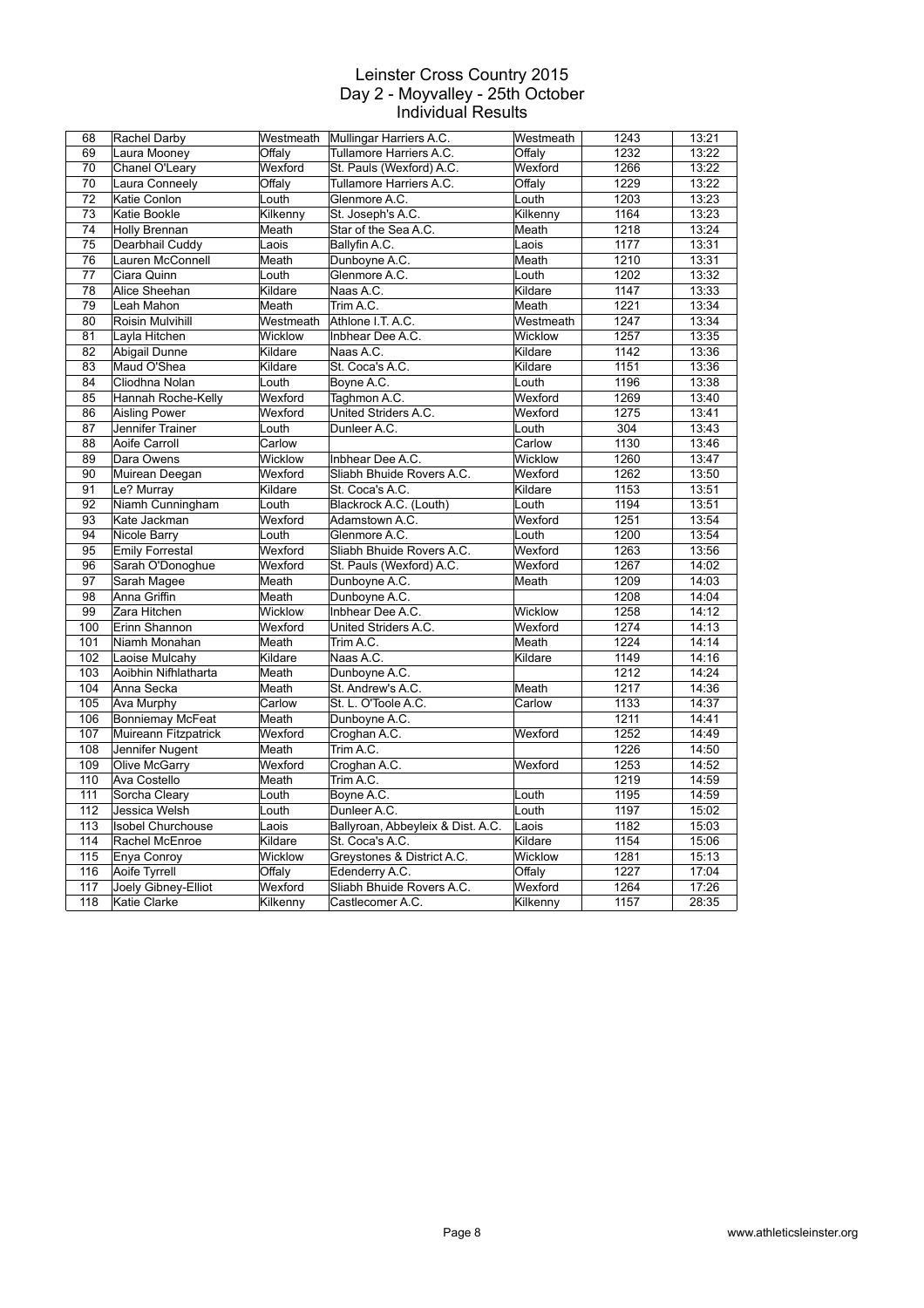# Leinster Cross Country 2015
## Day 2 - Moyvalley - 25th October
### Individual Results

| | | | | | | |
|---|---|---|---|---|---|---|
| 68 | Rachel Darby | Westmeath | Mullingar Harriers A.C. | Westmeath | 1243 | 13:21 |
| 69 | Laura Mooney | Offaly | Tullamore Harriers A.C. | Offaly | 1232 | 13:22 |
| 70 | Chanel O'Leary | Wexford | St. Pauls (Wexford) A.C. | Wexford | 1266 | 13:22 |
| 70 | Laura Conneely | Offaly | Tullamore Harriers A.C. | Offaly | 1229 | 13:22 |
| 72 | Katie Conlon | Louth | Glenmore A.C. | Louth | 1203 | 13:23 |
| 73 | Katie Bookle | Kilkenny | St. Joseph's A.C. | Kilkenny | 1164 | 13:23 |
| 74 | Holly Brennan | Meath | Star of the Sea A.C. | Meath | 1218 | 13:24 |
| 75 | Dearbhail Cuddy | Laois | Ballyfin A.C. | Laois | 1177 | 13:31 |
| 76 | Lauren McConnell | Meath | Dunboyne A.C. | Meath | 1210 | 13:31 |
| 77 | Ciara Quinn | Louth | Glenmore A.C. | Louth | 1202 | 13:32 |
| 78 | Alice Sheehan | Kildare | Naas A.C. | Kildare | 1147 | 13:33 |
| 79 | Leah Mahon | Meath | Trim A.C. | Meath | 1221 | 13:34 |
| 80 | Roisin Mulvihill | Westmeath | Athlone I.T. A.C. | Westmeath | 1247 | 13:34 |
| 81 | Layla Hitchen | Wicklow | Inbhear Dee A.C. | Wicklow | 1257 | 13:35 |
| 82 | Abigail Dunne | Kildare | Naas A.C. | Kildare | 1142 | 13:36 |
| 83 | Maud O'Shea | Kildare | St. Coca's A.C. | Kildare | 1151 | 13:36 |
| 84 | Cliodhna Nolan | Louth | Boyne A.C. | Louth | 1196 | 13:38 |
| 85 | Hannah Roche-Kelly | Wexford | Taghmon A.C. | Wexford | 1269 | 13:40 |
| 86 | Aisling Power | Wexford | United Striders A.C. | Wexford | 1275 | 13:41 |
| 87 | Jennifer Trainer | Louth | Dunleer A.C. | Louth | 304 | 13:43 |
| 88 | Aoife Carroll | Carlow | | Carlow | 1130 | 13:46 |
| 89 | Dara Owens | Wicklow | Inbhear Dee A.C. | Wicklow | 1260 | 13:47 |
| 90 | Muirean Deegan | Wexford | Sliabh Bhuide Rovers A.C. | Wexford | 1262 | 13:50 |
| 91 | Le? Murray | Kildare | St. Coca's A.C. | Kildare | 1153 | 13:51 |
| 92 | Niamh Cunningham | Louth | Blackrock A.C. (Louth) | Louth | 1194 | 13:51 |
| 93 | Kate Jackman | Wexford | Adamstown A.C. | Wexford | 1251 | 13:54 |
| 94 | Nicole Barry | Louth | Glenmore A.C. | Louth | 1200 | 13:54 |
| 95 | Emily Forrestal | Wexford | Sliabh Bhuide Rovers A.C. | Wexford | 1263 | 13:56 |
| 96 | Sarah O'Donoghue | Wexford | St. Pauls (Wexford) A.C. | Wexford | 1267 | 14:02 |
| 97 | Sarah Magee | Meath | Dunboyne A.C. | Meath | 1209 | 14:03 |
| 98 | Anna Griffin | Meath | Dunboyne A.C. | | 1208 | 14:04 |
| 99 | Zara Hitchen | Wicklow | Inbhear Dee A.C. | Wicklow | 1258 | 14:12 |
| 100 | Erinn Shannon | Wexford | United Striders A.C. | Wexford | 1274 | 14:13 |
| 101 | Niamh Monahan | Meath | Trim A.C. | Meath | 1224 | 14:14 |
| 102 | Laoise Mulcahy | Kildare | Naas A.C. | Kildare | 1149 | 14:16 |
| 103 | Aoibhin Nifhlatharta | Meath | Dunboyne A.C. | | 1212 | 14:24 |
| 104 | Anna Secka | Meath | St. Andrew's A.C. | Meath | 1217 | 14:36 |
| 105 | Ava Murphy | Carlow | St. L. O'Toole A.C. | Carlow | 1133 | 14:37 |
| 106 | Bonniemay McFeat | Meath | Dunboyne A.C. | | 1211 | 14:41 |
| 107 | Muireann Fitzpatrick | Wexford | Croghan A.C. | Wexford | 1252 | 14:49 |
| 108 | Jennifer Nugent | Meath | Trim A.C. | | 1226 | 14:50 |
| 109 | Olive McGarry | Wexford | Croghan A.C. | Wexford | 1253 | 14:52 |
| 110 | Ava Costello | Meath | Trim A.C. | | 1219 | 14:59 |
| 111 | Sorcha Cleary | Louth | Boyne A.C. | Louth | 1195 | 14:59 |
| 112 | Jessica Welsh | Louth | Dunleer A.C. | Louth | 1197 | 15:02 |
| 113 | Isobel Churchouse | Laois | Ballyroan, Abbeyleix & Dist. A.C. | Laois | 1182 | 15:03 |
| 114 | Rachel McEnroe | Kildare | St. Coca's A.C. | Kildare | 1154 | 15:06 |
| 115 | Enya Conroy | Wicklow | Greystones & District A.C. | Wicklow | 1281 | 15:13 |
| 116 | Aoife Tyrrell | Offaly | Edenderry A.C. | Offaly | 1227 | 17:04 |
| 117 | Joely Gibney-Elliot | Wexford | Sliabh Bhuide Rovers A.C. | Wexford | 1264 | 17:26 |
| 118 | Katie Clarke | Kilkenny | Castlecomer A.C. | Kilkenny | 1157 | 28:35 |

www.athleticsleinster.org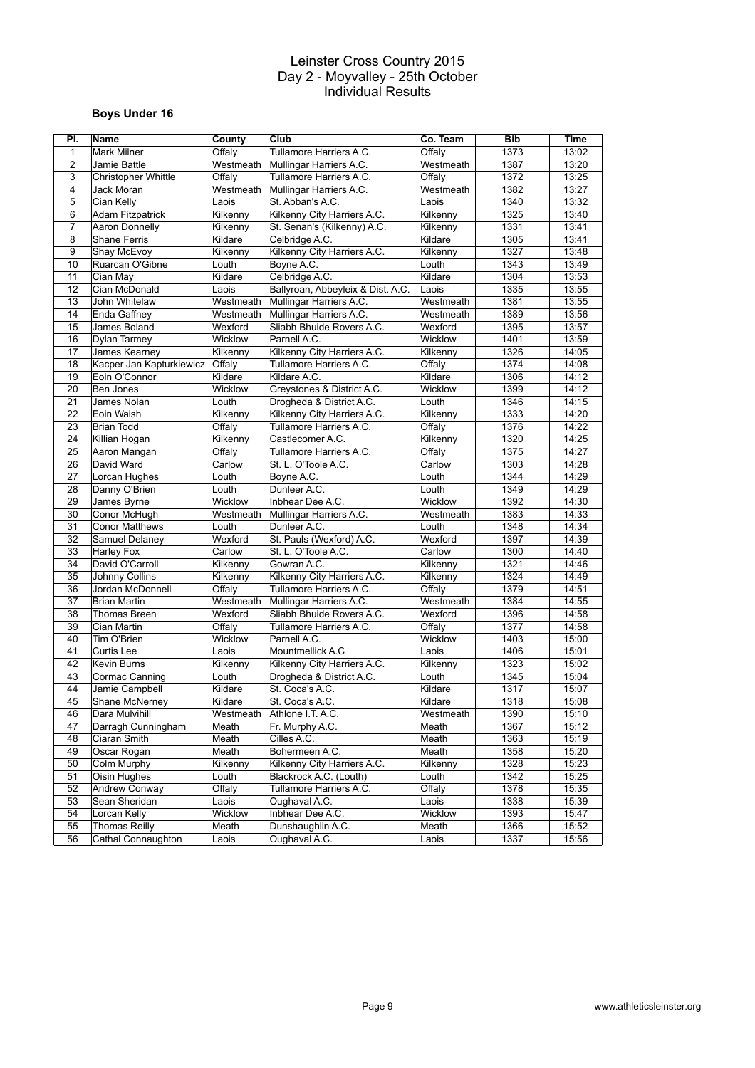# Leinster Cross Country 2015
## Day 2 - Moyvalley - 25th October
## Individual Results

### Boys Under 16

| Pl. | Name | County | Club | Co. Team | Bib | Time |
|---|---|---|---|---|---|---|
| 1 | Mark Milner | Offaly | Tullamore Harriers A.C. | Offaly | 1373 | 13:02 |
| 2 | Jamie Battle | Westmeath | Mullingar Harriers A.C. | Westmeath | 1387 | 13:20 |
| 3 | Christopher Whittle | Offaly | Tullamore Harriers A.C. | Offaly | 1372 | 13:25 |
| 4 | Jack Moran | Westmeath | Mullingar Harriers A.C. | Westmeath | 1382 | 13:27 |
| 5 | Cian Kelly | Laois | St. Abban's A.C. | Laois | 1340 | 13:32 |
| 6 | Adam Fitzpatrick | Kilkenny | Kilkenny City Harriers A.C. | Kilkenny | 1325 | 13:40 |
| 7 | Aaron Donnelly | Kilkenny | St. Senan's (Kilkenny) A.C. | Kilkenny | 1331 | 13:41 |
| 8 | Shane Ferris | Kildare | Celbridge A.C. | Kildare | 1305 | 13:41 |
| 9 | Shay McEvoy | Kilkenny | Kilkenny City Harriers A.C. | Kilkenny | 1327 | 13:48 |
| 10 | Ruarcan O'Gibne | Louth | Boyne A.C. | Louth | 1343 | 13:49 |
| 11 | Cian May | Kildare | Celbridge A.C. | Kildare | 1304 | 13:53 |
| 12 | Cian McDonald | Laois | Ballyroan, Abbeyleix & Dist. A.C. | Laois | 1335 | 13:55 |
| 13 | John Whitelaw | Westmeath | Mullingar Harriers A.C. | Westmeath | 1381 | 13:55 |
| 14 | Enda Gaffney | Westmeath | Mullingar Harriers A.C. | Westmeath | 1389 | 13:56 |
| 15 | James Boland | Wexford | Sliabh Bhuide Rovers A.C. | Wexford | 1395 | 13:57 |
| 16 | Dylan Tarmey | Wicklow | Parnell A.C. | Wicklow | 1401 | 13:59 |
| 17 | James Kearney | Kilkenny | Kilkenny City Harriers A.C. | Kilkenny | 1326 | 14:05 |
| 18 | Kacper Jan Kapturkiewicz | Offaly | Tullamore Harriers A.C. | Offaly | 1374 | 14:08 |
| 19 | Eoin O'Connor | Kildare | Kildare A.C. | Kildare | 1306 | 14:12 |
| 20 | Ben Jones | Wicklow | Greystones & District A.C. | Wicklow | 1399 | 14:12 |
| 21 | James Nolan | Louth | Drogheda & District A.C. | Louth | 1346 | 14:15 |
| 22 | Eoin Walsh | Kilkenny | Kilkenny City Harriers A.C. | Kilkenny | 1333 | 14:20 |
| 23 | Brian Todd | Offaly | Tullamore Harriers A.C. | Offaly | 1376 | 14:22 |
| 24 | Killian Hogan | Kilkenny | Castlecomer A.C. | Kilkenny | 1320 | 14:25 |
| 25 | Aaron Mangan | Offaly | Tullamore Harriers A.C. | Offaly | 1375 | 14:27 |
| 26 | David Ward | Carlow | St. L. O'Toole A.C. | Carlow | 1303 | 14:28 |
| 27 | Lorcan Hughes | Louth | Boyne A.C. | Louth | 1344 | 14:29 |
| 28 | Danny O'Brien | Louth | Dunleer A.C. | Louth | 1349 | 14:29 |
| 29 | James Byrne | Wicklow | Inbhear Dee A.C. | Wicklow | 1392 | 14:30 |
| 30 | Conor McHugh | Westmeath | Mullingar Harriers A.C. | Westmeath | 1383 | 14:33 |
| 31 | Conor Matthews | Louth | Dunleer A.C. | Louth | 1348 | 14:34 |
| 32 | Samuel Delaney | Wexford | St. Pauls (Wexford) A.C. | Wexford | 1397 | 14:39 |
| 33 | Harley Fox | Carlow | St. L. O'Toole A.C. | Carlow | 1300 | 14:40 |
| 34 | David O'Carroll | Kilkenny | Gowran A.C. | Kilkenny | 1321 | 14:46 |
| 35 | Johnny Collins | Kilkenny | Kilkenny City Harriers A.C. | Kilkenny | 1324 | 14:49 |
| 36 | Jordan McDonnell | Offaly | Tullamore Harriers A.C. | Offaly | 1379 | 14:51 |
| 37 | Brian Martin | Westmeath | Mullingar Harriers A.C. | Westmeath | 1384 | 14:55 |
| 38 | Thomas Breen | Wexford | Sliabh Bhuide Rovers A.C. | Wexford | 1396 | 14:58 |
| 39 | Cian Martin | Offaly | Tullamore Harriers A.C. | Offaly | 1377 | 14:58 |
| 40 | Tim O'Brien | Wicklow | Parnell A.C. | Wicklow | 1403 | 15:00 |
| 41 | Curtis Lee | Laois | Mountmellick A.C | Laois | 1406 | 15:01 |
| 42 | Kevin Burns | Kilkenny | Kilkenny City Harriers A.C. | Kilkenny | 1323 | 15:02 |
| 43 | Cormac Canning | Louth | Drogheda & District A.C. | Louth | 1345 | 15:04 |
| 44 | Jamie Campbell | Kildare | St. Coca's A.C. | Kildare | 1317 | 15:07 |
| 45 | Shane McNerney | Kildare | St. Coca's A.C. | Kildare | 1318 | 15:08 |
| 46 | Dara Mulvihill | Westmeath | Athlone I.T. A.C. | Westmeath | 1390 | 15:10 |
| 47 | Darragh Cunningham | Meath | Fr. Murphy A.C. | Meath | 1367 | 15:12 |
| 48 | Ciaran Smith | Meath | Cilles A.C. | Meath | 1363 | 15:19 |
| 49 | Oscar Rogan | Meath | Bohermeen A.C. | Meath | 1358 | 15:20 |
| 50 | Colm Murphy | Kilkenny | Kilkenny City Harriers A.C. | Kilkenny | 1328 | 15:23 |
| 51 | Oisin Hughes | Louth | Blackrock A.C. (Louth) | Louth | 1342 | 15:25 |
| 52 | Andrew Conway | Offaly | Tullamore Harriers A.C. | Offaly | 1378 | 15:35 |
| 53 | Sean Sheridan | Laois | Oughaval A.C. | Laois | 1338 | 15:39 |
| 54 | Lorcan Kelly | Wicklow | Inbhear Dee A.C. | Wicklow | 1393 | 15:47 |
| 55 | Thomas Reilly | Meath | Dunshaughlin A.C. | Meath | 1366 | 15:52 |
| 56 | Cathal Connaughton | Laois | Oughaval A.C. | Laois | 1337 | 15:56 |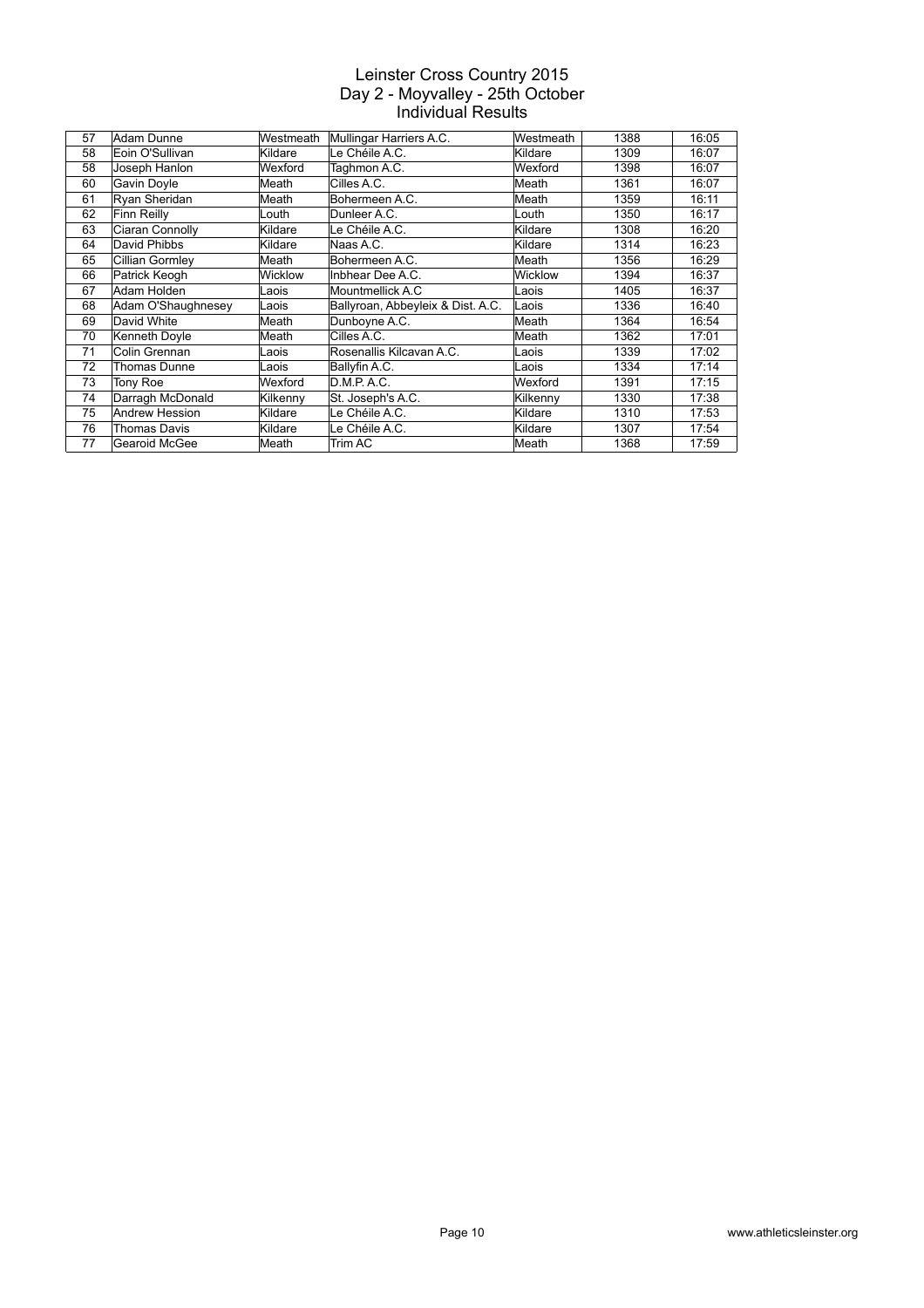# Leinster Cross Country 2015
## Day 2 - Moyvalley - 25th October
### Individual Results

| | | | | | | |
|---|---|---|---|---|---|---|
| 57 | Adam Dunne | Westmeath | Mullingar Harriers A.C. | Westmeath | 1388 | 16:05 |
| 58 | Eoin O'Sullivan | Kildare | Le Chéile A.C. | Kildare | 1309 | 16:07 |
| 58 | Joseph Hanlon | Wexford | Taghmon A.C. | Wexford | 1398 | 16:07 |
| 60 | Gavin Doyle | Meath | Cilles A.C. | Meath | 1361 | 16:07 |
| 61 | Ryan Sheridan | Meath | Bohermeen A.C. | Meath | 1359 | 16:11 |
| 62 | Finn Reilly | Louth | Dunleer A.C. | Louth | 1350 | 16:17 |
| 63 | Ciaran Connolly | Kildare | Le Chéile A.C. | Kildare | 1308 | 16:20 |
| 64 | David Phibbs | Kildare | Naas A.C. | Kildare | 1314 | 16:23 |
| 65 | Cillian Gormley | Meath | Bohermeen A.C. | Meath | 1356 | 16:29 |
| 66 | Patrick Keogh | Wicklow | Inbhear Dee A.C. | Wicklow | 1394 | 16:37 |
| 67 | Adam Holden | Laois | Mountmellick A.C | Laois | 1405 | 16:37 |
| 68 | Adam O'Shaughnesey | Laois | Ballyroan, Abbeyleix & Dist. A.C. | Laois | 1336 | 16:40 |
| 69 | David White | Meath | Dunboyne A.C. | Meath | 1364 | 16:54 |
| 70 | Kenneth Doyle | Meath | Cilles A.C. | Meath | 1362 | 17:01 |
| 71 | Colin Grennan | Laois | Rosenallis Kilcavan A.C. | Laois | 1339 | 17:02 |
| 72 | Thomas Dunne | Laois | Ballyfin A.C. | Laois | 1334 | 17:14 |
| 73 | Tony Roe | Wexford | D.M.P. A.C. | Wexford | 1391 | 17:15 |
| 74 | Darragh McDonald | Kilkenny | St. Joseph's A.C. | Kilkenny | 1330 | 17:38 |
| 75 | Andrew Hession | Kildare | Le Chéile A.C. | Kildare | 1310 | 17:53 |
| 76 | Thomas Davis | Kildare | Le Chéile A.C. | Kildare | 1307 | 17:54 |
| 77 | Gearoid McGee | Meath | Trim AC | Meath | 1368 | 17:59 |

www.athleticsleinster.org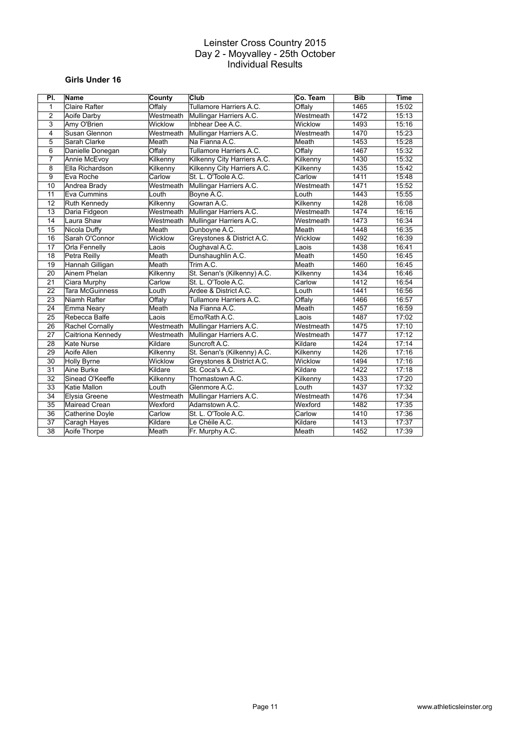# Leinster Cross Country 2015
## Day 2 - Moyvalley - 25th October
## Individual Results

### Girls Under 16

| Pl. | Name | County | Club | Co. Team | Bib | Time |
|---|---|---|---|---|---|---|
| 1 | Claire Rafter | Offaly | Tullamore Harriers A.C. | Offaly | 1465 | 15:02 |
| 2 | Aoife Darby | Westmeath | Mullingar Harriers A.C. | Westmeath | 1472 | 15:13 |
| 3 | Amy O'Brien | Wicklow | Inbhear Dee A.C. | Wicklow | 1493 | 15:16 |
| 4 | Susan Glennon | Westmeath | Mullingar Harriers A.C. | Westmeath | 1470 | 15:23 |
| 5 | Sarah Clarke | Meath | Na Fianna A.C. | Meath | 1453 | 15:28 |
| 6 | Danielle Donegan | Offaly | Tullamore Harriers A.C. | Offaly | 1467 | 15:32 |
| 7 | Annie McEvoy | Kilkenny | Kilkenny City Harriers A.C. | Kilkenny | 1430 | 15:32 |
| 8 | Ella Richardson | Kilkenny | Kilkenny City Harriers A.C. | Kilkenny | 1435 | 15:42 |
| 9 | Eva Roche | Carlow | St. L. O'Toole A.C. | Carlow | 1411 | 15:48 |
| 10 | Andrea Brady | Westmeath | Mullingar Harriers A.C. | Westmeath | 1471 | 15:52 |
| 11 | Eva Cummins | Louth | Boyne A.C. | Louth | 1443 | 15:55 |
| 12 | Ruth Kennedy | Kilkenny | Gowran A.C. | Kilkenny | 1428 | 16:08 |
| 13 | Daria Fidgeon | Westmeath | Mullingar Harriers A.C. | Westmeath | 1474 | 16:16 |
| 14 | Laura Shaw | Westmeath | Mullingar Harriers A.C. | Westmeath | 1473 | 16:34 |
| 15 | Nicola Duffy | Meath | Dunboyne A.C. | Meath | 1448 | 16:35 |
| 16 | Sarah O'Connor | Wicklow | Greystones & District A.C. | Wicklow | 1492 | 16:39 |
| 17 | Orla Fennelly | Laois | Oughaval A.C. | Laois | 1438 | 16:41 |
| 18 | Petra Reilly | Meath | Dunshaughlin A.C. | Meath | 1450 | 16:45 |
| 19 | Hannah Gilligan | Meath | Trim A.C. | Meath | 1460 | 16:45 |
| 20 | Ainem Phelan | Kilkenny | St. Senan's (Kilkenny) A.C. | Kilkenny | 1434 | 16:46 |
| 21 | Ciara Murphy | Carlow | St. L. O'Toole A.C. | Carlow | 1412 | 16:54 |
| 22 | Tara McGuinness | Louth | Ardee & District A.C. | Louth | 1441 | 16:56 |
| 23 | Niamh Rafter | Offaly | Tullamore Harriers A.C. | Offaly | 1466 | 16:57 |
| 24 | Emma Neary | Meath | Na Fianna A.C. | Meath | 1457 | 16:59 |
| 25 | Rebecca Balfe | Laois | Emo/Rath A.C. | Laois | 1487 | 17:02 |
| 26 | Rachel Cornally | Westmeath | Mullingar Harriers A.C. | Westmeath | 1475 | 17:10 |
| 27 | Caitriona Kennedy | Westmeath | Mullingar Harriers A.C. | Westmeath | 1477 | 17:12 |
| 28 | Kate Nurse | Kildare | Suncroft A.C. | Kildare | 1424 | 17:14 |
| 29 | Aoife Allen | Kilkenny | St. Senan's (Kilkenny) A.C. | Kilkenny | 1426 | 17:16 |
| 30 | Holly Byrne | Wicklow | Greystones & District A.C. | Wicklow | 1494 | 17:16 |
| 31 | Aine Burke | Kildare | St. Coca's A.C. | Kildare | 1422 | 17:18 |
| 32 | Sinead O'Keeffe | Kilkenny | Thomastown A.C. | Kilkenny | 1433 | 17:20 |
| 33 | Katie Mallon | Louth | Glenmore A.C. | Louth | 1437 | 17:32 |
| 34 | Elysia Greene | Westmeath | Mullingar Harriers A.C. | Westmeath | 1476 | 17:34 |
| 35 | Mairead Crean | Wexford | Adamstown A.C. | Wexford | 1482 | 17:35 |
| 36 | Catherine Doyle | Carlow | St. L. O'Toole A.C. | Carlow | 1410 | 17:36 |
| 37 | Caragh Hayes | Kildare | Le Chéile A.C. | Kildare | 1413 | 17:37 |
| 38 | Aoife Thorpe | Meath | Fr. Murphy A.C. | Meath | 1452 | 17:39 |

www.athleticsleinster.org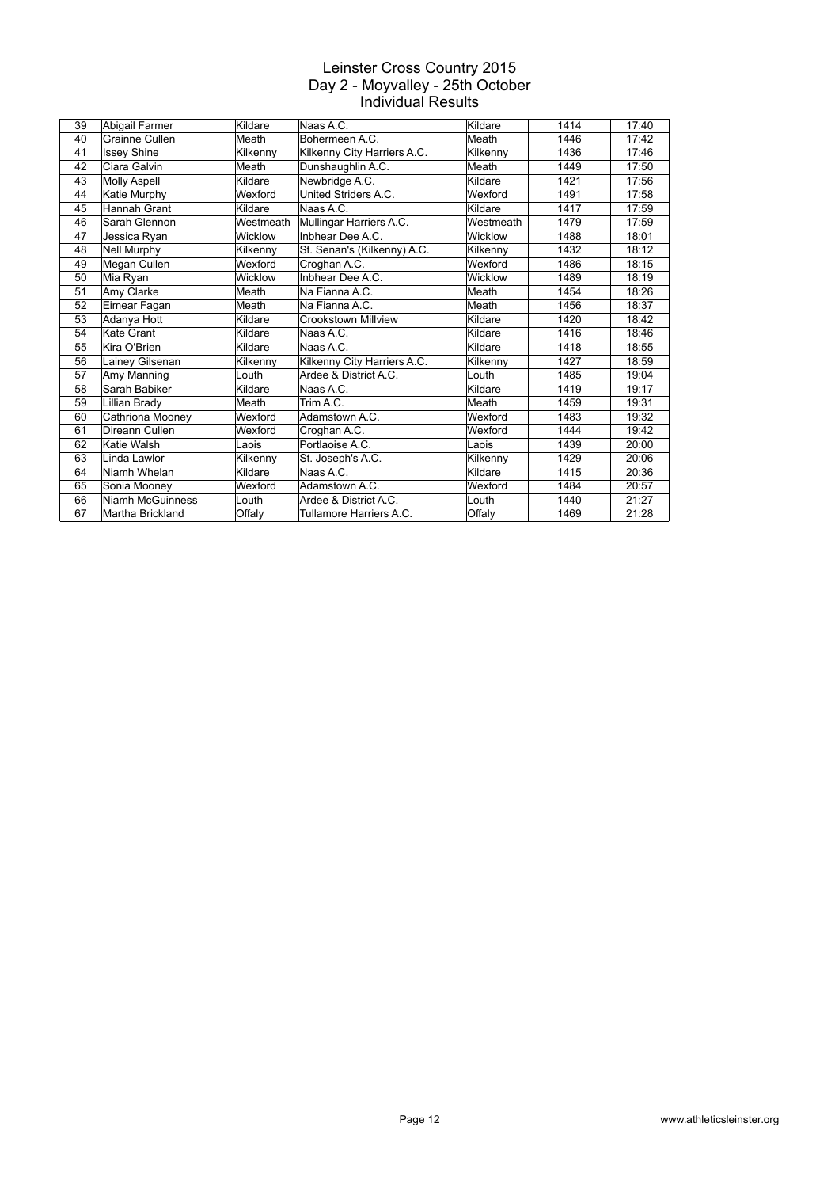# Leinster Cross Country 2015
## Day 2 - Moyvalley - 25th October
### Individual Results

| | | | | | | |
|---|---|---|---|---|---|---|
| 39 | Abigail Farmer | Kildare | Naas A.C. | Kildare | 1414 | 17:40 |
| 40 | Grainne Cullen | Meath | Bohermeen A.C. | Meath | 1446 | 17:42 |
| 41 | Issey Shine | Kilkenny | Kilkenny City Harriers A.C. | Kilkenny | 1436 | 17:46 |
| 42 | Ciara Galvin | Meath | Dunshaughlin A.C. | Meath | 1449 | 17:50 |
| 43 | Molly Aspell | Kildare | Newbridge A.C. | Kildare | 1421 | 17:56 |
| 44 | Katie Murphy | Wexford | United Striders A.C. | Wexford | 1491 | 17:58 |
| 45 | Hannah Grant | Kildare | Naas A.C. | Kildare | 1417 | 17:59 |
| 46 | Sarah Glennon | Westmeath | Mullingar Harriers A.C. | Westmeath | 1479 | 17:59 |
| 47 | Jessica Ryan | Wicklow | Inbhear Dee A.C. | Wicklow | 1488 | 18:01 |
| 48 | Nell Murphy | Kilkenny | St. Senan's (Kilkenny) A.C. | Kilkenny | 1432 | 18:12 |
| 49 | Megan Cullen | Wexford | Croghan A.C. | Wexford | 1486 | 18:15 |
| 50 | Mia Ryan | Wicklow | Inbhear Dee A.C. | Wicklow | 1489 | 18:19 |
| 51 | Amy Clarke | Meath | Na Fianna A.C. | Meath | 1454 | 18:26 |
| 52 | Eimear Fagan | Meath | Na Fianna A.C. | Meath | 1456 | 18:37 |
| 53 | Adanya Hott | Kildare | Crookstown Millview | Kildare | 1420 | 18:42 |
| 54 | Kate Grant | Kildare | Naas A.C. | Kildare | 1416 | 18:46 |
| 55 | Kira O'Brien | Kildare | Naas A.C. | Kildare | 1418 | 18:55 |
| 56 | Lainey Gilsenan | Kilkenny | Kilkenny City Harriers A.C. | Kilkenny | 1427 | 18:59 |
| 57 | Amy Manning | Louth | Ardee & District A.C. | Louth | 1485 | 19:04 |
| 58 | Sarah Babiker | Kildare | Naas A.C. | Kildare | 1419 | 19:17 |
| 59 | Lillian Brady | Meath | Trim A.C. | Meath | 1459 | 19:31 |
| 60 | Cathriona Mooney | Wexford | Adamstown A.C. | Wexford | 1483 | 19:32 |
| 61 | Direann Cullen | Wexford | Croghan A.C. | Wexford | 1444 | 19:42 |
| 62 | Katie Walsh | Laois | Portlaoise A.C. | Laois | 1439 | 20:00 |
| 63 | Linda Lawlor | Kilkenny | St. Joseph's A.C. | Kilkenny | 1429 | 20:06 |
| 64 | Niamh Whelan | Kildare | Naas A.C. | Kildare | 1415 | 20:36 |
| 65 | Sonia Mooney | Wexford | Adamstown A.C. | Wexford | 1484 | 20:57 |
| 66 | Niamh McGuinness | Louth | Ardee & District A.C. | Louth | 1440 | 21:27 |
| 67 | Martha Brickland | Offaly | Tullamore Harriers A.C. | Offaly | 1469 | 21:28 |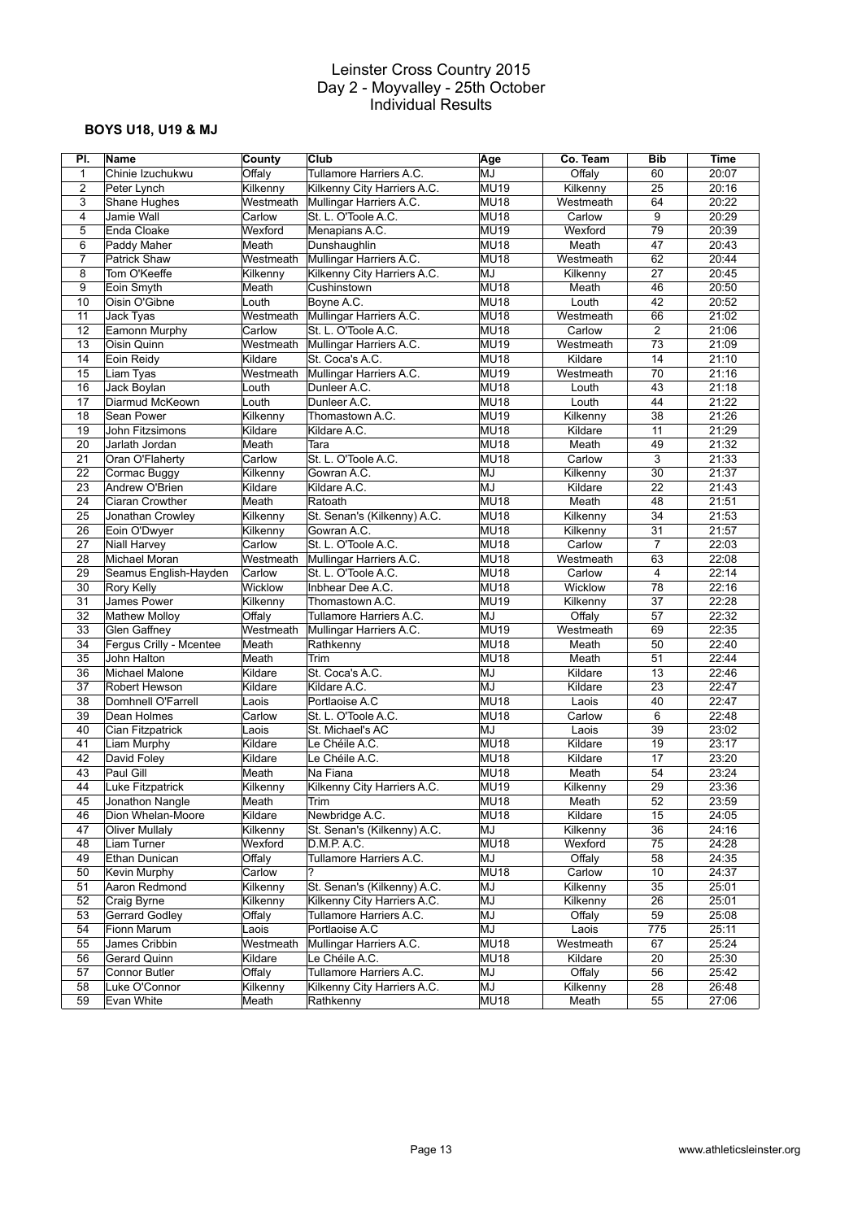# Leinster Cross Country 2015
## Day 2 - Moyvalley - 25th October
## Individual Results

### BOYS U18, U19 & MJ

| Pl. | Name | County | Club | Age | Co. Team | Bib | Time |
|---|---|---|---|---|---|---|---|
| 1 | Chinie Izuchukwu | Offaly | Tullamore Harriers A.C. | MJ | Offaly | 60 | 20:07 |
| 2 | Peter Lynch | Kilkenny | Kilkenny City Harriers A.C. | MU19 | Kilkenny | 25 | 20:16 |
| 3 | Shane Hughes | Westmeath | Mullingar Harriers A.C. | MU18 | Westmeath | 64 | 20:22 |
| 4 | Jamie Wall | Carlow | St. L. O'Toole A.C. | MU18 | Carlow | 9 | 20:29 |
| 5 | Enda Cloake | Wexford | Menapians A.C. | MU19 | Wexford | 79 | 20:39 |
| 6 | Paddy Maher | Meath | Dunshaughlin | MU18 | Meath | 47 | 20:43 |
| 7 | Patrick Shaw | Westmeath | Mullingar Harriers A.C. | MU18 | Westmeath | 62 | 20:44 |
| 8 | Tom O'Keeffe | Kilkenny | Kilkenny City Harriers A.C. | MJ | Kilkenny | 27 | 20:45 |
| 9 | Eoin Smyth | Meath | Cushinstown | MU18 | Meath | 46 | 20:50 |
| 10 | Oisin O'Gibne | Louth | Boyne A.C. | MU18 | Louth | 42 | 20:52 |
| 11 | Jack Tyas | Westmeath | Mullingar Harriers A.C. | MU18 | Westmeath | 66 | 21:02 |
| 12 | Eamonn Murphy | Carlow | St. L. O'Toole A.C. | MU18 | Carlow | 2 | 21:06 |
| 13 | Oisin Quinn | Westmeath | Mullingar Harriers A.C. | MU19 | Westmeath | 73 | 21:09 |
| 14 | Eoin Reidy | Kildare | St. Coca's A.C. | MU18 | Kildare | 14 | 21:10 |
| 15 | Liam Tyas | Westmeath | Mullingar Harriers A.C. | MU19 | Westmeath | 70 | 21:16 |
| 16 | Jack Boylan | Louth | Dunleer A.C. | MU18 | Louth | 43 | 21:18 |
| 17 | Diarmud McKeown | Louth | Dunleer A.C. | MU18 | Louth | 44 | 21:22 |
| 18 | Sean Power | Kilkenny | Thomastown A.C. | MU19 | Kilkenny | 38 | 21:26 |
| 19 | John Fitzsimons | Kildare | Kildare A.C. | MU18 | Kildare | 11 | 21:29 |
| 20 | Jarlath Jordan | Meath | Tara | MU18 | Meath | 49 | 21:32 |
| 21 | Oran O'Flaherty | Carlow | St. L. O'Toole A.C. | MU18 | Carlow | 3 | 21:33 |
| 22 | Cormac Buggy | Kilkenny | Gowran A.C. | MJ | Kilkenny | 30 | 21:37 |
| 23 | Andrew O'Brien | Kildare | Kildare A.C. | MJ | Kildare | 22 | 21:43 |
| 24 | Ciaran Crowther | Meath | Ratoath | MU18 | Meath | 48 | 21:51 |
| 25 | Jonathan Crowley | Kilkenny | St. Senan's (Kilkenny) A.C. | MU18 | Kilkenny | 34 | 21:53 |
| 26 | Eoin O'Dwyer | Kilkenny | Gowran A.C. | MU18 | Kilkenny | 31 | 21:57 |
| 27 | Niall Harvey | Carlow | St. L. O'Toole A.C. | MU18 | Carlow | 7 | 22:03 |
| 28 | Michael Moran | Westmeath | Mullingar Harriers A.C. | MU18 | Westmeath | 63 | 22:08 |
| 29 | Seamus English-Hayden | Carlow | St. L. O'Toole A.C. | MU18 | Carlow | 4 | 22:14 |
| 30 | Rory Kelly | Wicklow | Inbhear Dee A.C. | MU18 | Wicklow | 78 | 22:16 |
| 31 | James Power | Kilkenny | Thomastown A.C. | MU19 | Kilkenny | 37 | 22:28 |
| 32 | Mathew Molloy | Offaly | Tullamore Harriers A.C. | MJ | Offaly | 57 | 22:32 |
| 33 | Glen Gaffney | Westmeath | Mullingar Harriers A.C. | MU19 | Westmeath | 69 | 22:35 |
| 34 | Fergus Crilly - Mcentee | Meath | Rathkenny | MU18 | Meath | 50 | 22:40 |
| 35 | John Halton | Meath | Trim | MU18 | Meath | 51 | 22:44 |
| 36 | Michael Malone | Kildare | St. Coca's A.C. | MJ | Kildare | 13 | 22:46 |
| 37 | Robert Hewson | Kildare | Kildare A.C. | MJ | Kildare | 23 | 22:47 |
| 38 | Domhnell O'Farrell | Laois | Portlaoise A.C | MU18 | Laois | 40 | 22:47 |
| 39 | Dean Holmes | Carlow | St. L. O'Toole A.C. | MU18 | Carlow | 6 | 22:48 |
| 40 | Cian Fitzpatrick | Laois | St. Michael's AC | MJ | Laois | 39 | 23:02 |
| 41 | Liam Murphy | Kildare | Le Chéile A.C. | MU18 | Kildare | 19 | 23:17 |
| 42 | David Foley | Kildare | Le Chéile A.C. | MU18 | Kildare | 17 | 23:20 |
| 43 | Paul Gill | Meath | Na Fiana | MU18 | Meath | 54 | 23:24 |
| 44 | Luke Fitzpatrick | Kilkenny | Kilkenny City Harriers A.C. | MU19 | Kilkenny | 29 | 23:36 |
| 45 | Jonathon Nangle | Meath | Trim | MU18 | Meath | 52 | 23:59 |
| 46 | Dion Whelan-Moore | Kildare | Newbridge A.C. | MU18 | Kildare | 15 | 24:05 |
| 47 | Oliver Mullaly | Kilkenny | St. Senan's (Kilkenny) A.C. | MJ | Kilkenny | 36 | 24:16 |
| 48 | Liam Turner | Wexford | D.M.P. A.C. | MU18 | Wexford | 75 | 24:28 |
| 49 | Ethan Dunican | Offaly | Tullamore Harriers A.C. | MJ | Offaly | 58 | 24:35 |
| 50 | Kevin Murphy | Carlow | ? | MU18 | Carlow | 10 | 24:37 |
| 51 | Aaron Redmond | Kilkenny | St. Senan's (Kilkenny) A.C. | MJ | Kilkenny | 35 | 25:01 |
| 52 | Craig Byrne | Kilkenny | Kilkenny City Harriers A.C. | MJ | Kilkenny | 26 | 25:01 |
| 53 | Gerrard Godley | Offaly | Tullamore Harriers A.C. | MJ | Offaly | 59 | 25:08 |
| 54 | Fionn Marum | Laois | Portlaoise A.C | MJ | Laois | 775 | 25:11 |
| 55 | James Cribbin | Westmeath | Mullingar Harriers A.C. | MU18 | Westmeath | 67 | 25:24 |
| 56 | Gerard Quinn | Kildare | Le Chéile A.C. | MU18 | Kildare | 20 | 25:30 |
| 57 | Connor Butler | Offaly | Tullamore Harriers A.C. | MJ | Offaly | 56 | 25:42 |
| 58 | Luke O'Connor | Kilkenny | Kilkenny City Harriers A.C. | MJ | Kilkenny | 28 | 26:48 |
| 59 | Evan White | Meath | Rathkenny | MU18 | Meath | 55 | 27:06 |

www.athleticsleinster.org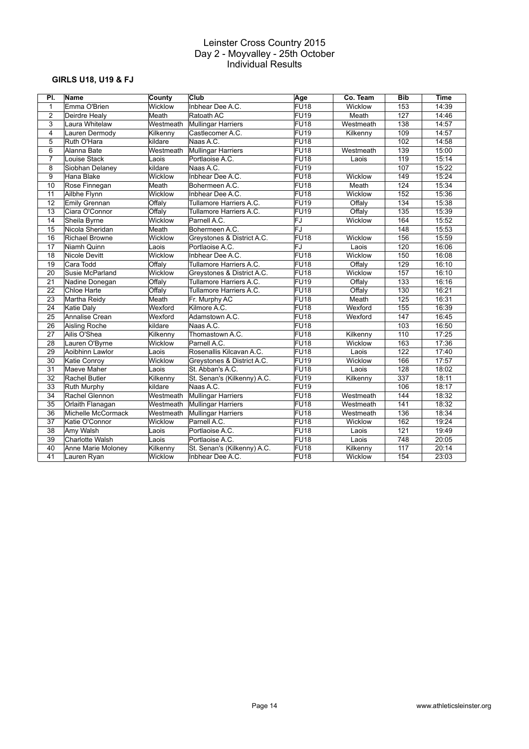# Leinster Cross Country 2015
## Day 2 - Moyvalley - 25th October
## Individual Results

### GIRLS U18, U19 & FJ

| Pl. | Name | County | Club | Age | Co. Team | Bib | Time |
|---|---|---|---|---|---|---|---|
| 1 | Emma O'Brien | Wicklow | Inbhear Dee A.C. | FU18 | Wicklow | 153 | 14:39 |
| 2 | Deirdre Healy | Meath | Ratoath AC | FU19 | Meath | 127 | 14:46 |
| 3 | Laura Whitelaw | Westmeath | Mullingar Harriers | FU18 | Westmeath | 138 | 14:57 |
| 4 | Lauren Dermody | Kilkenny | Castlecomer A.C. | FU19 | Kilkenny | 109 | 14:57 |
| 5 | Ruth O'Hara | kildare | Naas A.C. | FU18 | | 102 | 14:58 |
| 6 | Alanna Bate | Westmeath | Mullingar Harriers | FU18 | Westmeath | 139 | 15:00 |
| 7 | Louise Stack | Laois | Portlaoise A.C. | FU18 | Laois | 119 | 15:14 |
| 8 | Siobhan Delaney | kildare | Naas A.C. | FU19 | | 107 | 15:22 |
| 9 | Hana Blake | Wicklow | Inbhear Dee A.C. | FU18 | Wicklow | 149 | 15:24 |
| 10 | Rose Finnegan | Meath | Bohermeen A.C. | FU18 | Meath | 124 | 15:34 |
| 11 | Ailbhe Flynn | Wicklow | Inbhear Dee A.C. | FU18 | Wicklow | 152 | 15:36 |
| 12 | Emily Grennan | Offaly | Tullamore Harriers A.C. | FU19 | Offaly | 134 | 15:38 |
| 13 | Ciara O'Connor | Offaly | Tullamore Harriers A.C. | FU19 | Offaly | 135 | 15:39 |
| 14 | Sheila Byrne | Wicklow | Parnell A.C. | FJ | Wicklow | 164 | 15:52 |
| 15 | Nicola Sheridan | Meath | Bohermeen A.C. | FJ | | 148 | 15:53 |
| 16 | Richael Browne | Wicklow | Greystones & District A.C. | FU18 | Wicklow | 156 | 15:59 |
| 17 | Niamh Quinn | Laois | Portlaoise A.C. | FJ | Laois | 120 | 16:06 |
| 18 | Nicole Devitt | Wicklow | Inbhear Dee A.C. | FU18 | Wicklow | 150 | 16:08 |
| 19 | Cara Todd | Offaly | Tullamore Harriers A.C. | FU18 | Offaly | 129 | 16:10 |
| 20 | Susie McParland | Wicklow | Greystones & District A.C. | FU18 | Wicklow | 157 | 16:10 |
| 21 | Nadine Donegan | Offaly | Tullamore Harriers A.C. | FU19 | Offaly | 133 | 16:16 |
| 22 | Chloe Harte | Offaly | Tullamore Harriers A.C. | FU18 | Offaly | 130 | 16:21 |
| 23 | Martha Reidy | Meath | Fr. Murphy AC | FU18 | Meath | 125 | 16:31 |
| 24 | Katie Daly | Wexford | Kilmore A.C. | FU18 | Wexford | 155 | 16:39 |
| 25 | Annalise Crean | Wexford | Adamstown A.C. | FU18 | Wexford | 147 | 16:45 |
| 26 | Aisling Roche | kildare | Naas A.C. | FU18 | | 103 | 16:50 |
| 27 | Ailis O'Shea | Kilkenny | Thomastown A.C. | FU18 | Kilkenny | 110 | 17:25 |
| 28 | Lauren O'Byrne | Wicklow | Parnell A.C. | FU18 | Wicklow | 163 | 17:36 |
| 29 | Aoibhinn Lawlor | Laois | Rosenallis Kilcavan A.C. | FU18 | Laois | 122 | 17:40 |
| 30 | Katie Conroy | Wicklow | Greystones & District A.C. | FU19 | Wicklow | 166 | 17:57 |
| 31 | Maeve Maher | Laois | St. Abban's A.C. | FU18 | Laois | 128 | 18:02 |
| 32 | Rachel Butler | Kilkenny | St. Senan's (Kilkenny) A.C. | FU19 | Kilkenny | 337 | 18:11 |
| 33 | Ruth Murphy | kildare | Naas A.C. | FU19 | | 106 | 18:17 |
| 34 | Rachel Glennon | Westmeath | Mullingar Harriers | FU18 | Westmeath | 144 | 18:32 |
| 35 | Orlaith Flanagan | Westmeath | Mullingar Harriers | FU18 | Westmeath | 141 | 18:32 |
| 36 | Michelle McCormack | Westmeath | Mullingar Harriers | FU18 | Westmeath | 136 | 18:34 |
| 37 | Katie O'Connor | Wicklow | Parnell A.C. | FU18 | Wicklow | 162 | 19:24 |
| 38 | Amy Walsh | Laois | Portlaoise A.C. | FU18 | Laois | 121 | 19:49 |
| 39 | Charlotte Walsh | Laois | Portlaoise A.C. | FU18 | Laois | 748 | 20:05 |
| 40 | Anne Marie Moloney | Kilkenny | St. Senan's (Kilkenny) A.C. | FU18 | Kilkenny | 117 | 20:14 |
| 41 | Lauren Ryan | Wicklow | Inbhear Dee A.C. | FU18 | Wicklow | 154 | 23:03 |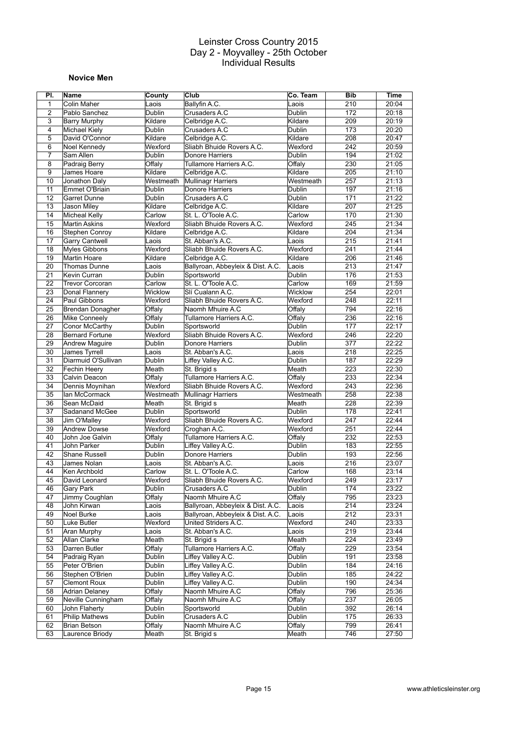# Leinster Cross Country 2015
## Day 2 - Moyvalley - 25th October
## Individual Results

### Novice Men

| Pl. | Name | County | Club | Co. Team | Bib | Time |
|---|---|---|---|---|---|---|
| 1 | Colin Maher | Laois | Ballyfin A.C. | Laois | 210 | 20:04 |
| 2 | Pablo Sanchez | Dublin | Crusaders A.C | Dublin | 172 | 20:18 |
| 3 | Barry Murphy | Kildare | Celbridge A.C. | Kildare | 209 | 20:19 |
| 4 | Michael Kiely | Dublin | Crusaders A.C | Dublin | 173 | 20:20 |
| 5 | David O'Connor | Kildare | Celbridge A.C. | Kildare | 208 | 20:47 |
| 6 | Noel Kennedy | Wexford | Sliabh Bhuide Rovers A.C. | Wexford | 242 | 20:59 |
| 7 | Sam Allen | Dublin | Donore Harriers | Dublin | 194 | 21:02 |
| 8 | Padraig Berry | Offaly | Tullamore Harriers A.C. | Offaly | 230 | 21:05 |
| 9 | James Hoare | Kildare | Celbridge A.C. | Kildare | 205 | 21:10 |
| 10 | Jonathon Daly | Westmeath | Mullinagr Harriers | Westmeath | 257 | 21:13 |
| 11 | Emmet O'Briain | Dublin | Donore Harriers | Dublin | 197 | 21:16 |
| 12 | Garret Dunne | Dublin | Crusaders A.C | Dublin | 171 | 21:22 |
| 13 | Jason Miley | Kildare | Celbridge A.C. | Kildare | 207 | 21:25 |
| 14 | Micheal Kelly | Carlow | St. L. O'Toole A.C. | Carlow | 170 | 21:30 |
| 15 | Martin Askins | Wexford | Sliabh Bhuide Rovers A.C. | Wexford | 245 | 21:34 |
| 16 | Stephen Conroy | Kildare | Celbridge A.C. | Kildare | 204 | 21:34 |
| 17 | Garry Cantwell | Laois | St. Abban's A.C. | Laois | 215 | 21:41 |
| 18 | Myles Gibbons | Wexford | Sliabh Bhuide Rovers A.C. | Wexford | 241 | 21:44 |
| 19 | Martin Hoare | Kildare | Celbridge A.C. | Kildare | 206 | 21:46 |
| 20 | Thomas Dunne | Laois | Ballyroan, Abbeyleix & Dist. A.C. | Laois | 213 | 21:47 |
| 21 | Kevin Curran | Dublin | Sportsworld | Dublin | 176 | 21:53 |
| 22 | Trevor Corcoran | Carlow | St. L. O'Toole A.C. | Carlow | 169 | 21:59 |
| 23 | Donal Flannery | Wicklow | Slí Cualann A.C. | Wicklow | 254 | 22:01 |
| 24 | Paul Gibbons | Wexford | Sliabh Bhuide Rovers A.C. | Wexford | 248 | 22:11 |
| 25 | Brendan Donagher | Offaly | Naomh Mhuire A.C | Offaly | 794 | 22:16 |
| 26 | Mike Conneely | Offaly | Tullamore Harriers A.C. | Offaly | 236 | 22:16 |
| 27 | Conor McCarthy | Dublin | Sportsworld | Dublin | 177 | 22:17 |
| 28 | Bernard Fortune | Wexford | Sliabh Bhuide Rovers A.C. | Wexford | 246 | 22:20 |
| 29 | Andrew Maguire | Dublin | Donore Harriers | Dublin | 377 | 22:22 |
| 30 | James Tyrrell | Laois | St. Abban's A.C. | Laois | 218 | 22:25 |
| 31 | Diarmuid O'Sullivan | Dublin | Liffey Valley A.C. | Dublin | 187 | 22:29 |
| 32 | Fechin Heery | Meath | St. Brigid s | Meath | 223 | 22:30 |
| 33 | Calvin Deacon | Offaly | Tullamore Harriers A.C. | Offaly | 233 | 22:34 |
| 34 | Dennis Moynihan | Wexford | Sliabh Bhuide Rovers A.C. | Wexford | 243 | 22:36 |
| 35 | Ian McCormack | Westmeath | Mullinagr Harriers | Westmeath | 258 | 22:38 |
| 36 | Sean McDaid | Meath | St. Brigid s | Meath | 228 | 22:39 |
| 37 | Sadanand McGee | Dublin | Sportsworld | Dublin | 178 | 22:41 |
| 38 | Jim O'Malley | Wexford | Sliabh Bhuide Rovers A.C. | Wexford | 247 | 22:44 |
| 39 | Andrew Dowse | Wexford | Croghan A.C. | Wexford | 251 | 22:44 |
| 40 | John Joe Galvin | Offaly | Tullamore Harriers A.C. | Offaly | 232 | 22:53 |
| 41 | John Parker | Dublin | Liffey Valley A.C. | Dublin | 183 | 22:55 |
| 42 | Shane Russell | Dublin | Donore Harriers | Dublin | 193 | 22:56 |
| 43 | James Nolan | Laois | St. Abban's A.C. | Laois | 216 | 23:07 |
| 44 | Ken Archbold | Carlow | St. L. O'Toole A.C. | Carlow | 168 | 23:14 |
| 45 | David Leonard | Wexford | Sliabh Bhuide Rovers A.C. | Wexford | 249 | 23:17 |
| 46 | Gary Park | Dublin | Crusaders A.C | Dublin | 174 | 23:22 |
| 47 | Jimmy Coughlan | Offaly | Naomh Mhuire A.C | Offaly | 795 | 23:23 |
| 48 | John Kirwan | Laois | Ballyroan, Abbeyleix & Dist. A.C. | Laois | 214 | 23:24 |
| 49 | Noel Burke | Laois | Ballyroan, Abbeyleix & Dist. A.C. | Laois | 212 | 23:31 |
| 50 | Luke Butler | Wexford | United Striders A.C. | Wexford | 240 | 23:33 |
| 51 | Aran Murphy | Laois | St. Abban's A.C. | Laois | 219 | 23:44 |
| 52 | Allan Clarke | Meath | St. Brigid s | Meath | 224 | 23:49 |
| 53 | Darren Butler | Offaly | Tullamore Harriers A.C. | Offaly | 229 | 23:54 |
| 54 | Padraig Ryan | Dublin | Liffey Valley A.C. | Dublin | 191 | 23:58 |
| 55 | Peter O'Brien | Dublin | Liffey Valley A.C. | Dublin | 184 | 24:16 |
| 56 | Stephen O'Brien | Dublin | Liffey Valley A.C. | Dublin | 185 | 24:22 |
| 57 | Clemont Roux | Dublin | Liffey Valley A.C. | Dublin | 190 | 24:34 |
| 58 | Adrian Delaney | Offaly | Naomh Mhuire A.C | Offaly | 796 | 25:36 |
| 59 | Neville Cunningham | Offaly | Naomh Mhuire A.C | Offaly | 237 | 26:05 |
| 60 | John Flaherty | Dublin | Sportsworld | Dublin | 392 | 26:14 |
| 61 | Philip Mathews | Dublin | Crusaders A.C | Dublin | 175 | 26:33 |
| 62 | Brian Betson | Offaly | Naomh Mhuire A.C | Offaly | 799 | 26:41 |
| 63 | Laurence Briody | Meath | St. Brigid s | Meath | 746 | 27:50 |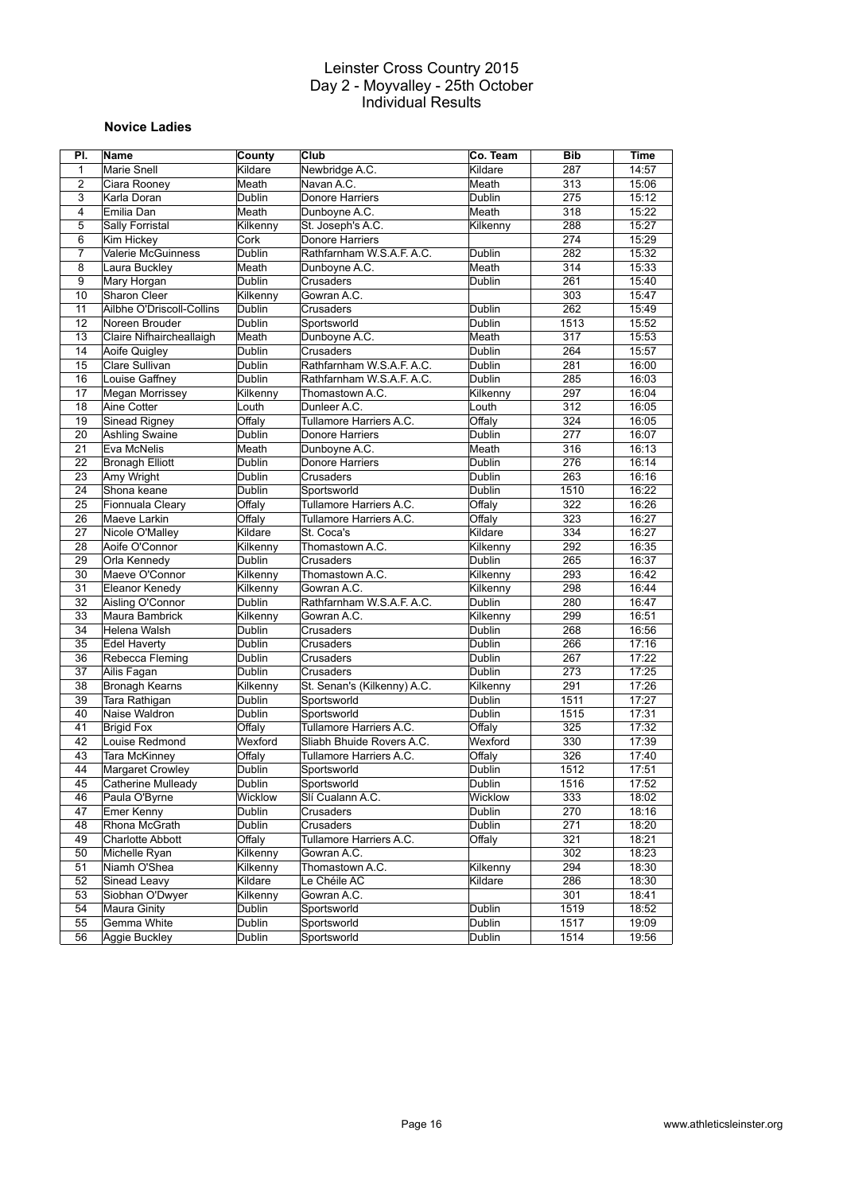# Leinster Cross Country 2015
## Day 2 - Moyvalley - 25th October
## Individual Results

### Novice Ladies

| Pl. | Name | County | Club | Co. Team | Bib | Time |
|---|---|---|---|---|---|---|
| 1 | Marie Snell | Kildare | Newbridge A.C. | Kildare | 287 | 14:57 |
| 2 | Ciara Rooney | Meath | Navan A.C. | Meath | 313 | 15:06 |
| 3 | Karla Doran | Dublin | Donore Harriers | Dublin | 275 | 15:12 |
| 4 | Emilia Dan | Meath | Dunboyne A.C. | Meath | 318 | 15:22 |
| 5 | Sally Forristal | Kilkenny | St. Joseph's A.C. | Kilkenny | 288 | 15:27 |
| 6 | Kim Hickey | Cork | Donore Harriers | | 274 | 15:29 |
| 7 | Valerie McGuinness | Dublin | Rathfarnham W.S.A.F. A.C. | Dublin | 282 | 15:32 |
| 8 | Laura Buckley | Meath | Dunboyne A.C. | Meath | 314 | 15:33 |
| 9 | Mary Horgan | Dublin | Crusaders | Dublin | 261 | 15:40 |
| 10 | Sharon Cleer | Kilkenny | Gowran A.C. | | 303 | 15:47 |
| 11 | Ailbhe O'Driscoll-Collins | Dublin | Crusaders | Dublin | 262 | 15:49 |
| 12 | Noreen Brouder | Dublin | Sportsworld | Dublin | 1513 | 15:52 |
| 13 | Claire Nifhaircheallaigh | Meath | Dunboyne A.C. | Meath | 317 | 15:53 |
| 14 | Aoife Quigley | Dublin | Crusaders | Dublin | 264 | 15:57 |
| 15 | Clare Sullivan | Dublin | Rathfarnham W.S.A.F. A.C. | Dublin | 281 | 16:00 |
| 16 | Louise Gaffney | Dublin | Rathfarnham W.S.A.F. A.C. | Dublin | 285 | 16:03 |
| 17 | Megan Morrissey | Kilkenny | Thomastown A.C. | Kilkenny | 297 | 16:04 |
| 18 | Aine Cotter | Louth | Dunleer A.C. | Louth | 312 | 16:05 |
| 19 | Sinead Rigney | Offaly | Tullamore Harriers A.C. | Offaly | 324 | 16:05 |
| 20 | Ashling Swaine | Dublin | Donore Harriers | Dublin | 277 | 16:07 |
| 21 | Eva McNelis | Meath | Dunboyne A.C. | Meath | 316 | 16:13 |
| 22 | Bronagh Elliott | Dublin | Donore Harriers | Dublin | 276 | 16:14 |
| 23 | Amy Wright | Dublin | Crusaders | Dublin | 263 | 16:16 |
| 24 | Shona keane | Dublin | Sportsworld | Dublin | 1510 | 16:22 |
| 25 | Fionnuala Cleary | Offaly | Tullamore Harriers A.C. | Offaly | 322 | 16:26 |
| 26 | Maeve Larkin | Offaly | Tullamore Harriers A.C. | Offaly | 323 | 16:27 |
| 27 | Nicole O'Malley | Kildare | St. Coca's | Kildare | 334 | 16:27 |
| 28 | Aoife O'Connor | Kilkenny | Thomastown A.C. | Kilkenny | 292 | 16:35 |
| 29 | Orla Kennedy | Dublin | Crusaders | Dublin | 265 | 16:37 |
| 30 | Maeve O'Connor | Kilkenny | Thomastown A.C. | Kilkenny | 293 | 16:42 |
| 31 | Eleanor Kenedy | Kilkenny | Gowran A.C. | Kilkenny | 298 | 16:44 |
| 32 | Aisling O'Connor | Dublin | Rathfarnham W.S.A.F. A.C. | Dublin | 280 | 16:47 |
| 33 | Maura Bambrick | Kilkenny | Gowran A.C. | Kilkenny | 299 | 16:51 |
| 34 | Helena Walsh | Dublin | Crusaders | Dublin | 268 | 16:56 |
| 35 | Edel Haverty | Dublin | Crusaders | Dublin | 266 | 17:16 |
| 36 | Rebecca Fleming | Dublin | Crusaders | Dublin | 267 | 17:22 |
| 37 | Ailis Fagan | Dublin | Crusaders | Dublin | 273 | 17:25 |
| 38 | Bronagh Kearns | Kilkenny | St. Senan's (Kilkenny) A.C. | Kilkenny | 291 | 17:26 |
| 39 | Tara Rathigan | Dublin | Sportsworld | Dublin | 1511 | 17:27 |
| 40 | Naise Waldron | Dublin | Sportsworld | Dublin | 1515 | 17:31 |
| 41 | Brigid Fox | Offaly | Tullamore Harriers A.C. | Offaly | 325 | 17:32 |
| 42 | Louise Redmond | Wexford | Sliabh Bhuide Rovers A.C. | Wexford | 330 | 17:39 |
| 43 | Tara McKinney | Offaly | Tullamore Harriers A.C. | Offaly | 326 | 17:40 |
| 44 | Margaret Crowley | Dublin | Sportsworld | Dublin | 1512 | 17:51 |
| 45 | Catherine Mulleady | Dublin | Sportsworld | Dublin | 1516 | 17:52 |
| 46 | Paula O'Byrne | Wicklow | Slí Cualann A.C. | Wicklow | 333 | 18:02 |
| 47 | Emer Kenny | Dublin | Crusaders | Dublin | 270 | 18:16 |
| 48 | Rhona McGrath | Dublin | Crusaders | Dublin | 271 | 18:20 |
| 49 | Charlotte Abbott | Offaly | Tullamore Harriers A.C. | Offaly | 321 | 18:21 |
| 50 | Michelle Ryan | Kilkenny | Gowran A.C. | | 302 | 18:23 |
| 51 | Niamh O'Shea | Kilkenny | Thomastown A.C. | Kilkenny | 294 | 18:30 |
| 52 | Sinead Leavy | Kildare | Le Chéile AC | Kildare | 286 | 18:30 |
| 53 | Siobhan O'Dwyer | Kilkenny | Gowran A.C. | | 301 | 18:41 |
| 54 | Maura Ginity | Dublin | Sportsworld | Dublin | 1519 | 18:52 |
| 55 | Gemma White | Dublin | Sportsworld | Dublin | 1517 | 19:09 |
| 56 | Aggie Buckley | Dublin | Sportsworld | Dublin | 1514 | 19:56 |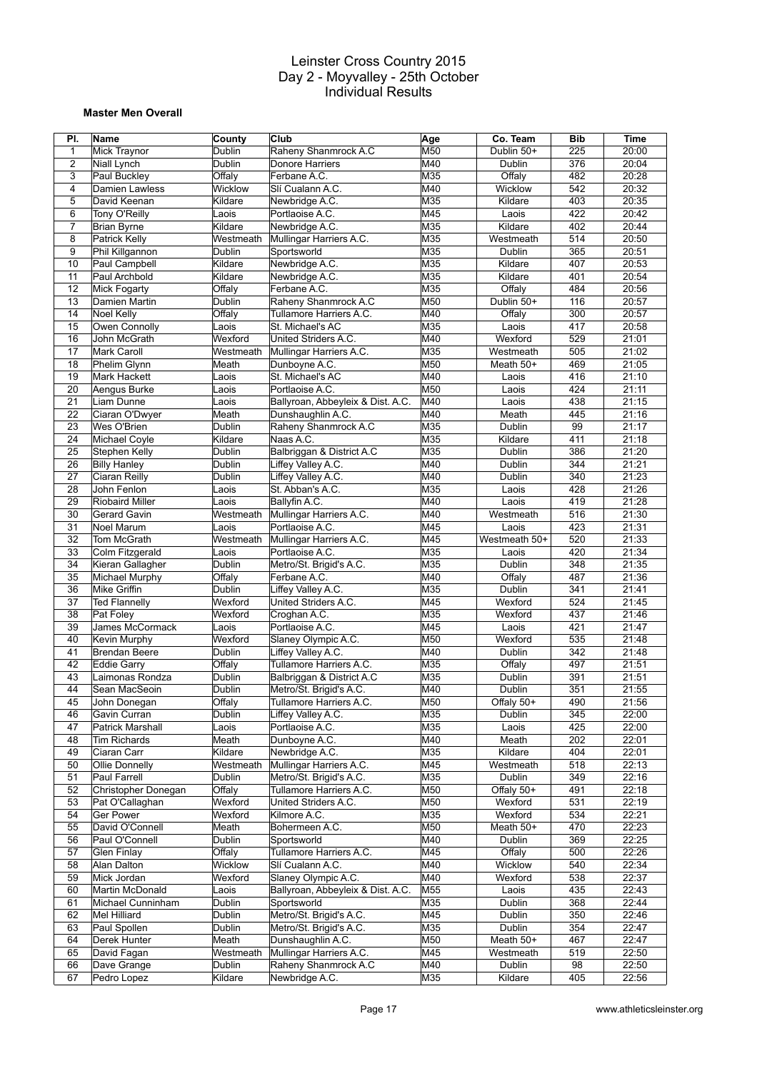# Leinster Cross Country 2015
## Day 2 - Moyvalley - 25th October
## Individual Results

**Master Men Overall**

| Pl. | Name | County | Club | Age | Co. Team | Bib | Time |
|---|---|---|---|---|---|---|---|
| 1 | Mick Traynor | Dublin | Raheny Shanmrock A.C | M50 | Dublin 50+ | 225 | 20:00 |
| 2 | Niall Lynch | Dublin | Donore Harriers | M40 | Dublin | 376 | 20:04 |
| 3 | Paul Buckley | Offaly | Ferbane A.C. | M35 | Offaly | 482 | 20:28 |
| 4 | Damien Lawless | Wicklow | Slí Cualann A.C. | M40 | Wicklow | 542 | 20:32 |
| 5 | David Keenan | Kildare | Newbridge A.C. | M35 | Kildare | 403 | 20:35 |
| 6 | Tony O'Reilly | Laois | Portlaoise A.C. | M45 | Laois | 422 | 20:42 |
| 7 | Brian Byrne | Kildare | Newbridge A.C. | M35 | Kildare | 402 | 20:44 |
| 8 | Patrick Kelly | Westmeath | Mullingar Harriers A.C. | M35 | Westmeath | 514 | 20:50 |
| 9 | Phil Killgannon | Dublin | Sportsworld | M35 | Dublin | 365 | 20:51 |
| 10 | Paul Campbell | Kildare | Newbridge A.C. | M35 | Kildare | 407 | 20:53 |
| 11 | Paul Archbold | Kildare | Newbridge A.C. | M35 | Kildare | 401 | 20:54 |
| 12 | Mick Fogarty | Offaly | Ferbane A.C. | M35 | Offaly | 484 | 20:56 |
| 13 | Damien Martin | Dublin | Raheny Shanmrock A.C | M50 | Dublin 50+ | 116 | 20:57 |
| 14 | Noel Kelly | Offaly | Tullamore Harriers A.C. | M40 | Offaly | 300 | 20:57 |
| 15 | Owen Connolly | Laois | St. Michael's AC | M35 | Laois | 417 | 20:58 |
| 16 | John McGrath | Wexford | United Striders A.C. | M40 | Wexford | 529 | 21:01 |
| 17 | Mark Caroll | Westmeath | Mullingar Harriers A.C. | M35 | Westmeath | 505 | 21:02 |
| 18 | Phelim Glynn | Meath | Dunboyne A.C. | M50 | Meath 50+ | 469 | 21:05 |
| 19 | Mark Hackett | Laois | St. Michael's AC | M40 | Laois | 416 | 21:10 |
| 20 | Aengus Burke | Laois | Portlaoise A.C. | M50 | Laois | 424 | 21:11 |
| 21 | Liam Dunne | Laois | Ballyroan, Abbeyleix & Dist. A.C. | M40 | Laois | 438 | 21:15 |
| 22 | Ciaran O'Dwyer | Meath | Dunshaughlin A.C. | M40 | Meath | 445 | 21:16 |
| 23 | Wes O'Brien | Dublin | Raheny Shanmrock A.C | M35 | Dublin | 99 | 21:17 |
| 24 | Michael Coyle | Kildare | Naas A.C. | M35 | Kildare | 411 | 21:18 |
| 25 | Stephen Kelly | Dublin | Balbriggan & District A.C | M35 | Dublin | 386 | 21:20 |
| 26 | Billy Hanley | Dublin | Liffey Valley A.C. | M40 | Dublin | 344 | 21:21 |
| 27 | Ciaran Reilly | Dublin | Liffey Valley A.C. | M40 | Dublin | 340 | 21:23 |
| 28 | John Fenlon | Laois | St. Abban's A.C. | M35 | Laois | 428 | 21:26 |
| 29 | Riobaird Miller | Laois | Ballyfin A.C. | M40 | Laois | 419 | 21:28 |
| 30 | Gerard Gavin | Westmeath | Mullingar Harriers A.C. | M40 | Westmeath | 516 | 21:30 |
| 31 | Noel Marum | Laois | Portlaoise A.C. | M45 | Laois | 423 | 21:31 |
| 32 | Tom McGrath | Westmeath | Mullingar Harriers A.C. | M45 | Westmeath 50+ | 520 | 21:33 |
| 33 | Colm Fitzgerald | Laois | Portlaoise A.C. | M35 | Laois | 420 | 21:34 |
| 34 | Kieran Gallagher | Dublin | Metro/St. Brigid's A.C. | M35 | Dublin | 348 | 21:35 |
| 35 | Michael Murphy | Offaly | Ferbane A.C. | M40 | Offaly | 487 | 21:36 |
| 36 | Mike Griffin | Dublin | Liffey Valley A.C. | M35 | Dublin | 341 | 21:41 |
| 37 | Ted Flannelly | Wexford | United Striders A.C. | M45 | Wexford | 524 | 21:45 |
| 38 | Pat Foley | Wexford | Croghan A.C. | M35 | Wexford | 437 | 21:46 |
| 39 | James McCormack | Laois | Portlaoise A.C. | M45 | Laois | 421 | 21:47 |
| 40 | Kevin Murphy | Wexford | Slaney Olympic A.C. | M50 | Wexford | 535 | 21:48 |
| 41 | Brendan Beere | Dublin | Liffey Valley A.C. | M40 | Dublin | 342 | 21:48 |
| 42 | Eddie Garry | Offaly | Tullamore Harriers A.C. | M35 | Offaly | 497 | 21:51 |
| 43 | Laimonas Rondza | Dublin | Balbriggan & District A.C | M35 | Dublin | 391 | 21:51 |
| 44 | Sean MacSeoin | Dublin | Metro/St. Brigid's A.C. | M40 | Dublin | 351 | 21:55 |
| 45 | John Donegan | Offaly | Tullamore Harriers A.C. | M50 | Offaly 50+ | 490 | 21:56 |
| 46 | Gavin Curran | Dublin | Liffey Valley A.C. | M35 | Dublin | 345 | 22:00 |
| 47 | Patrick Marshall | Laois | Portlaoise A.C. | M35 | Laois | 425 | 22:00 |
| 48 | Tim Richards | Meath | Dunboyne A.C. | M40 | Meath | 202 | 22:01 |
| 49 | Ciaran Carr | Kildare | Newbridge A.C. | M35 | Kildare | 404 | 22:01 |
| 50 | Ollie Donnelly | Westmeath | Mullingar Harriers A.C. | M45 | Westmeath | 518 | 22:13 |
| 51 | Paul Farrell | Dublin | Metro/St. Brigid's A.C. | M35 | Dublin | 349 | 22:16 |
| 52 | Christopher Donegan | Offaly | Tullamore Harriers A.C. | M50 | Offaly 50+ | 491 | 22:18 |
| 53 | Pat O'Callaghan | Wexford | United Striders A.C. | M50 | Wexford | 531 | 22:19 |
| 54 | Ger Power | Wexford | Kilmore A.C. | M35 | Wexford | 534 | 22:21 |
| 55 | David O'Connell | Meath | Bohermeen A.C. | M50 | Meath 50+ | 470 | 22:23 |
| 56 | Paul O'Connell | Dublin | Sportsworld | M40 | Dublin | 369 | 22:25 |
| 57 | Glen Finlay | Offaly | Tullamore Harriers A.C. | M45 | Offaly | 500 | 22:26 |
| 58 | Alan Dalton | Wicklow | Slí Cualann A.C. | M40 | Wicklow | 540 | 22:34 |
| 59 | Mick Jordan | Wexford | Slaney Olympic A.C. | M40 | Wexford | 538 | 22:37 |
| 60 | Martin McDonald | Laois | Ballyroan, Abbeyleix & Dist. A.C. | M55 | Laois | 435 | 22:43 |
| 61 | Michael Cunninham | Dublin | Sportsworld | M35 | Dublin | 368 | 22:44 |
| 62 | Mel Hilliard | Dublin | Metro/St. Brigid's A.C. | M45 | Dublin | 350 | 22:46 |
| 63 | Paul Spollen | Dublin | Metro/St. Brigid's A.C. | M35 | Dublin | 354 | 22:47 |
| 64 | Derek Hunter | Meath | Dunshaughlin A.C. | M50 | Meath 50+ | 467 | 22:47 |
| 65 | David Fagan | Westmeath | Mullingar Harriers A.C. | M45 | Westmeath | 519 | 22:50 |
| 66 | Dave Grange | Dublin | Raheny Shanmrock A.C | M40 | Dublin | 98 | 22:50 |
| 67 | Pedro Lopez | Kildare | Newbridge A.C. | M35 | Kildare | 405 | 22:56 |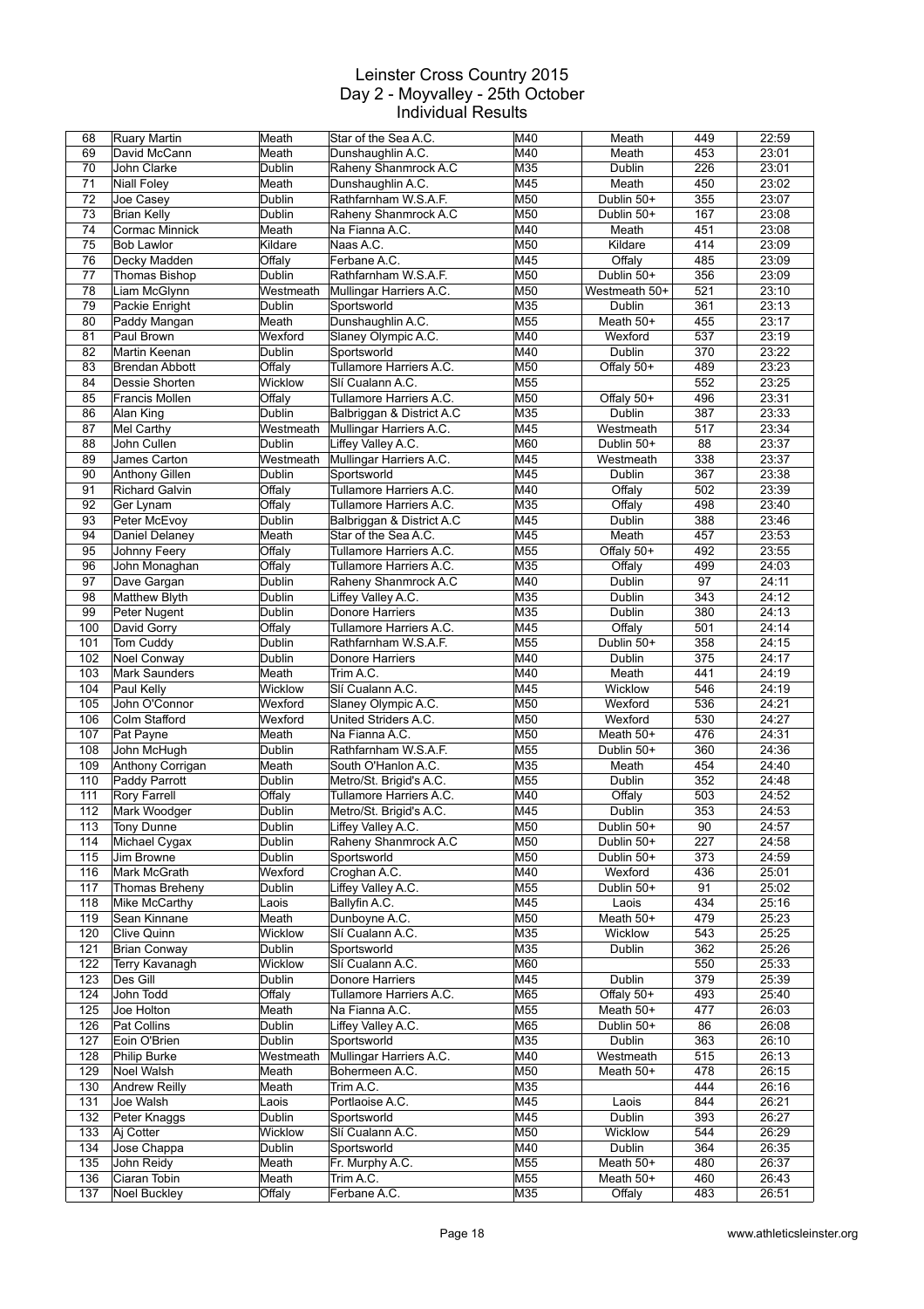# Leinster Cross Country 2015
## Day 2 - Moyvalley - 25th October
### Individual Results

| | | | | | | | |
|---|---|---|---|---|---|---|---|
| 68 | Ruary Martin | Meath | Star of the Sea A.C. | M40 | Meath | 449 | 22:59 |
| 69 | David McCann | Meath | Dunshaughlin A.C. | M40 | Meath | 453 | 23:01 |
| 70 | John Clarke | Dublin | Raheny Shanmrock A.C | M35 | Dublin | 226 | 23:01 |
| 71 | Niall Foley | Meath | Dunshaughlin A.C. | M45 | Meath | 450 | 23:02 |
| 72 | Joe Casey | Dublin | Rathfarnham W.S.A.F. | M50 | Dublin 50+ | 355 | 23:07 |
| 73 | Brian Kelly | Dublin | Raheny Shanmrock A.C | M50 | Dublin 50+ | 167 | 23:08 |
| 74 | Cormac Minnick | Meath | Na Fianna A.C. | M40 | Meath | 451 | 23:08 |
| 75 | Bob Lawlor | Kildare | Naas A.C. | M50 | Kildare | 414 | 23:09 |
| 76 | Decky Madden | Offaly | Ferbane A.C. | M45 | Offaly | 485 | 23:09 |
| 77 | Thomas Bishop | Dublin | Rathfarnham W.S.A.F. | M50 | Dublin 50+ | 356 | 23:09 |
| 78 | Liam McGlynn | Westmeath | Mullingar Harriers A.C. | M50 | Westmeath 50+ | 521 | 23:10 |
| 79 | Packie Enright | Dublin | Sportsworld | M35 | Dublin | 361 | 23:13 |
| 80 | Paddy Mangan | Meath | Dunshaughlin A.C. | M55 | Meath 50+ | 455 | 23:17 |
| 81 | Paul Brown | Wexford | Slaney Olympic A.C. | M40 | Wexford | 537 | 23:19 |
| 82 | Martin Keenan | Dublin | Sportsworld | M40 | Dublin | 370 | 23:22 |
| 83 | Brendan Abbott | Offaly | Tullamore Harriers A.C. | M50 | Offaly 50+ | 489 | 23:23 |
| 84 | Dessie Shorten | Wicklow | Slí Cualann A.C. | M55 | | 552 | 23:25 |
| 85 | Francis Mollen | Offaly | Tullamore Harriers A.C. | M50 | Offaly 50+ | 496 | 23:31 |
| 86 | Alan King | Dublin | Balbriggan & District A.C | M35 | Dublin | 387 | 23:33 |
| 87 | Mel Carthy | Westmeath | Mullingar Harriers A.C. | M45 | Westmeath | 517 | 23:34 |
| 88 | John Cullen | Dublin | Liffey Valley A.C. | M60 | Dublin 50+ | 88 | 23:37 |
| 89 | James Carton | Westmeath | Mullingar Harriers A.C. | M45 | Westmeath | 338 | 23:37 |
| 90 | Anthony Gillen | Dublin | Sportsworld | M45 | Dublin | 367 | 23:38 |
| 91 | Richard Galvin | Offaly | Tullamore Harriers A.C. | M40 | Offaly | 502 | 23:39 |
| 92 | Ger Lynam | Offaly | Tullamore Harriers A.C. | M35 | Offaly | 498 | 23:40 |
| 93 | Peter McEvoy | Dublin | Balbriggan & District A.C | M45 | Dublin | 388 | 23:46 |
| 94 | Daniel Delaney | Meath | Star of the Sea A.C. | M45 | Meath | 457 | 23:53 |
| 95 | Johnny Feery | Offaly | Tullamore Harriers A.C. | M55 | Offaly 50+ | 492 | 23:55 |
| 96 | John Monaghan | Offaly | Tullamore Harriers A.C. | M35 | Offaly | 499 | 24:03 |
| 97 | Dave Gargan | Dublin | Raheny Shanmrock A.C | M40 | Dublin | 97 | 24:11 |
| 98 | Matthew Blyth | Dublin | Liffey Valley A.C. | M35 | Dublin | 343 | 24:12 |
| 99 | Peter Nugent | Dublin | Donore Harriers | M35 | Dublin | 380 | 24:13 |
| 100 | David Gorry | Offaly | Tullamore Harriers A.C. | M45 | Offaly | 501 | 24:14 |
| 101 | Tom Cuddy | Dublin | Rathfarnham W.S.A.F. | M55 | Dublin 50+ | 358 | 24:15 |
| 102 | Noel Conway | Dublin | Donore Harriers | M40 | Dublin | 375 | 24:17 |
| 103 | Mark Saunders | Meath | Trim A.C. | M40 | Meath | 441 | 24:19 |
| 104 | Paul Kelly | Wicklow | Slí Cualann A.C. | M45 | Wicklow | 546 | 24:19 |
| 105 | John O'Connor | Wexford | Slaney Olympic A.C. | M50 | Wexford | 536 | 24:21 |
| 106 | Colm Stafford | Wexford | United Striders A.C. | M50 | Wexford | 530 | 24:27 |
| 107 | Pat Payne | Meath | Na Fianna A.C. | M50 | Meath 50+ | 476 | 24:31 |
| 108 | John McHugh | Dublin | Rathfarnham W.S.A.F. | M55 | Dublin 50+ | 360 | 24:36 |
| 109 | Anthony Corrigan | Meath | South O'Hanlon A.C. | M35 | Meath | 454 | 24:40 |
| 110 | Paddy Parrott | Dublin | Metro/St. Brigid's A.C. | M55 | Dublin | 352 | 24:48 |
| 111 | Rory Farrell | Offaly | Tullamore Harriers A.C. | M40 | Offaly | 503 | 24:52 |
| 112 | Mark Woodger | Dublin | Metro/St. Brigid's A.C. | M45 | Dublin | 353 | 24:53 |
| 113 | Tony Dunne | Dublin | Liffey Valley A.C. | M50 | Dublin 50+ | 90 | 24:57 |
| 114 | Michael Cygax | Dublin | Raheny Shanmrock A.C | M50 | Dublin 50+ | 227 | 24:58 |
| 115 | Jim Browne | Dublin | Sportsworld | M50 | Dublin 50+ | 373 | 24:59 |
| 116 | Mark McGrath | Wexford | Croghan A.C. | M40 | Wexford | 436 | 25:01 |
| 117 | Thomas Breheny | Dublin | Liffey Valley A.C. | M55 | Dublin 50+ | 91 | 25:02 |
| 118 | Mike McCarthy | Laois | Ballyfin A.C. | M45 | Laois | 434 | 25:16 |
| 119 | Sean Kinnane | Meath | Dunboyne A.C. | M50 | Meath 50+ | 479 | 25:23 |
| 120 | Clive Quinn | Wicklow | Slí Cualann A.C. | M35 | Wicklow | 543 | 25:25 |
| 121 | Brian Conway | Dublin | Sportsworld | M35 | Dublin | 362 | 25:26 |
| 122 | Terry Kavanagh | Wicklow | Slí Cualann A.C. | M60 | | 550 | 25:33 |
| 123 | Des Gill | Dublin | Donore Harriers | M45 | Dublin | 379 | 25:39 |
| 124 | John Todd | Offaly | Tullamore Harriers A.C. | M65 | Offaly 50+ | 493 | 25:40 |
| 125 | Joe Holton | Meath | Na Fianna A.C. | M55 | Meath 50+ | 477 | 26:03 |
| 126 | Pat Collins | Dublin | Liffey Valley A.C. | M65 | Dublin 50+ | 86 | 26:08 |
| 127 | Eoin O'Brien | Dublin | Sportsworld | M35 | Dublin | 363 | 26:10 |
| 128 | Philip Burke | Westmeath | Mullingar Harriers A.C. | M40 | Westmeath | 515 | 26:13 |
| 129 | Noel Walsh | Meath | Bohermeen A.C. | M50 | Meath 50+ | 478 | 26:15 |
| 130 | Andrew Reilly | Meath | Trim A.C. | M35 | | 444 | 26:16 |
| 131 | Joe Walsh | Laois | Portlaoise A.C. | M45 | Laois | 844 | 26:21 |
| 132 | Peter Knaggs | Dublin | Sportsworld | M45 | Dublin | 393 | 26:27 |
| 133 | Aj Cotter | Wicklow | Slí Cualann A.C. | M50 | Wicklow | 544 | 26:29 |
| 134 | Jose Chappa | Dublin | Sportsworld | M40 | Dublin | 364 | 26:35 |
| 135 | John Reidy | Meath | Fr. Murphy A.C. | M55 | Meath 50+ | 480 | 26:37 |
| 136 | Ciaran Tobin | Meath | Trim A.C. | M55 | Meath 50+ | 460 | 26:43 |
| 137 | Noel Buckley | Offaly | Ferbane A.C. | M35 | Offaly | 483 | 26:51 |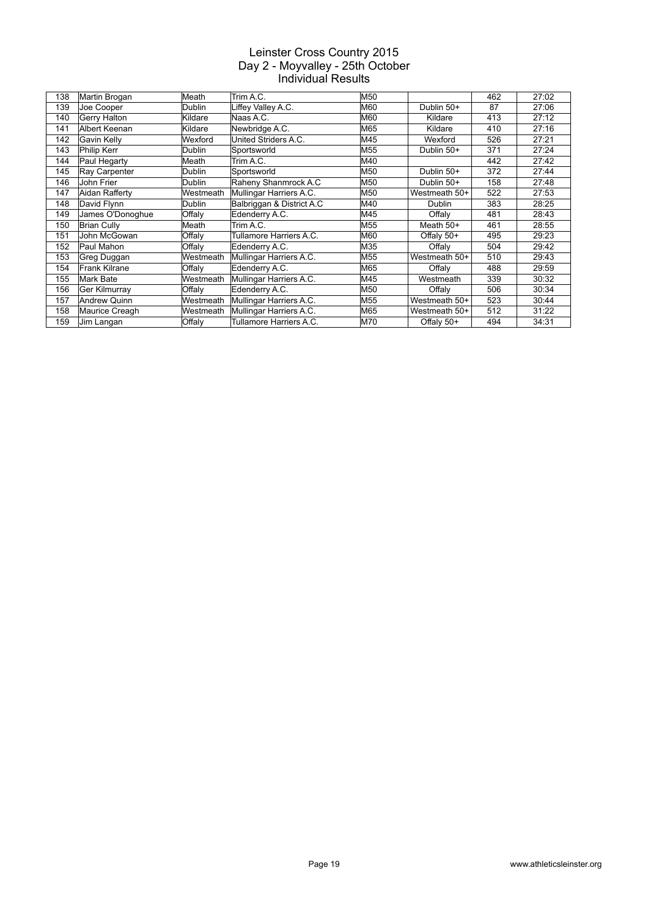# Leinster Cross Country 2015
## Day 2 - Moyvalley - 25th October
### Individual Results

| | | | | | | | |
|---|---|---|---|---|---|---|---|
| 138 | Martin Brogan | Meath | Trim A.C. | M50 | | 462 | 27:02 |
| 139 | Joe Cooper | Dublin | Liffey Valley A.C. | M60 | Dublin 50+ | 87 | 27:06 |
| 140 | Gerry Halton | Kildare | Naas A.C. | M60 | Kildare | 413 | 27:12 |
| 141 | Albert Keenan | Kildare | Newbridge A.C. | M65 | Kildare | 410 | 27:16 |
| 142 | Gavin Kelly | Wexford | United Striders A.C. | M45 | Wexford | 526 | 27:21 |
| 143 | Philip Kerr | Dublin | Sportsworld | M55 | Dublin 50+ | 371 | 27:24 |
| 144 | Paul Hegarty | Meath | Trim A.C. | M40 | | 442 | 27:42 |
| 145 | Ray Carpenter | Dublin | Sportsworld | M50 | Dublin 50+ | 372 | 27:44 |
| 146 | John Frier | Dublin | Raheny Shanmrock A.C | M50 | Dublin 50+ | 158 | 27:48 |
| 147 | Aidan Rafferty | Westmeath | Mullingar Harriers A.C. | M50 | Westmeath 50+ | 522 | 27:53 |
| 148 | David Flynn | Dublin | Balbriggan & District A.C | M40 | Dublin | 383 | 28:25 |
| 149 | James O'Donoghue | Offaly | Edenderry A.C. | M45 | Offaly | 481 | 28:43 |
| 150 | Brian Cully | Meath | Trim A.C. | M55 | Meath 50+ | 461 | 28:55 |
| 151 | John McGowan | Offaly | Tullamore Harriers A.C. | M60 | Offaly 50+ | 495 | 29:23 |
| 152 | Paul Mahon | Offaly | Edenderry A.C. | M35 | Offaly | 504 | 29:42 |
| 153 | Greg Duggan | Westmeath | Mullingar Harriers A.C. | M55 | Westmeath 50+ | 510 | 29:43 |
| 154 | Frank Kilrane | Offaly | Edenderry A.C. | M65 | Offaly | 488 | 29:59 |
| 155 | Mark Bate | Westmeath | Mullingar Harriers A.C. | M45 | Westmeath | 339 | 30:32 |
| 156 | Ger Kilmurray | Offaly | Edenderry A.C. | M50 | Offaly | 506 | 30:34 |
| 157 | Andrew Quinn | Westmeath | Mullingar Harriers A.C. | M55 | Westmeath 50+ | 523 | 30:44 |
| 158 | Maurice Creagh | Westmeath | Mullingar Harriers A.C. | M65 | Westmeath 50+ | 512 | 31:22 |
| 159 | Jim Langan | Offaly | Tullamore Harriers A.C. | M70 | Offaly 50+ | 494 | 34:31 |

www.athleticsleinster.org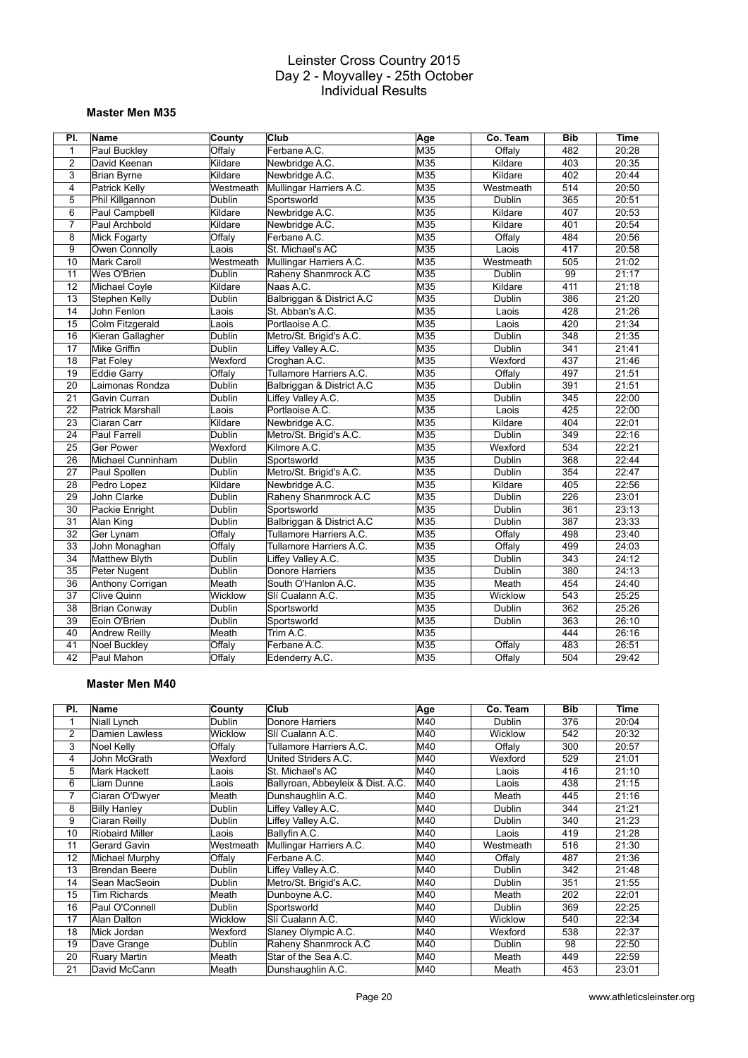# Leinster Cross Country 2015
# Day 2 - Moyvalley - 25th October
# Individual Results

### Master Men M35

| Pl. | Name | County | Club | Age | Co. Team | Bib | Time |
|---|---|---|---|---|---|---|---|
| 1 | Paul Buckley | Offaly | Ferbane A.C. | M35 | Offaly | 482 | 20:28 |
| 2 | David Keenan | Kildare | Newbridge A.C. | M35 | Kildare | 403 | 20:35 |
| 3 | Brian Byrne | Kildare | Newbridge A.C. | M35 | Kildare | 402 | 20:44 |
| 4 | Patrick Kelly | Westmeath | Mullingar Harriers A.C. | M35 | Westmeath | 514 | 20:50 |
| 5 | Phil Killgannon | Dublin | Sportsworld | M35 | Dublin | 365 | 20:51 |
| 6 | Paul Campbell | Kildare | Newbridge A.C. | M35 | Kildare | 407 | 20:53 |
| 7 | Paul Archbold | Kildare | Newbridge A.C. | M35 | Kildare | 401 | 20:54 |
| 8 | Mick Fogarty | Offaly | Ferbane A.C. | M35 | Offaly | 484 | 20:56 |
| 9 | Owen Connolly | Laois | St. Michael's AC | M35 | Laois | 417 | 20:58 |
| 10 | Mark Caroll | Westmeath | Mullingar Harriers A.C. | M35 | Westmeath | 505 | 21:02 |
| 11 | Wes O'Brien | Dublin | Raheny Shanmrock A.C | M35 | Dublin | 99 | 21:17 |
| 12 | Michael Coyle | Kildare | Naas A.C. | M35 | Kildare | 411 | 21:18 |
| 13 | Stephen Kelly | Dublin | Balbriggan & District A.C | M35 | Dublin | 386 | 21:20 |
| 14 | John Fenlon | Laois | St. Abban's A.C. | M35 | Laois | 428 | 21:26 |
| 15 | Colm Fitzgerald | Laois | Portlaoise A.C. | M35 | Laois | 420 | 21:34 |
| 16 | Kieran Gallagher | Dublin | Metro/St. Brigid's A.C. | M35 | Dublin | 348 | 21:35 |
| 17 | Mike Griffin | Dublin | Liffey Valley A.C. | M35 | Dublin | 341 | 21:41 |
| 18 | Pat Foley | Wexford | Croghan A.C. | M35 | Wexford | 437 | 21:46 |
| 19 | Eddie Garry | Offaly | Tullamore Harriers A.C. | M35 | Offaly | 497 | 21:51 |
| 20 | Laimonas Rondza | Dublin | Balbriggan & District A.C | M35 | Dublin | 391 | 21:51 |
| 21 | Gavin Curran | Dublin | Liffey Valley A.C. | M35 | Dublin | 345 | 22:00 |
| 22 | Patrick Marshall | Laois | Portlaoise A.C. | M35 | Laois | 425 | 22:00 |
| 23 | Ciaran Carr | Kildare | Newbridge A.C. | M35 | Kildare | 404 | 22:01 |
| 24 | Paul Farrell | Dublin | Metro/St. Brigid's A.C. | M35 | Dublin | 349 | 22:16 |
| 25 | Ger Power | Wexford | Kilmore A.C. | M35 | Wexford | 534 | 22:21 |
| 26 | Michael Cunninham | Dublin | Sportsworld | M35 | Dublin | 368 | 22:44 |
| 27 | Paul Spollen | Dublin | Metro/St. Brigid's A.C. | M35 | Dublin | 354 | 22:47 |
| 28 | Pedro Lopez | Kildare | Newbridge A.C. | M35 | Kildare | 405 | 22:56 |
| 29 | John Clarke | Dublin | Raheny Shanmrock A.C | M35 | Dublin | 226 | 23:01 |
| 30 | Packie Enright | Dublin | Sportsworld | M35 | Dublin | 361 | 23:13 |
| 31 | Alan King | Dublin | Balbriggan & District A.C | M35 | Dublin | 387 | 23:33 |
| 32 | Ger Lynam | Offaly | Tullamore Harriers A.C. | M35 | Offaly | 498 | 23:40 |
| 33 | John Monaghan | Offaly | Tullamore Harriers A.C. | M35 | Offaly | 499 | 24:03 |
| 34 | Matthew Blyth | Dublin | Liffey Valley A.C. | M35 | Dublin | 343 | 24:12 |
| 35 | Peter Nugent | Dublin | Donore Harriers | M35 | Dublin | 380 | 24:13 |
| 36 | Anthony Corrigan | Meath | South O'Hanlon A.C. | M35 | Meath | 454 | 24:40 |
| 37 | Clive Quinn | Wicklow | Slí Cualann A.C. | M35 | Wicklow | 543 | 25:25 |
| 38 | Brian Conway | Dublin | Sportsworld | M35 | Dublin | 362 | 25:26 |
| 39 | Eoin O'Brien | Dublin | Sportsworld | M35 | Dublin | 363 | 26:10 |
| 40 | Andrew Reilly | Meath | Trim A.C. | M35 |  | 444 | 26:16 |
| 41 | Noel Buckley | Offaly | Ferbane A.C. | M35 | Offaly | 483 | 26:51 |
| 42 | Paul Mahon | Offaly | Edenderry A.C. | M35 | Offaly | 504 | 29:42 |

### Master Men M40

| Pl. | Name | County | Club | Age | Co. Team | Bib | Time |
|---|---|---|---|---|---|---|---|
| 1 | Niall Lynch | Dublin | Donore Harriers | M40 | Dublin | 376 | 20:04 |
| 2 | Damien Lawless | Wicklow | Slí Cualann A.C. | M40 | Wicklow | 542 | 20:32 |
| 3 | Noel Kelly | Offaly | Tullamore Harriers A.C. | M40 | Offaly | 300 | 20:57 |
| 4 | John McGrath | Wexford | United Striders A.C. | M40 | Wexford | 529 | 21:01 |
| 5 | Mark Hackett | Laois | St. Michael's AC | M40 | Laois | 416 | 21:10 |
| 6 | Liam Dunne | Laois | Ballyroan, Abbeyleix & Dist. A.C. | M40 | Laois | 438 | 21:15 |
| 7 | Ciaran O'Dwyer | Meath | Dunshaughlin A.C. | M40 | Meath | 445 | 21:16 |
| 8 | Billy Hanley | Dublin | Liffey Valley A.C. | M40 | Dublin | 344 | 21:21 |
| 9 | Ciaran Reilly | Dublin | Liffey Valley A.C. | M40 | Dublin | 340 | 21:23 |
| 10 | Riobaird Miller | Laois | Ballyfin A.C. | M40 | Laois | 419 | 21:28 |
| 11 | Gerard Gavin | Westmeath | Mullingar Harriers A.C. | M40 | Westmeath | 516 | 21:30 |
| 12 | Michael Murphy | Offaly | Ferbane A.C. | M40 | Offaly | 487 | 21:36 |
| 13 | Brendan Beere | Dublin | Liffey Valley A.C. | M40 | Dublin | 342 | 21:48 |
| 14 | Sean MacSeoin | Dublin | Metro/St. Brigid's A.C. | M40 | Dublin | 351 | 21:55 |
| 15 | Tim Richards | Meath | Dunboyne A.C. | M40 | Meath | 202 | 22:01 |
| 16 | Paul O'Connell | Dublin | Sportsworld | M40 | Dublin | 369 | 22:25 |
| 17 | Alan Dalton | Wicklow | Slí Cualann A.C. | M40 | Wicklow | 540 | 22:34 |
| 18 | Mick Jordan | Wexford | Slaney Olympic A.C. | M40 | Wexford | 538 | 22:37 |
| 19 | Dave Grange | Dublin | Raheny Shanmrock A.C | M40 | Dublin | 98 | 22:50 |
| 20 | Ruary Martin | Meath | Star of the Sea A.C. | M40 | Meath | 449 | 22:59 |
| 21 | David McCann | Meath | Dunshaughlin A.C. | M40 | Meath | 453 | 23:01 |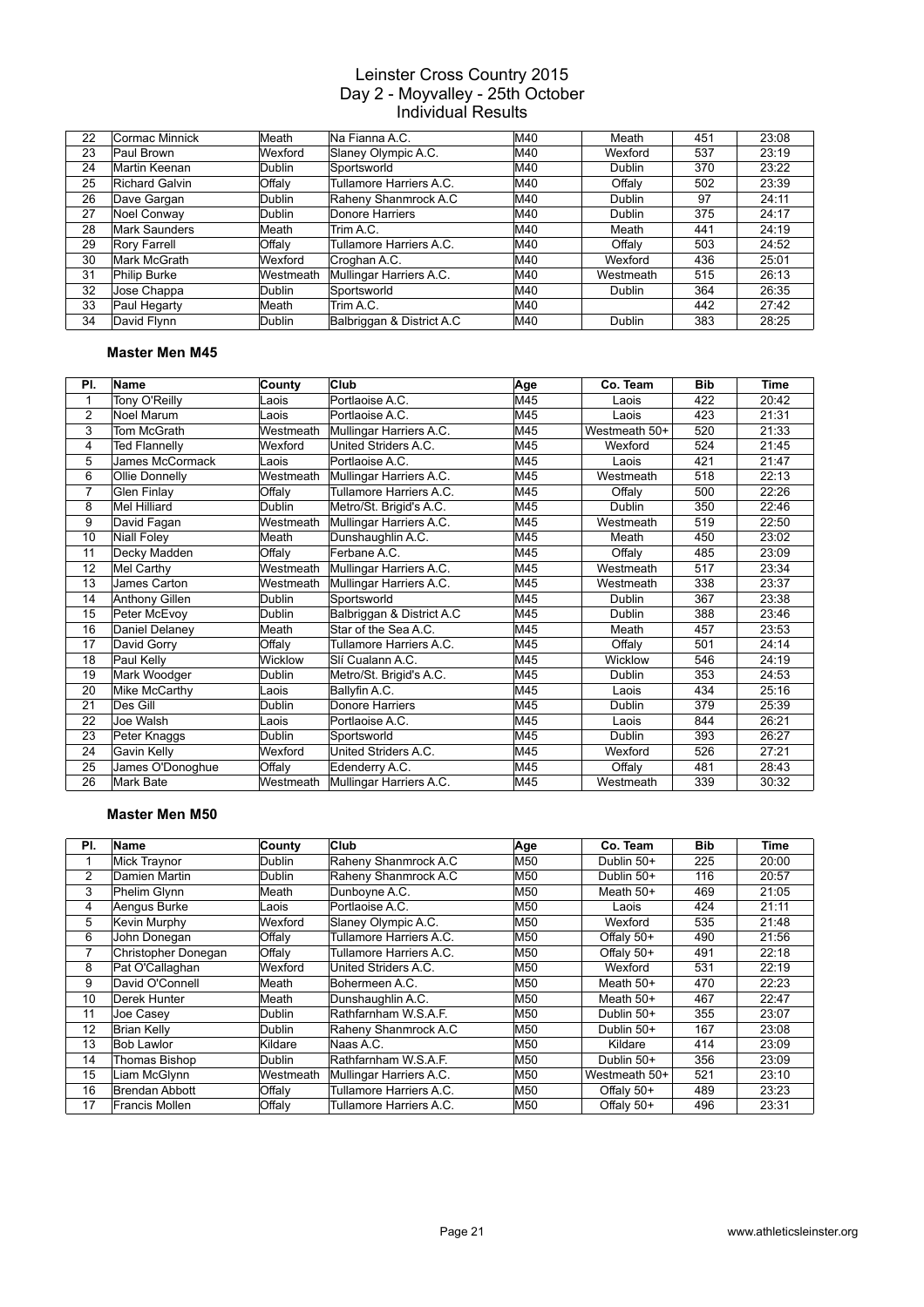# Leinster Cross Country 2015
## Day 2 - Moyvalley - 25th October
## Individual Results

| Pl. | Name | County | Club | Age | Co. Team | Bib | Time |
|---|---|---|---|---|---|---|---|
| 22 | Cormac Minnick | Meath | Na Fianna A.C. | M40 | Meath | 451 | 23:08 |
| 23 | Paul Brown | Wexford | Slaney Olympic A.C. | M40 | Wexford | 537 | 23:19 |
| 24 | Martin Keenan | Dublin | Sportsworld | M40 | Dublin | 370 | 23:22 |
| 25 | Richard Galvin | Offaly | Tullamore Harriers A.C. | M40 | Offaly | 502 | 23:39 |
| 26 | Dave Gargan | Dublin | Raheny Shanmrock A.C | M40 | Dublin | 97 | 24:11 |
| 27 | Noel Conway | Dublin | Donore Harriers | M40 | Dublin | 375 | 24:17 |
| 28 | Mark Saunders | Meath | Trim A.C. | M40 | Meath | 441 | 24:19 |
| 29 | Rory Farrell | Offaly | Tullamore Harriers A.C. | M40 | Offaly | 503 | 24:52 |
| 30 | Mark McGrath | Wexford | Croghan A.C. | M40 | Wexford | 436 | 25:01 |
| 31 | Philip Burke | Westmeath | Mullingar Harriers A.C. | M40 | Westmeath | 515 | 26:13 |
| 32 | Jose Chappa | Dublin | Sportsworld | M40 | Dublin | 364 | 26:35 |
| 33 | Paul Hegarty | Meath | Trim A.C. | M40 | | 442 | 27:42 |
| 34 | David Flynn | Dublin | Balbriggan & District A.C | M40 | Dublin | 383 | 28:25 |

### Master Men M45

| Pl. | Name | County | Club | Age | Co. Team | Bib | Time |
|---|---|---|---|---|---|---|---|
| 1 | Tony O'Reilly | Laois | Portlaoise A.C. | M45 | Laois | 422 | 20:42 |
| 2 | Noel Marum | Laois | Portlaoise A.C. | M45 | Laois | 423 | 21:31 |
| 3 | Tom McGrath | Westmeath | Mullingar Harriers A.C. | M45 | Westmeath 50+ | 520 | 21:33 |
| 4 | Ted Flannelly | Wexford | United Striders A.C. | M45 | Wexford | 524 | 21:45 |
| 5 | James McCormack | Laois | Portlaoise A.C. | M45 | Laois | 421 | 21:47 |
| 6 | Ollie Donnelly | Westmeath | Mullingar Harriers A.C. | M45 | Westmeath | 518 | 22:13 |
| 7 | Glen Finlay | Offaly | Tullamore Harriers A.C. | M45 | Offaly | 500 | 22:26 |
| 8 | Mel Hilliard | Dublin | Metro/St. Brigid's A.C. | M45 | Dublin | 350 | 22:46 |
| 9 | David Fagan | Westmeath | Mullingar Harriers A.C. | M45 | Westmeath | 519 | 22:50 |
| 10 | Niall Foley | Meath | Dunshaughlin A.C. | M45 | Meath | 450 | 23:02 |
| 11 | Decky Madden | Offaly | Ferbane A.C. | M45 | Offaly | 485 | 23:09 |
| 12 | Mel Carthy | Westmeath | Mullingar Harriers A.C. | M45 | Westmeath | 517 | 23:34 |
| 13 | James Carton | Westmeath | Mullingar Harriers A.C. | M45 | Westmeath | 338 | 23:37 |
| 14 | Anthony Gillen | Dublin | Sportsworld | M45 | Dublin | 367 | 23:38 |
| 15 | Peter McEvoy | Dublin | Balbriggan & District A.C | M45 | Dublin | 388 | 23:46 |
| 16 | Daniel Delaney | Meath | Star of the Sea A.C. | M45 | Meath | 457 | 23:53 |
| 17 | David Gorry | Offaly | Tullamore Harriers A.C. | M45 | Offaly | 501 | 24:14 |
| 18 | Paul Kelly | Wicklow | Slí Cualann A.C. | M45 | Wicklow | 546 | 24:19 |
| 19 | Mark Woodger | Dublin | Metro/St. Brigid's A.C. | M45 | Dublin | 353 | 24:53 |
| 20 | Mike McCarthy | Laois | Ballyfin A.C. | M45 | Laois | 434 | 25:16 |
| 21 | Des Gill | Dublin | Donore Harriers | M45 | Dublin | 379 | 25:39 |
| 22 | Joe Walsh | Laois | Portlaoise A.C. | M45 | Laois | 844 | 26:21 |
| 23 | Peter Knaggs | Dublin | Sportsworld | M45 | Dublin | 393 | 26:27 |
| 24 | Gavin Kelly | Wexford | United Striders A.C. | M45 | Wexford | 526 | 27:21 |
| 25 | James O'Donoghue | Offaly | Edenderry A.C. | M45 | Offaly | 481 | 28:43 |
| 26 | Mark Bate | Westmeath | Mullingar Harriers A.C. | M45 | Westmeath | 339 | 30:32 |

### Master Men M50

| Pl. | Name | County | Club | Age | Co. Team | Bib | Time |
|---|---|---|---|---|---|---|---|
| 1 | Mick Traynor | Dublin | Raheny Shanmrock A.C | M50 | Dublin 50+ | 225 | 20:00 |
| 2 | Damien Martin | Dublin | Raheny Shanmrock A.C | M50 | Dublin 50+ | 116 | 20:57 |
| 3 | Phelim Glynn | Meath | Dunboyne A.C. | M50 | Meath 50+ | 469 | 21:05 |
| 4 | Aengus Burke | Laois | Portlaoise A.C. | M50 | Laois | 424 | 21:11 |
| 5 | Kevin Murphy | Wexford | Slaney Olympic A.C. | M50 | Wexford | 535 | 21:48 |
| 6 | John Donegan | Offaly | Tullamore Harriers A.C. | M50 | Offaly 50+ | 490 | 21:56 |
| 7 | Christopher Donegan | Offaly | Tullamore Harriers A.C. | M50 | Offaly 50+ | 491 | 22:18 |
| 8 | Pat O'Callaghan | Wexford | United Striders A.C. | M50 | Wexford | 531 | 22:19 |
| 9 | David O'Connell | Meath | Bohermeen A.C. | M50 | Meath 50+ | 470 | 22:23 |
| 10 | Derek Hunter | Meath | Dunshaughlin A.C. | M50 | Meath 50+ | 467 | 22:47 |
| 11 | Joe Casey | Dublin | Rathfarnham W.S.A.F. | M50 | Dublin 50+ | 355 | 23:07 |
| 12 | Brian Kelly | Dublin | Raheny Shanmrock A.C | M50 | Dublin 50+ | 167 | 23:08 |
| 13 | Bob Lawlor | Kildare | Naas A.C. | M50 | Kildare | 414 | 23:09 |
| 14 | Thomas Bishop | Dublin | Rathfarnham W.S.A.F. | M50 | Dublin 50+ | 356 | 23:09 |
| 15 | Liam McGlynn | Westmeath | Mullingar Harriers A.C. | M50 | Westmeath 50+ | 521 | 23:10 |
| 16 | Brendan Abbott | Offaly | Tullamore Harriers A.C. | M50 | Offaly 50+ | 489 | 23:23 |
| 17 | Francis Mollen | Offaly | Tullamore Harriers A.C. | M50 | Offaly 50+ | 496 | 23:31 |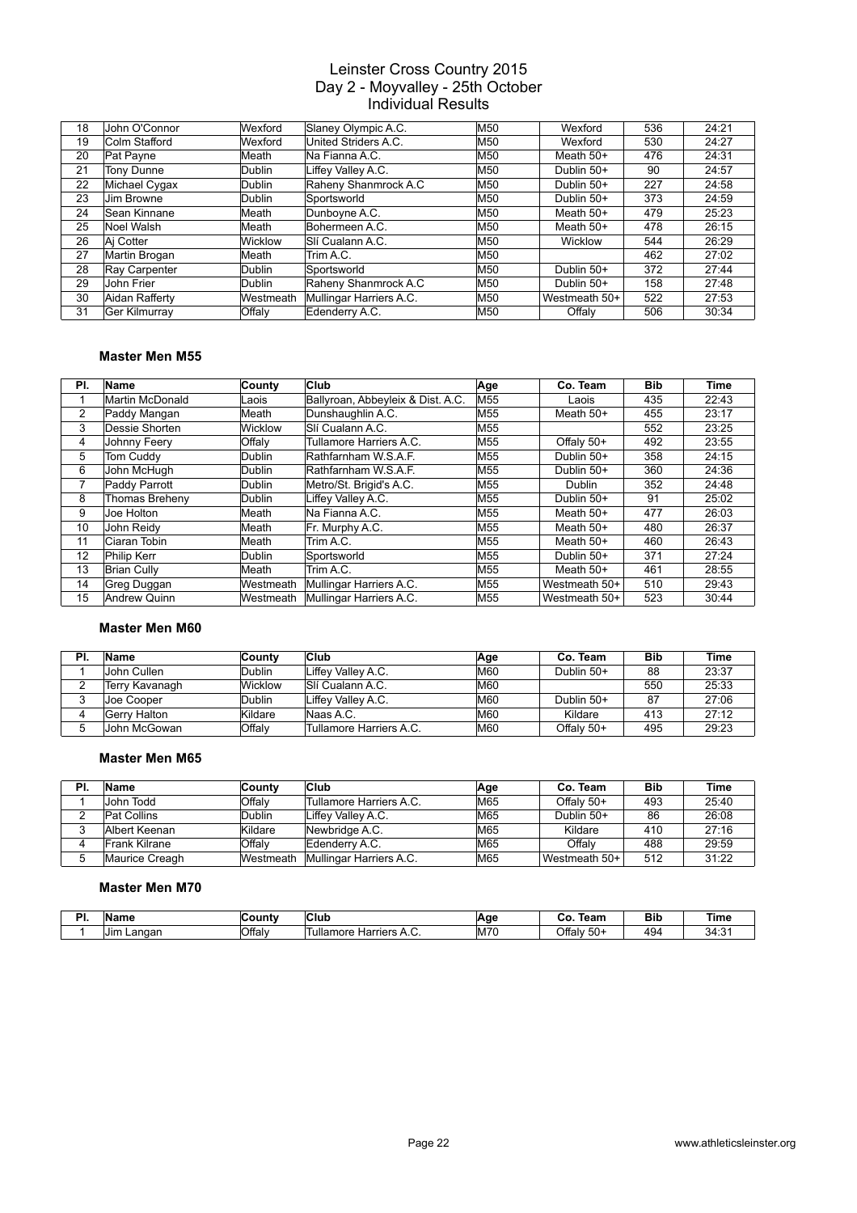# Leinster Cross Country 2015
## Day 2 - Moyvalley - 25th October
## Individual Results

| Pl. | Name | County | Club | Age | Co. Team | Bib | Time |
|---|---|---|---|---|---|---|---|
| 18 | John O'Connor | Wexford | Slaney Olympic A.C. | M50 | Wexford | 536 | 24:21 |
| 19 | Colm Stafford | Wexford | United Striders A.C. | M50 | Wexford | 530 | 24:27 |
| 20 | Pat Payne | Meath | Na Fianna A.C. | M50 | Meath 50+ | 476 | 24:31 |
| 21 | Tony Dunne | Dublin | Liffey Valley A.C. | M50 | Dublin 50+ | 90 | 24:57 |
| 22 | Michael Cygax | Dublin | Raheny Shanmrock A.C | M50 | Dublin 50+ | 227 | 24:58 |
| 23 | Jim Browne | Dublin | Sportsworld | M50 | Dublin 50+ | 373 | 24:59 |
| 24 | Sean Kinnane | Meath | Dunboyne A.C. | M50 | Meath 50+ | 479 | 25:23 |
| 25 | Noel Walsh | Meath | Bohermeen A.C. | M50 | Meath 50+ | 478 | 26:15 |
| 26 | Aj Cotter | Wicklow | Slí Cualann A.C. | M50 | Wicklow | 544 | 26:29 |
| 27 | Martin Brogan | Meath | Trim A.C. | M50 | | 462 | 27:02 |
| 28 | Ray Carpenter | Dublin | Sportsworld | M50 | Dublin 50+ | 372 | 27:44 |
| 29 | John Frier | Dublin | Raheny Shanmrock A.C | M50 | Dublin 50+ | 158 | 27:48 |
| 30 | Aidan Rafferty | Westmeath | Mullingar Harriers A.C. | M50 | Westmeath 50+ | 522 | 27:53 |
| 31 | Ger Kilmurray | Offaly | Edenderry A.C. | M50 | Offaly | 506 | 30:34 |

### Master Men M55

| Pl. | Name | County | Club | Age | Co. Team | Bib | Time |
|---|---|---|---|---|---|---|---|
| 1 | Martin McDonald | Laois | Ballyroan, Abbeyleix & Dist. A.C. | M55 | Laois | 435 | 22:43 |
| 2 | Paddy Mangan | Meath | Dunshaughlin A.C. | M55 | Meath 50+ | 455 | 23:17 |
| 3 | Dessie Shorten | Wicklow | Slí Cualann A.C. | M55 | | 552 | 23:25 |
| 4 | Johnny Feery | Offaly | Tullamore Harriers A.C. | M55 | Offaly 50+ | 492 | 23:55 |
| 5 | Tom Cuddy | Dublin | Rathfarnham W.S.A.F. | M55 | Dublin 50+ | 358 | 24:15 |
| 6 | John McHugh | Dublin | Rathfarnham W.S.A.F. | M55 | Dublin 50+ | 360 | 24:36 |
| 7 | Paddy Parrott | Dublin | Metro/St. Brigid's A.C. | M55 | Dublin | 352 | 24:48 |
| 8 | Thomas Breheny | Dublin | Liffey Valley A.C. | M55 | Dublin 50+ | 91 | 25:02 |
| 9 | Joe Holton | Meath | Na Fianna A.C. | M55 | Meath 50+ | 477 | 26:03 |
| 10 | John Reidy | Meath | Fr. Murphy A.C. | M55 | Meath 50+ | 480 | 26:37 |
| 11 | Ciaran Tobin | Meath | Trim A.C. | M55 | Meath 50+ | 460 | 26:43 |
| 12 | Philip Kerr | Dublin | Sportsworld | M55 | Dublin 50+ | 371 | 27:24 |
| 13 | Brian Cully | Meath | Trim A.C. | M55 | Meath 50+ | 461 | 28:55 |
| 14 | Greg Duggan | Westmeath | Mullingar Harriers A.C. | M55 | Westmeath 50+ | 510 | 29:43 |
| 15 | Andrew Quinn | Westmeath | Mullingar Harriers A.C. | M55 | Westmeath 50+ | 523 | 30:44 |

### Master Men M60

| Pl. | Name | County | Club | Age | Co. Team | Bib | Time |
|---|---|---|---|---|---|---|---|
| 1 | John Cullen | Dublin | Liffey Valley A.C. | M60 | Dublin 50+ | 88 | 23:37 |
| 2 | Terry Kavanagh | Wicklow | Slí Cualann A.C. | M60 | | 550 | 25:33 |
| 3 | Joe Cooper | Dublin | Liffey Valley A.C. | M60 | Dublin 50+ | 87 | 27:06 |
| 4 | Gerry Halton | Kildare | Naas A.C. | M60 | Kildare | 413 | 27:12 |
| 5 | John McGowan | Offaly | Tullamore Harriers A.C. | M60 | Offaly 50+ | 495 | 29:23 |

### Master Men M65

| Pl. | Name | County | Club | Age | Co. Team | Bib | Time |
|---|---|---|---|---|---|---|---|
| 1 | John Todd | Offaly | Tullamore Harriers A.C. | M65 | Offaly 50+ | 493 | 25:40 |
| 2 | Pat Collins | Dublin | Liffey Valley A.C. | M65 | Dublin 50+ | 86 | 26:08 |
| 3 | Albert Keenan | Kildare | Newbridge A.C. | M65 | Kildare | 410 | 27:16 |
| 4 | Frank Kilrane | Offaly | Edenderry A.C. | M65 | Offaly | 488 | 29:59 |
| 5 | Maurice Creagh | Westmeath | Mullingar Harriers A.C. | M65 | Westmeath 50+ | 512 | 31:22 |

### Master Men M70

| Pl. | Name | County | Club | Age | Co. Team | Bib | Time |
|---|---|---|---|---|---|---|---|
| 1 | Jim Langan | Offaly | Tullamore Harriers A.C. | M70 | Offaly 50+ | 494 | 34:31 |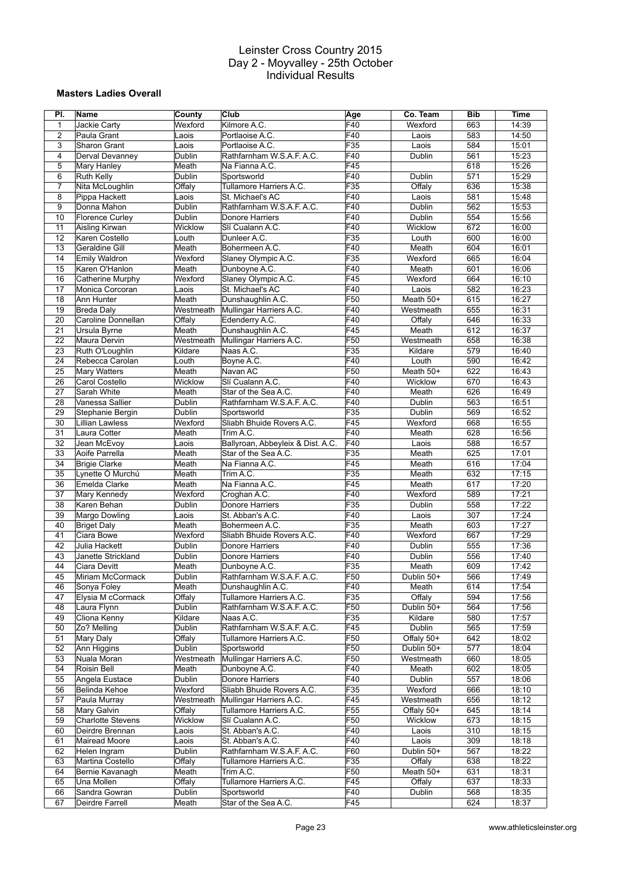# Leinster Cross Country 2015
## Day 2 - Moyvalley - 25th October
## Individual Results

### Masters Ladies Overall

| Pl. | Name | County | Club | Age | Co. Team | Bib | Time |
|---|---|---|---|---|---|---|---|
| 1 | Jackie Carty | Wexford | Kilmore A.C. | F40 | Wexford | 663 | 14:39 |
| 2 | Paula Grant | Laois | Portlaoise A.C. | F40 | Laois | 583 | 14:50 |
| 3 | Sharon Grant | Laois | Portlaoise A.C. | F35 | Laois | 584 | 15:01 |
| 4 | Derval Devanney | Dublin | Rathfarnham W.S.A.F. A.C. | F40 | Dublin | 561 | 15:23 |
| 5 | Mary Hanley | Meath | Na Fianna A.C. | F45 | | 618 | 15:26 |
| 6 | Ruth Kelly | Dublin | Sportsworld | F40 | Dublin | 571 | 15:29 |
| 7 | Nita McLoughlin | Offaly | Tullamore Harriers A.C. | F35 | Offaly | 636 | 15:38 |
| 8 | Pippa Hackett | Laois | St. Michael's AC | F40 | Laois | 581 | 15:48 |
| 9 | Donna Mahon | Dublin | Rathfarnham W.S.A.F. A.C. | F40 | Dublin | 562 | 15:53 |
| 10 | Florence Curley | Dublin | Donore Harriers | F40 | Dublin | 554 | 15:56 |
| 11 | Aisling Kirwan | Wicklow | Slí Cualann A.C. | F40 | Wicklow | 672 | 16:00 |
| 12 | Karen Costello | Louth | Dunleer A.C. | F35 | Louth | 600 | 16:00 |
| 13 | Geraldine Gill | Meath | Bohermeen A.C. | F40 | Meath | 604 | 16:01 |
| 14 | Emily Waldron | Wexford | Slaney Olympic A.C. | F35 | Wexford | 665 | 16:04 |
| 15 | Karen O'Hanlon | Meath | Dunboyne A.C. | F40 | Meath | 601 | 16:06 |
| 16 | Catherine Murphy | Wexford | Slaney Olympic A.C. | F45 | Wexford | 664 | 16:10 |
| 17 | Monica Corcoran | Laois | St. Michael's AC | F40 | Laois | 582 | 16:23 |
| 18 | Ann Hunter | Meath | Dunshaughlin A.C. | F50 | Meath 50+ | 615 | 16:27 |
| 19 | Breda Daly | Westmeath | Mullingar Harriers A.C. | F40 | Westmeath | 655 | 16:31 |
| 20 | Caroline Donnellan | Offaly | Edenderry A.C. | F40 | Offaly | 646 | 16:33 |
| 21 | Ursula Byrne | Meath | Dunshaughlin A.C. | F45 | Meath | 612 | 16:37 |
| 22 | Maura Dervin | Westmeath | Mullingar Harriers A.C. | F50 | Westmeath | 658 | 16:38 |
| 23 | Ruth O'Loughlin | Kildare | Naas A.C. | F35 | Kildare | 579 | 16:40 |
| 24 | Rebecca Carolan | Louth | Boyne A.C. | F40 | Louth | 590 | 16:42 |
| 25 | Mary Watters | Meath | Navan AC | F50 | Meath 50+ | 622 | 16:43 |
| 26 | Carol Costello | Wicklow | Slí Cualann A.C. | F40 | Wicklow | 670 | 16:43 |
| 27 | Sarah White | Meath | Star of the Sea A.C. | F40 | Meath | 626 | 16:49 |
| 28 | Vanessa Sallier | Dublin | Rathfarnham W.S.A.F. A.C. | F40 | Dublin | 563 | 16:51 |
| 29 | Stephanie Bergin | Dublin | Sportsworld | F35 | Dublin | 569 | 16:52 |
| 30 | Lillian Lawless | Wexford | Sliabh Bhuide Rovers A.C. | F45 | Wexford | 668 | 16:55 |
| 31 | Laura Cotter | Meath | Trim A.C. | F40 | Meath | 628 | 16:56 |
| 32 | Jean McEvoy | Laois | Ballyroan, Abbeyleix & Dist. A.C. | F40 | Laois | 588 | 16:57 |
| 33 | Aoife Parrella | Meath | Star of the Sea A.C. | F35 | Meath | 625 | 17:01 |
| 34 | Brigie Clarke | Meath | Na Fianna A.C. | F45 | Meath | 616 | 17:04 |
| 35 | Lynette Ó Murchú | Meath | Trim A.C. | F35 | Meath | 632 | 17:15 |
| 36 | Emelda Clarke | Meath | Na Fianna A.C. | F45 | Meath | 617 | 17:20 |
| 37 | Mary Kennedy | Wexford | Croghan A.C. | F40 | Wexford | 589 | 17:21 |
| 38 | Karen Behan | Dublin | Donore Harriers | F35 | Dublin | 558 | 17:22 |
| 39 | Margo Dowling | Laois | St. Abban's A.C. | F40 | Laois | 307 | 17:24 |
| 40 | Briget Daly | Meath | Bohermeen A.C. | F35 | Meath | 603 | 17:27 |
| 41 | Ciara Bowe | Wexford | Sliabh Bhuide Rovers A.C. | F40 | Wexford | 667 | 17:29 |
| 42 | Julia Hackett | Dublin | Donore Harriers | F40 | Dublin | 555 | 17:36 |
| 43 | Janette Strickland | Dublin | Donore Harriers | F40 | Dublin | 556 | 17:40 |
| 44 | Ciara Devitt | Meath | Dunboyne A.C. | F35 | Meath | 609 | 17:42 |
| 45 | Miriam McCormack | Dublin | Rathfarnham W.S.A.F. A.C. | F50 | Dublin 50+ | 566 | 17:49 |
| 46 | Sonya Foley | Meath | Dunshaughlin A.C. | F40 | Meath | 614 | 17:54 |
| 47 | Elysia M cCormack | Offaly | Tullamore Harriers A.C. | F35 | Offaly | 594 | 17:56 |
| 48 | Laura Flynn | Dublin | Rathfarnham W.S.A.F. A.C. | F50 | Dublin 50+ | 564 | 17:56 |
| 49 | Cliona Kenny | Kildare | Naas A.C. | F35 | Kildare | 580 | 17:57 |
| 50 | Zo? Melling | Dublin | Rathfarnham W.S.A.F. A.C. | F45 | Dublin | 565 | 17:59 |
| 51 | Mary Daly | Offaly | Tullamore Harriers A.C. | F50 | Offaly 50+ | 642 | 18:02 |
| 52 | Ann Higgins | Dublin | Sportsworld | F50 | Dublin 50+ | 577 | 18:04 |
| 53 | Nuala Moran | Westmeath | Mullingar Harriers A.C. | F50 | Westmeath | 660 | 18:05 |
| 54 | Roisin Bell | Meath | Dunboyne A.C. | F40 | Meath | 602 | 18:05 |
| 55 | Angela Eustace | Dublin | Donore Harriers | F40 | Dublin | 557 | 18:06 |
| 56 | Belinda Kehoe | Wexford | Sliabh Bhuide Rovers A.C. | F35 | Wexford | 666 | 18:10 |
| 57 | Paula Murray | Westmeath | Mullingar Harriers A.C. | F45 | Westmeath | 656 | 18:12 |
| 58 | Mary Galvin | Offaly | Tullamore Harriers A.C. | F55 | Offaly 50+ | 645 | 18:14 |
| 59 | Charlotte Stevens | Wicklow | Slí Cualann A.C. | F50 | Wicklow | 673 | 18:15 |
| 60 | Deirdre Brennan | Laois | St. Abban's A.C. | F40 | Laois | 310 | 18:15 |
| 61 | Mairead Moore | Laois | St. Abban's A.C. | F40 | Laois | 309 | 18:18 |
| 62 | Helen Ingram | Dublin | Rathfarnham W.S.A.F. A.C. | F60 | Dublin 50+ | 567 | 18:22 |
| 63 | Martina Costello | Offaly | Tullamore Harriers A.C. | F35 | Offaly | 638 | 18:22 |
| 64 | Bernie Kavanagh | Meath | Trim A.C. | F50 | Meath 50+ | 631 | 18:31 |
| 65 | Una Mollen | Offaly | Tullamore Harriers A.C. | F45 | Offaly | 637 | 18:33 |
| 66 | Sandra Gowran | Dublin | Sportsworld | F40 | Dublin | 568 | 18:35 |
| 67 | Deirdre Farrell | Meath | Star of the Sea A.C. | F45 | | 624 | 18:37 |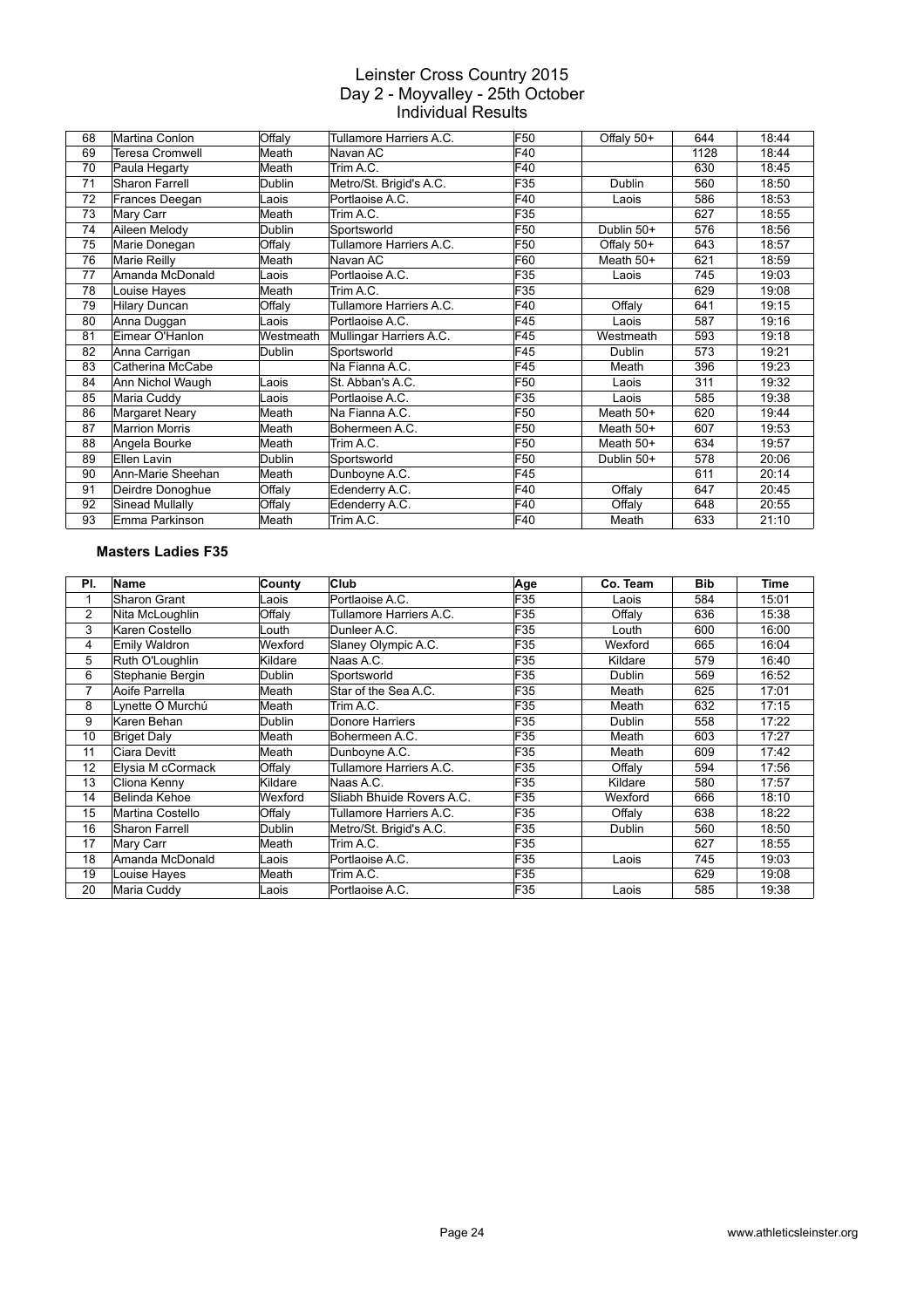# Leinster Cross Country 2015
## Day 2 - Moyvalley - 25th October
## Individual Results

| Pl. | Name | County | Club | Age | Co. Team | Bib | Time |
|---|---|---|---|---|---|---|---|
| 68 | Martina Conlon | Offaly | Tullamore Harriers A.C. | F50 | Offaly 50+ | 644 | 18:44 |
| 69 | Teresa Cromwell | Meath | Navan AC | F40 | | 1128 | 18:44 |
| 70 | Paula Hegarty | Meath | Trim A.C. | F40 | | 630 | 18:45 |
| 71 | Sharon Farrell | Dublin | Metro/St. Brigid's A.C. | F35 | Dublin | 560 | 18:50 |
| 72 | Frances Deegan | Laois | Portlaoise A.C. | F40 | Laois | 586 | 18:53 |
| 73 | Mary Carr | Meath | Trim A.C. | F35 | | 627 | 18:55 |
| 74 | Aileen Melody | Dublin | Sportsworld | F50 | Dublin 50+ | 576 | 18:56 |
| 75 | Marie Donegan | Offaly | Tullamore Harriers A.C. | F50 | Offaly 50+ | 643 | 18:57 |
| 76 | Marie Reilly | Meath | Navan AC | F60 | Meath 50+ | 621 | 18:59 |
| 77 | Amanda McDonald | Laois | Portlaoise A.C. | F35 | Laois | 745 | 19:03 |
| 78 | Louise Hayes | Meath | Trim A.C. | F35 | | 629 | 19:08 |
| 79 | Hilary Duncan | Offaly | Tullamore Harriers A.C. | F40 | Offaly | 641 | 19:15 |
| 80 | Anna Duggan | Laois | Portlaoise A.C. | F45 | Laois | 587 | 19:16 |
| 81 | Eimear O'Hanlon | Westmeath | Mullingar Harriers A.C. | F45 | Westmeath | 593 | 19:18 |
| 82 | Anna Carrigan | Dublin | Sportsworld | F45 | Dublin | 573 | 19:21 |
| 83 | Catherina McCabe | | Na Fianna A.C. | F45 | Meath | 396 | 19:23 |
| 84 | Ann Nichol Waugh | Laois | St. Abban's A.C. | F50 | Laois | 311 | 19:32 |
| 85 | Maria Cuddy | Laois | Portlaoise A.C. | F35 | Laois | 585 | 19:38 |
| 86 | Margaret Neary | Meath | Na Fianna A.C. | F50 | Meath 50+ | 620 | 19:44 |
| 87 | Marrion Morris | Meath | Bohermeen A.C. | F50 | Meath 50+ | 607 | 19:53 |
| 88 | Angela Bourke | Meath | Trim A.C. | F50 | Meath 50+ | 634 | 19:57 |
| 89 | Ellen Lavin | Dublin | Sportsworld | F50 | Dublin 50+ | 578 | 20:06 |
| 90 | Ann-Marie Sheehan | Meath | Dunboyne A.C. | F45 | | 611 | 20:14 |
| 91 | Deirdre Donoghue | Offaly | Edenderry A.C. | F40 | Offaly | 647 | 20:45 |
| 92 | Sinead Mullally | Offaly | Edenderry A.C. | F40 | Offaly | 648 | 20:55 |
| 93 | Emma Parkinson | Meath | Trim A.C. | F40 | Meath | 633 | 21:10 |

### Masters Ladies F35

| Pl. | Name | County | Club | Age | Co. Team | Bib | Time |
|---|---|---|---|---|---|---|---|
| 1 | Sharon Grant | Laois | Portlaoise A.C. | F35 | Laois | 584 | 15:01 |
| 2 | Nita McLoughlin | Offaly | Tullamore Harriers A.C. | F35 | Offaly | 636 | 15:38 |
| 3 | Karen Costello | Louth | Dunleer A.C. | F35 | Louth | 600 | 16:00 |
| 4 | Emily Waldron | Wexford | Slaney Olympic A.C. | F35 | Wexford | 665 | 16:04 |
| 5 | Ruth O'Loughlin | Kildare | Naas A.C. | F35 | Kildare | 579 | 16:40 |
| 6 | Stephanie Bergin | Dublin | Sportsworld | F35 | Dublin | 569 | 16:52 |
| 7 | Aoife Parrella | Meath | Star of the Sea A.C. | F35 | Meath | 625 | 17:01 |
| 8 | Lynette Ó Murchú | Meath | Trim A.C. | F35 | Meath | 632 | 17:15 |
| 9 | Karen Behan | Dublin | Donore Harriers | F35 | Dublin | 558 | 17:22 |
| 10 | Briget Daly | Meath | Bohermeen A.C. | F35 | Meath | 603 | 17:27 |
| 11 | Ciara Devitt | Meath | Dunboyne A.C. | F35 | Meath | 609 | 17:42 |
| 12 | Elysia M cCormack | Offaly | Tullamore Harriers A.C. | F35 | Offaly | 594 | 17:56 |
| 13 | Cliona Kenny | Kildare | Naas A.C. | F35 | Kildare | 580 | 17:57 |
| 14 | Belinda Kehoe | Wexford | Sliabh Bhuide Rovers A.C. | F35 | Wexford | 666 | 18:10 |
| 15 | Martina Costello | Offaly | Tullamore Harriers A.C. | F35 | Offaly | 638 | 18:22 |
| 16 | Sharon Farrell | Dublin | Metro/St. Brigid's A.C. | F35 | Dublin | 560 | 18:50 |
| 17 | Mary Carr | Meath | Trim A.C. | F35 | | 627 | 18:55 |
| 18 | Amanda McDonald | Laois | Portlaoise A.C. | F35 | Laois | 745 | 19:03 |
| 19 | Louise Hayes | Meath | Trim A.C. | F35 | | 629 | 19:08 |
| 20 | Maria Cuddy | Laois | Portlaoise A.C. | F35 | Laois | 585 | 19:38 |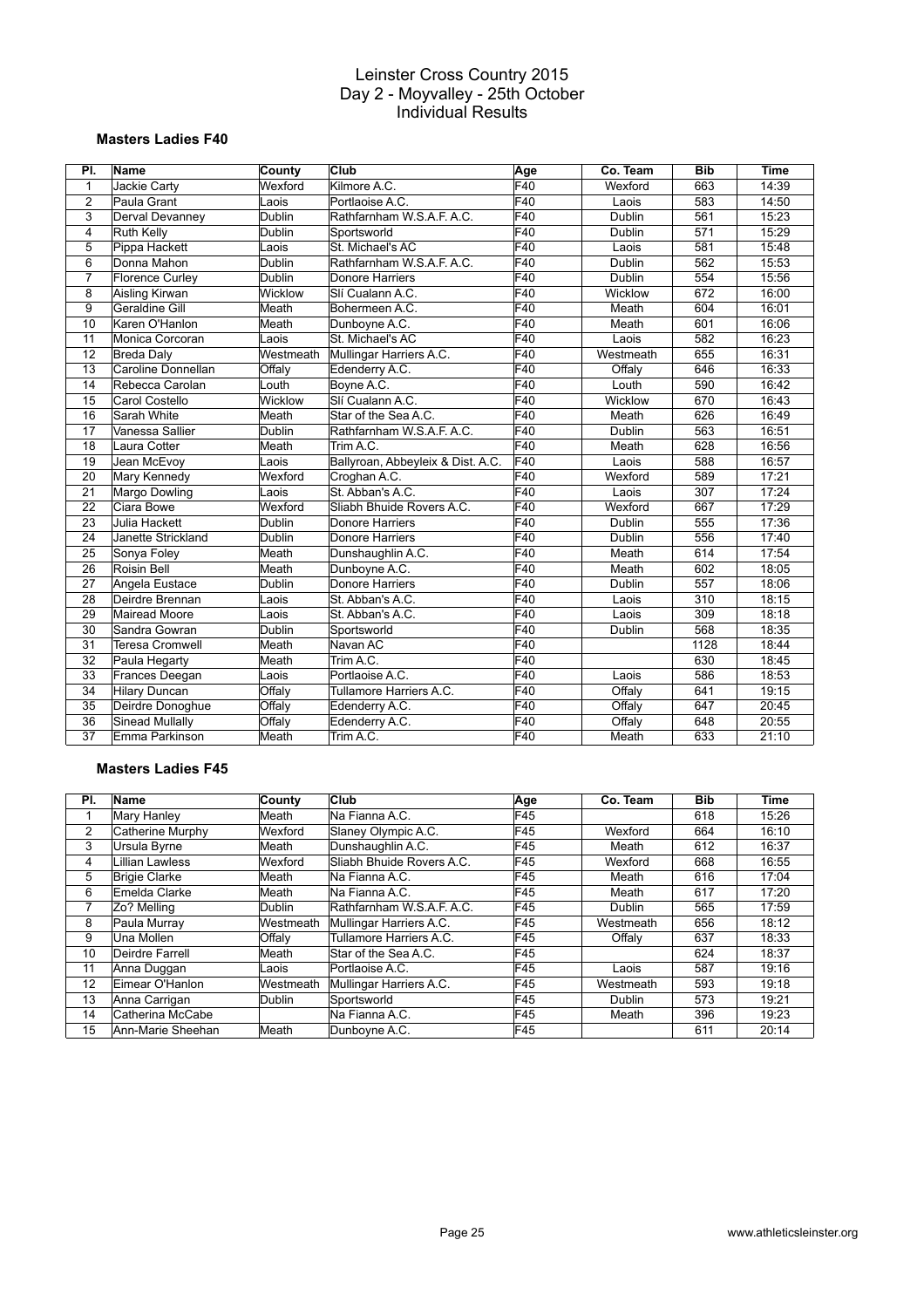# Leinster Cross Country 2015
## Day 2 - Moyvalley - 25th October
## Individual Results

### Masters Ladies F40

| Pl. | Name | County | Club | Age | Co. Team | Bib | Time |
|---|---|---|---|---|---|---|---|
| 1 | Jackie Carty | Wexford | Kilmore A.C. | F40 | Wexford | 663 | 14:39 |
| 2 | Paula Grant | Laois | Portlaoise A.C. | F40 | Laois | 583 | 14:50 |
| 3 | Derval Devanney | Dublin | Rathfarnham W.S.A.F. A.C. | F40 | Dublin | 561 | 15:23 |
| 4 | Ruth Kelly | Dublin | Sportsworld | F40 | Dublin | 571 | 15:29 |
| 5 | Pippa Hackett | Laois | St. Michael's AC | F40 | Laois | 581 | 15:48 |
| 6 | Donna Mahon | Dublin | Rathfarnham W.S.A.F. A.C. | F40 | Dublin | 562 | 15:53 |
| 7 | Florence Curley | Dublin | Donore Harriers | F40 | Dublin | 554 | 15:56 |
| 8 | Aisling Kirwan | Wicklow | Slí Cualann A.C. | F40 | Wicklow | 672 | 16:00 |
| 9 | Geraldine Gill | Meath | Bohermeen A.C. | F40 | Meath | 604 | 16:01 |
| 10 | Karen O'Hanlon | Meath | Dunboyne A.C. | F40 | Meath | 601 | 16:06 |
| 11 | Monica Corcoran | Laois | St. Michael's AC | F40 | Laois | 582 | 16:23 |
| 12 | Breda Daly | Westmeath | Mullingar Harriers A.C. | F40 | Westmeath | 655 | 16:31 |
| 13 | Caroline Donnellan | Offaly | Edenderry A.C. | F40 | Offaly | 646 | 16:33 |
| 14 | Rebecca Carolan | Louth | Boyne A.C. | F40 | Louth | 590 | 16:42 |
| 15 | Carol Costello | Wicklow | Slí Cualann A.C. | F40 | Wicklow | 670 | 16:43 |
| 16 | Sarah White | Meath | Star of the Sea A.C. | F40 | Meath | 626 | 16:49 |
| 17 | Vanessa Sallier | Dublin | Rathfarnham W.S.A.F. A.C. | F40 | Dublin | 563 | 16:51 |
| 18 | Laura Cotter | Meath | Trim A.C. | F40 | Meath | 628 | 16:56 |
| 19 | Jean McEvoy | Laois | Ballyroan, Abbeyleix & Dist. A.C. | F40 | Laois | 588 | 16:57 |
| 20 | Mary Kennedy | Wexford | Croghan A.C. | F40 | Wexford | 589 | 17:21 |
| 21 | Margo Dowling | Laois | St. Abban's A.C. | F40 | Laois | 307 | 17:24 |
| 22 | Ciara Bowe | Wexford | Sliabh Bhuide Rovers A.C. | F40 | Wexford | 667 | 17:29 |
| 23 | Julia Hackett | Dublin | Donore Harriers | F40 | Dublin | 555 | 17:36 |
| 24 | Janette Strickland | Dublin | Donore Harriers | F40 | Dublin | 556 | 17:40 |
| 25 | Sonya Foley | Meath | Dunshaughlin A.C. | F40 | Meath | 614 | 17:54 |
| 26 | Roisin Bell | Meath | Dunboyne A.C. | F40 | Meath | 602 | 18:05 |
| 27 | Angela Eustace | Dublin | Donore Harriers | F40 | Dublin | 557 | 18:06 |
| 28 | Deirdre Brennan | Laois | St. Abban's A.C. | F40 | Laois | 310 | 18:15 |
| 29 | Mairead Moore | Laois | St. Abban's A.C. | F40 | Laois | 309 | 18:18 |
| 30 | Sandra Gowran | Dublin | Sportsworld | F40 | Dublin | 568 | 18:35 |
| 31 | Teresa Cromwell | Meath | Navan AC | F40 | | 1128 | 18:44 |
| 32 | Paula Hegarty | Meath | Trim A.C. | F40 | | 630 | 18:45 |
| 33 | Frances Deegan | Laois | Portlaoise A.C. | F40 | Laois | 586 | 18:53 |
| 34 | Hilary Duncan | Offaly | Tullamore Harriers A.C. | F40 | Offaly | 641 | 19:15 |
| 35 | Deirdre Donoghue | Offaly | Edenderry A.C. | F40 | Offaly | 647 | 20:45 |
| 36 | Sinead Mullally | Offaly | Edenderry A.C. | F40 | Offaly | 648 | 20:55 |
| 37 | Emma Parkinson | Meath | Trim A.C. | F40 | Meath | 633 | 21:10 |

### Masters Ladies F45

| Pl. | Name | County | Club | Age | Co. Team | Bib | Time |
|---|---|---|---|---|---|---|---|
| 1 | Mary Hanley | Meath | Na Fianna A.C. | F45 | | 618 | 15:26 |
| 2 | Catherine Murphy | Wexford | Slaney Olympic A.C. | F45 | Wexford | 664 | 16:10 |
| 3 | Ursula Byrne | Meath | Dunshaughlin A.C. | F45 | Meath | 612 | 16:37 |
| 4 | Lillian Lawless | Wexford | Sliabh Bhuide Rovers A.C. | F45 | Wexford | 668 | 16:55 |
| 5 | Brigie Clarke | Meath | Na Fianna A.C. | F45 | Meath | 616 | 17:04 |
| 6 | Emelda Clarke | Meath | Na Fianna A.C. | F45 | Meath | 617 | 17:20 |
| 7 | Zo? Melling | Dublin | Rathfarnham W.S.A.F. A.C. | F45 | Dublin | 565 | 17:59 |
| 8 | Paula Murray | Westmeath | Mullingar Harriers A.C. | F45 | Westmeath | 656 | 18:12 |
| 9 | Una Mollen | Offaly | Tullamore Harriers A.C. | F45 | Offaly | 637 | 18:33 |
| 10 | Deirdre Farrell | Meath | Star of the Sea A.C. | F45 | | 624 | 18:37 |
| 11 | Anna Duggan | Laois | Portlaoise A.C. | F45 | Laois | 587 | 19:16 |
| 12 | Eimear O'Hanlon | Westmeath | Mullingar Harriers A.C. | F45 | Westmeath | 593 | 19:18 |
| 13 | Anna Carrigan | Dublin | Sportsworld | F45 | Dublin | 573 | 19:21 |
| 14 | Catherina McCabe | | Na Fianna A.C. | F45 | Meath | 396 | 19:23 |
| 15 | Ann-Marie Sheehan | Meath | Dunboyne A.C. | F45 | | 611 | 20:14 |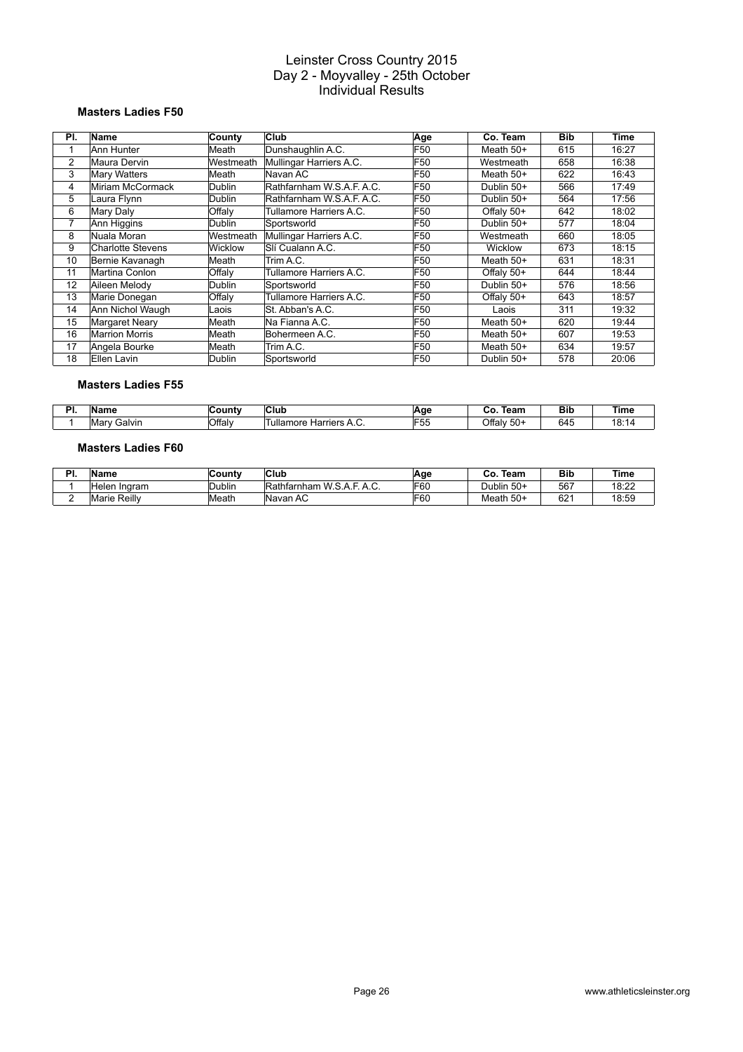# Leinster Cross Country 2015
## Day 2 - Moyvalley - 25th October
## Individual Results

### Masters Ladies F50

| Pl. | Name | County | Club | Age | Co. Team | Bib | Time |
|---|---|---|---|---|---|---|---|
| 1 | Ann Hunter | Meath | Dunshaughlin A.C. | F50 | Meath 50+ | 615 | 16:27 |
| 2 | Maura Dervin | Westmeath | Mullingar Harriers A.C. | F50 | Westmeath | 658 | 16:38 |
| 3 | Mary Watters | Meath | Navan AC | F50 | Meath 50+ | 622 | 16:43 |
| 4 | Miriam McCormack | Dublin | Rathfarnham W.S.A.F. A.C. | F50 | Dublin 50+ | 566 | 17:49 |
| 5 | Laura Flynn | Dublin | Rathfarnham W.S.A.F. A.C. | F50 | Dublin 50+ | 564 | 17:56 |
| 6 | Mary Daly | Offaly | Tullamore Harriers A.C. | F50 | Offaly 50+ | 642 | 18:02 |
| 7 | Ann Higgins | Dublin | Sportsworld | F50 | Dublin 50+ | 577 | 18:04 |
| 8 | Nuala Moran | Westmeath | Mullingar Harriers A.C. | F50 | Westmeath | 660 | 18:05 |
| 9 | Charlotte Stevens | Wicklow | Slí Cualann A.C. | F50 | Wicklow | 673 | 18:15 |
| 10 | Bernie Kavanagh | Meath | Trim A.C. | F50 | Meath 50+ | 631 | 18:31 |
| 11 | Martina Conlon | Offaly | Tullamore Harriers A.C. | F50 | Offaly 50+ | 644 | 18:44 |
| 12 | Aileen Melody | Dublin | Sportsworld | F50 | Dublin 50+ | 576 | 18:56 |
| 13 | Marie Donegan | Offaly | Tullamore Harriers A.C. | F50 | Offaly 50+ | 643 | 18:57 |
| 14 | Ann Nichol Waugh | Laois | St. Abban's A.C. | F50 | Laois | 311 | 19:32 |
| 15 | Margaret Neary | Meath | Na Fianna A.C. | F50 | Meath 50+ | 620 | 19:44 |
| 16 | Marrion Morris | Meath | Bohermeen A.C. | F50 | Meath 50+ | 607 | 19:53 |
| 17 | Angela Bourke | Meath | Trim A.C. | F50 | Meath 50+ | 634 | 19:57 |
| 18 | Ellen Lavin | Dublin | Sportsworld | F50 | Dublin 50+ | 578 | 20:06 |

### Masters Ladies F55

| Pl. | Name | County | Club | Age | Co. Team | Bib | Time |
|---|---|---|---|---|---|---|---|
| 1 | Mary Galvin | Offaly | Tullamore Harriers A.C. | F55 | Offaly 50+ | 645 | 18:14 |

### Masters Ladies F60

| Pl. | Name | County | Club | Age | Co. Team | Bib | Time |
|---|---|---|---|---|---|---|---|
| 1 | Helen Ingram | Dublin | Rathfarnham W.S.A.F. A.C. | F60 | Dublin 50+ | 567 | 18:22 |
| 2 | Marie Reilly | Meath | Navan AC | F60 | Meath 50+ | 621 | 18:59 |

www.athleticsleinster.org